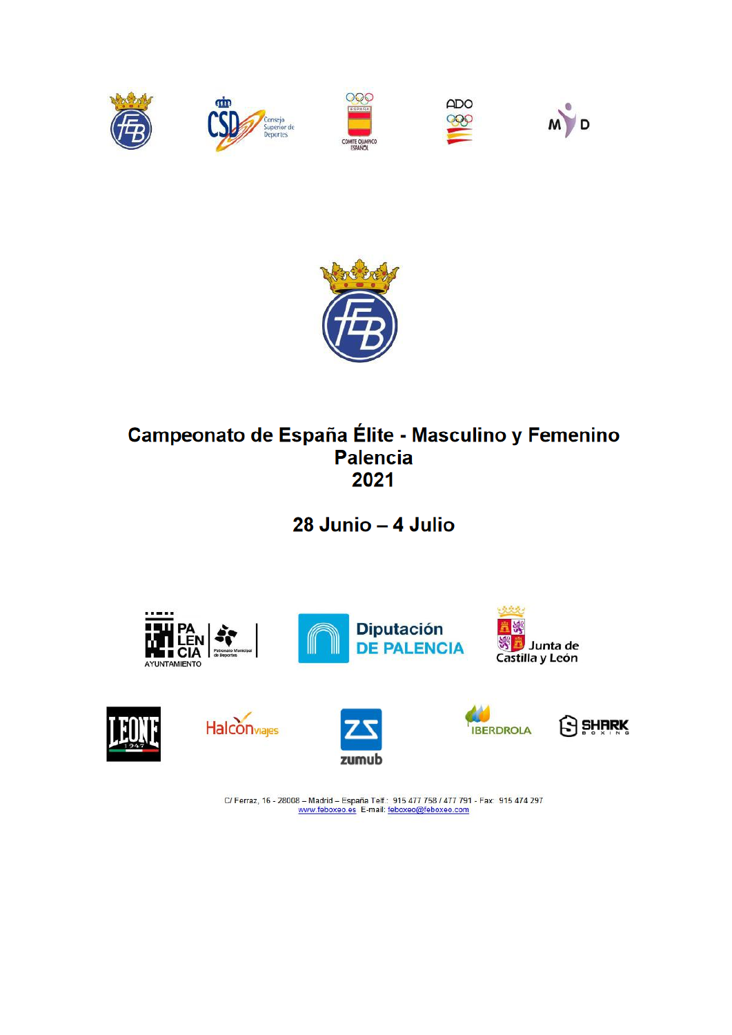# Campeonato de España Élite - Masculino y Femenino
# Palencia
# 2021

## 28 Junio – 4 Julio

C/ Ferraz, 16 - 28008 – Madrid – España Telf.: 915 477 758 / 477 791 - Fax: 915 474 297
www.feboxeo.es E-mail: feboxeo@feboxeo.com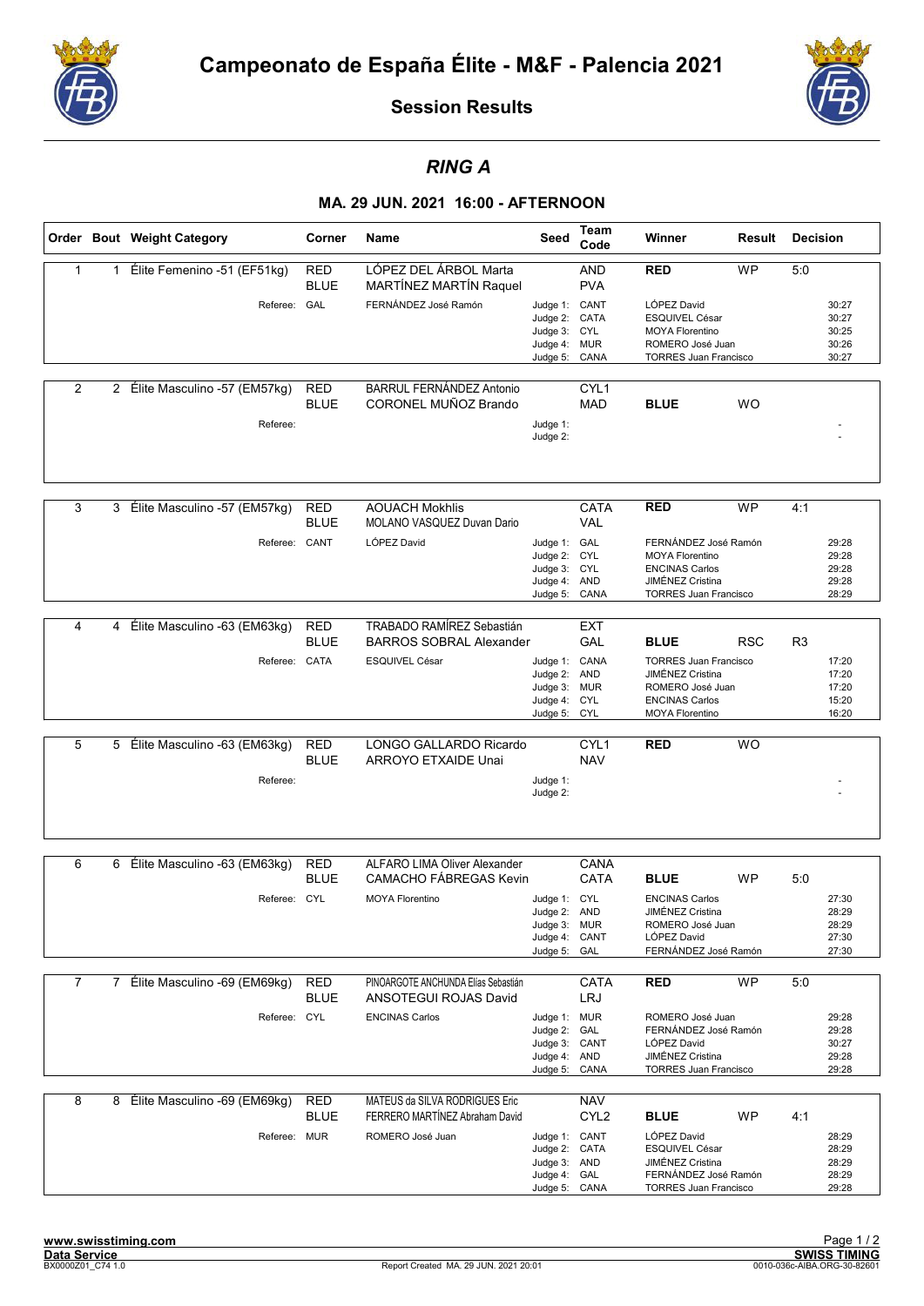# Campeonato de España Élite - M&F - Palencia 2021

## Session Results

## *RING A*

### MA. 29 JUN. 2021 16:00 - AFTERNOON

| Order | Bout | Weight Category | Corner | Name | Seed | Team Code | Winner | Result | Decision |
|---|---|---|---|---|---|---|---|---|---|
| 1 | 1 | Élite Femenino -51 (EF51kg) | RED | LÓPEZ DEL ÁRBOL Marta | | AND | RED | WP | 5:0 |
| | | | BLUE | MARTÍNEZ MARTÍN Raquel | | PVA | | | |
| | | Referee: | GAL | FERNÁNDEZ José Ramón | Judge 1: | CANT | LÓPEZ David | | 30:27 |
| | | | | | Judge 2: | CATA | ESQUIVEL César | | 30:27 |
| | | | | | Judge 3: | CYL | MOYA Florentino | | 30:25 |
| | | | | | Judge 4: | MUR | ROMERO José Juan | | 30:26 |
| | | | | | Judge 5: | CANA | TORRES Juan Francisco | | 30:27 |
| 2 | 2 | Élite Masculino -57 (EM57kg) | RED | BARRUL FERNÁNDEZ Antonio | | CYL1 | | | |
| | | | BLUE | CORONEL MUÑOZ Brando | | MAD | BLUE | WO | |
| | | Referee: | | | Judge 1: | | | | - |
| | | | | | Judge 2: | | | | - |
| 3 | 3 | Élite Masculino -57 (EM57kg) | RED | AOUACH Mokhlis | | CATA | RED | WP | 4:1 |
| | | | BLUE | MOLANO VASQUEZ Duvan Dario | | VAL | | | |
| | | Referee: | CANT | LÓPEZ David | Judge 1: | GAL | FERNÁNDEZ José Ramón | | 29:28 |
| | | | | | Judge 2: | CYL | MOYA Florentino | | 29:28 |
| | | | | | Judge 3: | CYL | ENCINAS Carlos | | 29:28 |
| | | | | | Judge 4: | AND | JIMÉNEZ Cristina | | 29:28 |
| | | | | | Judge 5: | CANA | TORRES Juan Francisco | | 28:29 |
| 4 | 4 | Élite Masculino -63 (EM63kg) | RED | TRABADO RAMÍREZ Sebastián | | EXT | | | |
| | | | BLUE | BARROS SOBRAL Alexander | | GAL | BLUE | RSC | R3 |
| | | Referee: | CATA | ESQUIVEL César | Judge 1: | CANA | TORRES Juan Francisco | | 17:20 |
| | | | | | Judge 2: | AND | JIMÉNEZ Cristina | | 17:20 |
| | | | | | Judge 3: | MUR | ROMERO José Juan | | 17:20 |
| | | | | | Judge 4: | CYL | ENCINAS Carlos | | 15:20 |
| | | | | | Judge 5: | CYL | MOYA Florentino | | 16:20 |
| 5 | 5 | Élite Masculino -63 (EM63kg) | RED | LONGO GALLARDO Ricardo | | CYL1 | RED | WO | |
| | | | BLUE | ARROYO ETXAIDE Unai | | NAV | | | |
| | | Referee: | | | Judge 1: | | | | - |
| | | | | | Judge 2: | | | | - |
| 6 | 6 | Élite Masculino -63 (EM63kg) | RED | ALFARO LIMA Oliver Alexander | | CANA | | | |
| | | | BLUE | CAMACHO FÁBREGAS Kevin | | CATA | BLUE | WP | 5:0 |
| | | Referee: | CYL | MOYA Florentino | Judge 1: | CYL | ENCINAS Carlos | | 27:30 |
| | | | | | Judge 2: | AND | JIMÉNEZ Cristina | | 28:29 |
| | | | | | Judge 3: | MUR | ROMERO José Juan | | 28:29 |
| | | | | | Judge 4: | CANT | LÓPEZ David | | 27:30 |
| | | | | | Judge 5: | GAL | FERNÁNDEZ José Ramón | | 27:30 |
| 7 | 7 | Élite Masculino -69 (EM69kg) | RED | PINOARGOTE ANCHUNDA Elías Sebastián | | CATA | RED | WP | 5:0 |
| | | | BLUE | ANSOTEGUI ROJAS David | | LRJ | | | |
| | | Referee: | CYL | ENCINAS Carlos | Judge 1: | MUR | ROMERO José Juan | | 29:28 |
| | | | | | Judge 2: | GAL | FERNÁNDEZ José Ramón | | 29:28 |
| | | | | | Judge 3: | CANT | LÓPEZ David | | 30:27 |
| | | | | | Judge 4: | AND | JIMÉNEZ Cristina | | 29:28 |
| | | | | | Judge 5: | CANA | TORRES Juan Francisco | | 29:28 |
| 8 | 8 | Élite Masculino -69 (EM69kg) | RED | MATEUS da SILVA RODRIGUES Eric | | NAV | | | |
| | | | BLUE | FERRERO MARTÍNEZ Abraham David | | CYL2 | BLUE | WP | 4:1 |
| | | Referee: | MUR | ROMERO José Juan | Judge 1: | CANT | LÓPEZ David | | 28:29 |
| | | | | | Judge 2: | CATA | ESQUIVEL César | | 28:29 |
| | | | | | Judge 3: | AND | JIMÉNEZ Cristina | | 28:29 |
| | | | | | Judge 4: | GAL | FERNÁNDEZ José Ramón | | 28:29 |
| | | | | | Judge 5: | CANA | TORRES Juan Francisco | | 29:28 |

www.swisstiming.com
Data Service
BX0000Z01_C74 1.0 — Report Created MA. 29 JUN. 2021 20:01 — SWISS TIMING 0010-036c-AIBA.ORG-30-82601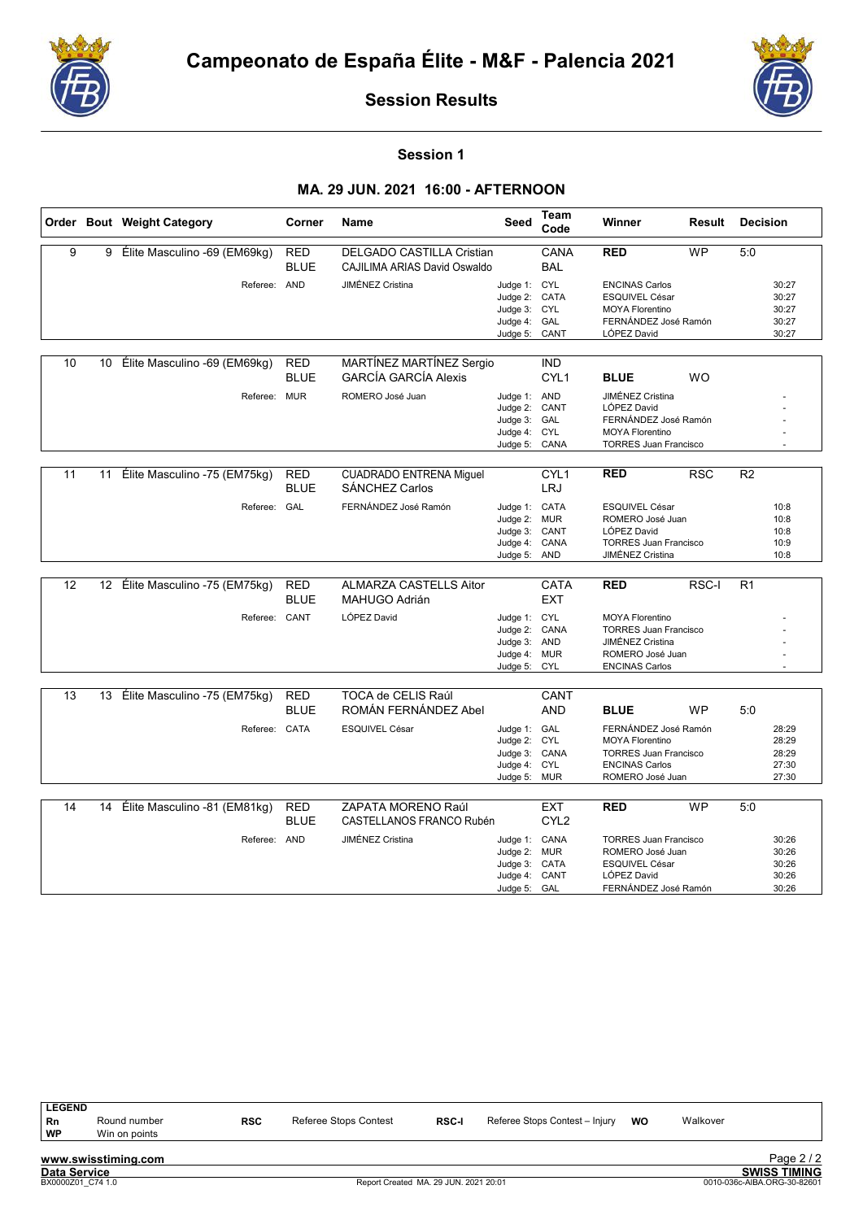# Campeonato de España Élite - M&F - Palencia 2021

## Session Results

### Session 1

### MA. 29 JUN. 2021 16:00 - AFTERNOON

| Order | Bout | Weight Category | Corner | Name | Seed | Team Code | Winner | Result | Decision |
|---|---|---|---|---|---|---|---|---|---|
| 9 | 9 | Élite Masculino -69 (EM69kg) | RED | DELGADO CASTILLA Cristian | | CANA | RED | WP | 5:0 |
| | | | BLUE | CAJILIMA ARIAS David Oswaldo | | BAL | | | |
| | | Referee: AND | | JIMÉNEZ Cristina | Judge 1: | CYL | ENCINAS Carlos | | 30:27 |
| | | | | | Judge 2: | CATA | ESQUIVEL César | | 30:27 |
| | | | | | Judge 3: | CYL | MOYA Florentino | | 30:27 |
| | | | | | Judge 4: | GAL | FERNÁNDEZ José Ramón | | 30:27 |
| | | | | | Judge 5: | CANT | LÓPEZ David | | 30:27 |
| 10 | 10 | Élite Masculino -69 (EM69kg) | RED | MARTÍNEZ MARTÍNEZ Sergio | | IND | | | |
| | | | BLUE | GARCÍA GARCÍA Alexis | | CYL1 | BLUE | WO | |
| | | Referee: MUR | | ROMERO José Juan | Judge 1: | AND | JIMÉNEZ Cristina | | - |
| | | | | | Judge 2: | CANT | LÓPEZ David | | - |
| | | | | | Judge 3: | GAL | FERNÁNDEZ José Ramón | | - |
| | | | | | Judge 4: | CYL | MOYA Florentino | | - |
| | | | | | Judge 5: | CANA | TORRES Juan Francisco | | - |
| 11 | 11 | Élite Masculino -75 (EM75kg) | RED | CUADRADO ENTRENA Miguel | | CYL1 | RED | RSC | R2 |
| | | | BLUE | SÁNCHEZ Carlos | | LRJ | | | |
| | | Referee: GAL | | FERNÁNDEZ José Ramón | Judge 1: | CATA | ESQUIVEL César | | 10:8 |
| | | | | | Judge 2: | MUR | ROMERO José Juan | | 10:8 |
| | | | | | Judge 3: | CANT | LÓPEZ David | | 10:8 |
| | | | | | Judge 4: | CANA | TORRES Juan Francisco | | 10:9 |
| | | | | | Judge 5: | AND | JIMÉNEZ Cristina | | 10:8 |
| 12 | 12 | Élite Masculino -75 (EM75kg) | RED | ALMARZA CASTELLS Aitor | | CATA | RED | RSC-I | R1 |
| | | | BLUE | MAHUGO Adrián | | EXT | | | |
| | | Referee: CANT | | LÓPEZ David | Judge 1: | CYL | MOYA Florentino | | - |
| | | | | | Judge 2: | CANA | TORRES Juan Francisco | | - |
| | | | | | Judge 3: | AND | JIMÉNEZ Cristina | | - |
| | | | | | Judge 4: | MUR | ROMERO José Juan | | - |
| | | | | | Judge 5: | CYL | ENCINAS Carlos | | - |
| 13 | 13 | Élite Masculino -75 (EM75kg) | RED | TOCA de CELIS Raúl | | CANT | | | |
| | | | BLUE | ROMÁN FERNÁNDEZ Abel | | AND | BLUE | WP | 5:0 |
| | | Referee: CATA | | ESQUIVEL César | Judge 1: | GAL | FERNÁNDEZ José Ramón | | 28:29 |
| | | | | | Judge 2: | CYL | MOYA Florentino | | 28:29 |
| | | | | | Judge 3: | CANA | TORRES Juan Francisco | | 28:29 |
| | | | | | Judge 4: | CYL | ENCINAS Carlos | | 27:30 |
| | | | | | Judge 5: | MUR | ROMERO José Juan | | 27:30 |
| 14 | 14 | Élite Masculino -81 (EM81kg) | RED | ZAPATA MORENO Raúl | | EXT | RED | WP | 5:0 |
| | | | BLUE | CASTELLANOS FRANCO Rubén | | CYL2 | | | |
| | | Referee: AND | | JIMÉNEZ Cristina | Judge 1: | CANA | TORRES Juan Francisco | | 30:26 |
| | | | | | Judge 2: | MUR | ROMERO José Juan | | 30:26 |
| | | | | | Judge 3: | CATA | ESQUIVEL César | | 30:26 |
| | | | | | Judge 4: | CANT | LÓPEZ David | | 30:26 |
| | | | | | Judge 5: | GAL | FERNÁNDEZ José Ramón | | 30:26 |

**LEGEND**

| | | | | | | | |
|---|---|---|---|---|---|---|---|
| **Rn** | Round number | **RSC** | Referee Stops Contest | **RSC-I** | Referee Stops Contest – Injury | **WO** | Walkover |
| **WP** | Win on points | | | | | | |

www.swisstiming.com

Data Service

BX0000Z01_C74 1.0 — Report Created MA. 29 JUN. 2021 20:01 — SWISS TIMING — 0010-036c-AIBA.ORG-30-82601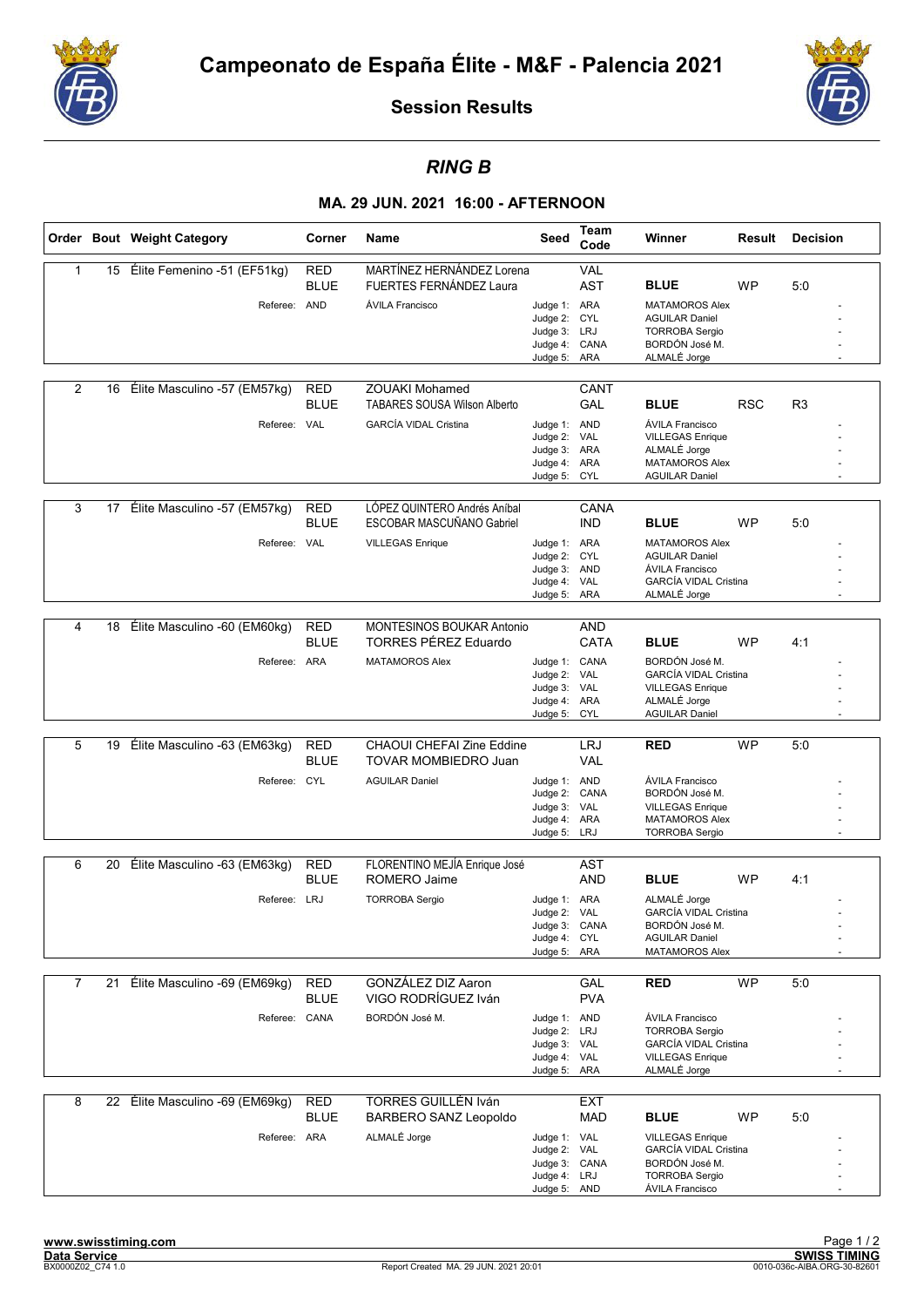# Campeonato de España Élite - M&F - Palencia 2021

## Session Results

## *RING B*

### MA. 29 JUN. 2021 16:00 - AFTERNOON

| Order | Bout | Weight Category | Corner | Name | Seed | Team Code | Winner | Result | Decision |
|---|---|---|---|---|---|---|---|---|---|
| 1 | 15 | Élite Femenino -51 (EF51kg) | RED | MARTÍNEZ HERNÁNDEZ Lorena | | VAL | | | |
| | | | BLUE | FUERTES FERNÁNDEZ Laura | | AST | **BLUE** | WP | 5:0 |
| | | Referee: | AND | ÁVILA Francisco | Judge 1: | ARA | MATAMOROS Alex | | - |
| | | | | | Judge 2: | CYL | AGUILAR Daniel | | - |
| | | | | | Judge 3: | LRJ | TORROBA Sergio | | - |
| | | | | | Judge 4: | CANA | BORDÓN José M. | | - |
| | | | | | Judge 5: | ARA | ALMALÉ Jorge | | - |
| 2 | 16 | Élite Masculino -57 (EM57kg) | RED | ZOUAKI Mohamed | | CANT | | | |
| | | | BLUE | TABARES SOUSA Wilson Alberto | | GAL | **BLUE** | RSC | R3 |
| | | Referee: | VAL | GARCÍA VIDAL Cristina | Judge 1: | AND | ÁVILA Francisco | | - |
| | | | | | Judge 2: | VAL | VILLEGAS Enrique | | - |
| | | | | | Judge 3: | ARA | ALMALÉ Jorge | | - |
| | | | | | Judge 4: | ARA | MATAMOROS Alex | | - |
| | | | | | Judge 5: | CYL | AGUILAR Daniel | | - |
| 3 | 17 | Élite Masculino -57 (EM57kg) | RED | LÓPEZ QUINTERO Andrés Aníbal | | CANA | | | |
| | | | BLUE | ESCOBAR MASCUÑANO Gabriel | | IND | **BLUE** | WP | 5:0 |
| | | Referee: | VAL | VILLEGAS Enrique | Judge 1: | ARA | MATAMOROS Alex | | - |
| | | | | | Judge 2: | CYL | AGUILAR Daniel | | - |
| | | | | | Judge 3: | AND | ÁVILA Francisco | | - |
| | | | | | Judge 4: | VAL | GARCÍA VIDAL Cristina | | - |
| | | | | | Judge 5: | ARA | ALMALÉ Jorge | | - |
| 4 | 18 | Élite Masculino -60 (EM60kg) | RED | MONTESINOS BOUKAR Antonio | | AND | | | |
| | | | BLUE | TORRES PÉREZ Eduardo | | CATA | **BLUE** | WP | 4:1 |
| | | Referee: | ARA | MATAMOROS Alex | Judge 1: | CANA | BORDÓN José M. | | - |
| | | | | | Judge 2: | VAL | GARCÍA VIDAL Cristina | | - |
| | | | | | Judge 3: | VAL | VILLEGAS Enrique | | - |
| | | | | | Judge 4: | ARA | ALMALÉ Jorge | | - |
| | | | | | Judge 5: | CYL | AGUILAR Daniel | | - |
| 5 | 19 | Élite Masculino -63 (EM63kg) | RED | CHAOUI CHEFAI Zine Eddine | | LRJ | **RED** | WP | 5:0 |
| | | | BLUE | TOVAR MOMBIEDRO Juan | | VAL | | | |
| | | Referee: | CYL | AGUILAR Daniel | Judge 1: | AND | ÁVILA Francisco | | - |
| | | | | | Judge 2: | CANA | BORDÓN José M. | | - |
| | | | | | Judge 3: | VAL | VILLEGAS Enrique | | - |
| | | | | | Judge 4: | ARA | MATAMOROS Alex | | - |
| | | | | | Judge 5: | LRJ | TORROBA Sergio | | - |
| 6 | 20 | Élite Masculino -63 (EM63kg) | RED | FLORENTINO MEJÍA Enrique José | | AST | | | |
| | | | BLUE | ROMERO Jaime | | AND | **BLUE** | WP | 4:1 |
| | | Referee: | LRJ | TORROBA Sergio | Judge 1: | ARA | ALMALÉ Jorge | | - |
| | | | | | Judge 2: | VAL | GARCÍA VIDAL Cristina | | - |
| | | | | | Judge 3: | CANA | BORDÓN José M. | | - |
| | | | | | Judge 4: | CYL | AGUILAR Daniel | | - |
| | | | | | Judge 5: | ARA | MATAMOROS Alex | | - |
| 7 | 21 | Élite Masculino -69 (EM69kg) | RED | GONZÁLEZ DIZ Aaron | | GAL | **RED** | WP | 5:0 |
| | | | BLUE | VIGO RODRÍGUEZ Iván | | PVA | | | |
| | | Referee: | CANA | BORDÓN José M. | Judge 1: | AND | ÁVILA Francisco | | - |
| | | | | | Judge 2: | LRJ | TORROBA Sergio | | - |
| | | | | | Judge 3: | VAL | GARCÍA VIDAL Cristina | | - |
| | | | | | Judge 4: | VAL | VILLEGAS Enrique | | - |
| | | | | | Judge 5: | ARA | ALMALÉ Jorge | | - |
| 8 | 22 | Élite Masculino -69 (EM69kg) | RED | TORRES GUILLÉN Iván | | EXT | | | |
| | | | BLUE | BARBERO SANZ Leopoldo | | MAD | **BLUE** | WP | 5:0 |
| | | Referee: | ARA | ALMALÉ Jorge | Judge 1: | VAL | VILLEGAS Enrique | | - |
| | | | | | Judge 2: | VAL | GARCÍA VIDAL Cristina | | - |
| | | | | | Judge 3: | CANA | BORDÓN José M. | | - |
| | | | | | Judge 4: | LRJ | TORROBA Sergio | | - |
| | | | | | Judge 5: | AND | ÁVILA Francisco | | - |

www.swisstiming.com

Data Service

BX0000Z02_C74 1.0

Report Created MA. 29 JUN. 2021 20:01

SWISS TIMING

0010-036c-AIBA.ORG-30-82601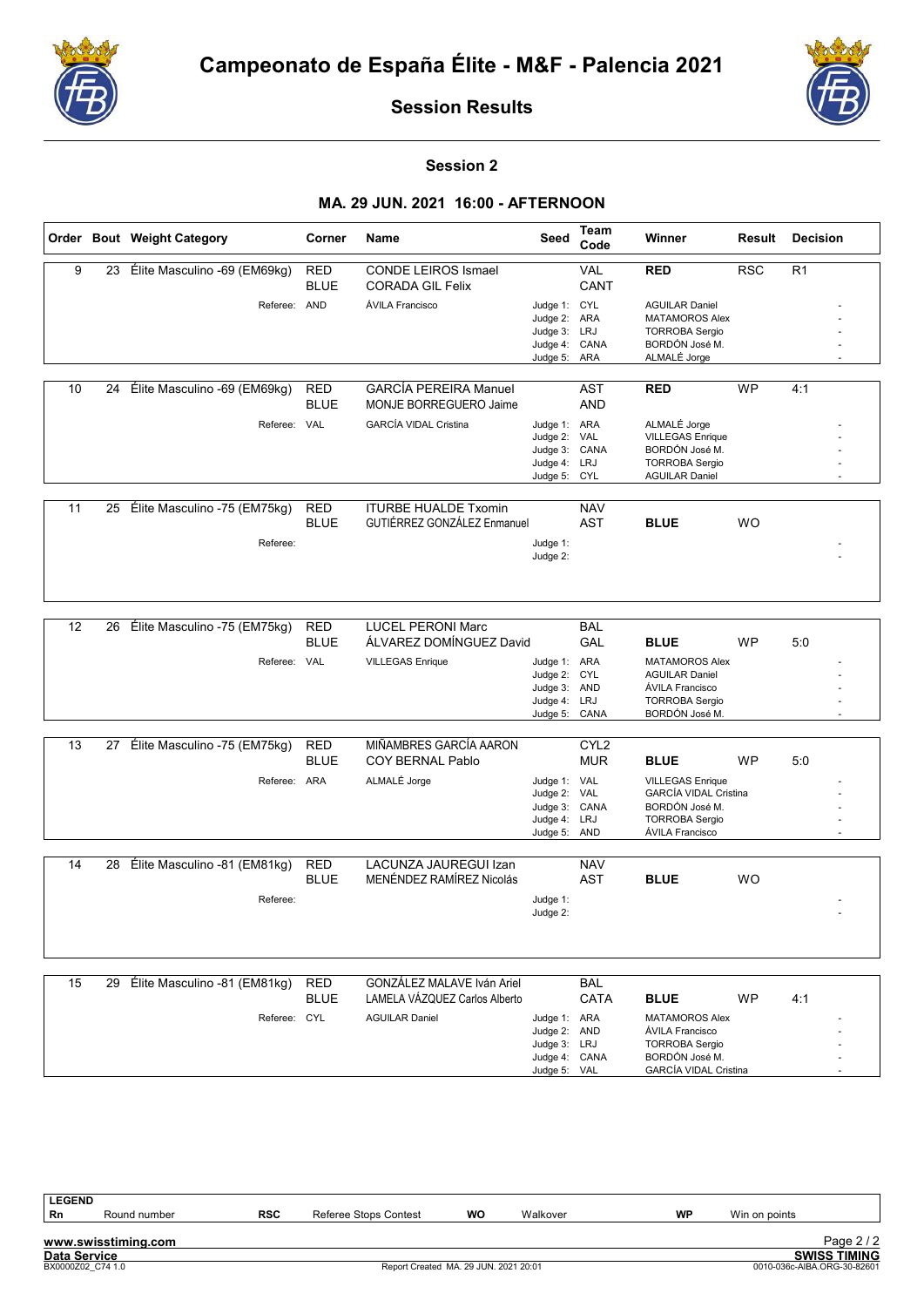# Campeonato de España Élite - M&F - Palencia 2021

## Session Results

### Session 2

### MA. 29 JUN. 2021 16:00 - AFTERNOON

| Order | Bout | Weight Category | Corner | Name | Seed | Team Code | Winner | Result | Decision |
|---|---|---|---|---|---|---|---|---|---|
| 9 | 23 | Élite Masculino -69 (EM69kg) | RED | CONDE LEIROS Ismael | | VAL | RED | RSC | R1 |
| | | | BLUE | CORADA GIL Felix | | CANT | | | |
| | | Referee: | AND | ÁVILA Francisco | Judge 1: | CYL | AGUILAR Daniel | | - |
| | | | | | Judge 2: | ARA | MATAMOROS Alex | | - |
| | | | | | Judge 3: | LRJ | TORROBA Sergio | | - |
| | | | | | Judge 4: | CANA | BORDÓN José M. | | - |
| | | | | | Judge 5: | ARA | ALMALÉ Jorge | | - |
| 10 | 24 | Élite Masculino -69 (EM69kg) | RED | GARCÍA PEREIRA Manuel | | AST | RED | WP | 4:1 |
| | | | BLUE | MONJE BORREGUERO Jaime | | AND | | | |
| | | Referee: | VAL | GARCÍA VIDAL Cristina | Judge 1: | ARA | ALMALÉ Jorge | | - |
| | | | | | Judge 2: | VAL | VILLEGAS Enrique | | - |
| | | | | | Judge 3: | CANA | BORDÓN José M. | | - |
| | | | | | Judge 4: | LRJ | TORROBA Sergio | | - |
| | | | | | Judge 5: | CYL | AGUILAR Daniel | | - |
| 11 | 25 | Élite Masculino -75 (EM75kg) | RED | ITURBE HUALDE Txomin | | NAV | | | |
| | | | BLUE | GUTIÉRREZ GONZÁLEZ Enmanuel | | AST | BLUE | WO | |
| | | Referee: | | | Judge 1: | | | | - |
| | | | | | Judge 2: | | | | - |
| 12 | 26 | Élite Masculino -75 (EM75kg) | RED | LUCEL PERONI Marc | | BAL | | | |
| | | | BLUE | ÁLVAREZ DOMÍNGUEZ David | | GAL | BLUE | WP | 5:0 |
| | | Referee: | VAL | VILLEGAS Enrique | Judge 1: | ARA | MATAMOROS Alex | | - |
| | | | | | Judge 2: | CYL | AGUILAR Daniel | | - |
| | | | | | Judge 3: | AND | ÁVILA Francisco | | - |
| | | | | | Judge 4: | LRJ | TORROBA Sergio | | - |
| | | | | | Judge 5: | CANA | BORDÓN José M. | | - |
| 13 | 27 | Élite Masculino -75 (EM75kg) | RED | MIÑAMBRES GARCÍA AARON | | CYL2 | | | |
| | | | BLUE | COY BERNAL Pablo | | MUR | BLUE | WP | 5:0 |
| | | Referee: | ARA | ALMALÉ Jorge | Judge 1: | VAL | VILLEGAS Enrique | | - |
| | | | | | Judge 2: | VAL | GARCÍA VIDAL Cristina | | - |
| | | | | | Judge 3: | CANA | BORDÓN José M. | | - |
| | | | | | Judge 4: | LRJ | TORROBA Sergio | | - |
| | | | | | Judge 5: | AND | ÁVILA Francisco | | - |
| 14 | 28 | Élite Masculino -81 (EM81kg) | RED | LACUNZA JAUREGUI Izan | | NAV | | | |
| | | | BLUE | MENÉNDEZ RAMÍREZ Nicolás | | AST | BLUE | WO | |
| | | Referee: | | | Judge 1: | | | | - |
| | | | | | Judge 2: | | | | - |
| 15 | 29 | Élite Masculino -81 (EM81kg) | RED | GONZÁLEZ MALAVE Iván Ariel | | BAL | | | |
| | | | BLUE | LAMELA VÁZQUEZ Carlos Alberto | | CATA | BLUE | WP | 4:1 |
| | | Referee: | CYL | AGUILAR Daniel | Judge 1: | ARA | MATAMOROS Alex | | - |
| | | | | | Judge 2: | AND | ÁVILA Francisco | | - |
| | | | | | Judge 3: | LRJ | TORROBA Sergio | | - |
| | | | | | Judge 4: | CANA | BORDÓN José M. | | - |
| | | | | | Judge 5: | VAL | GARCÍA VIDAL Cristina | | - |

**LEGEND**

| | | | | | | | |
|---|---|---|---|---|---|---|---|
| Rn | Round number | RSC | Referee Stops Contest | WO | Walkover | WP | Win on points |

www.swisstiming.com

**Data Service** — **SWISS TIMING**

BX0000Z02_C74 1.0 — Report Created MA. 29 JUN. 2021 20:01 — 0010-036c-AIBA.ORG-30-82601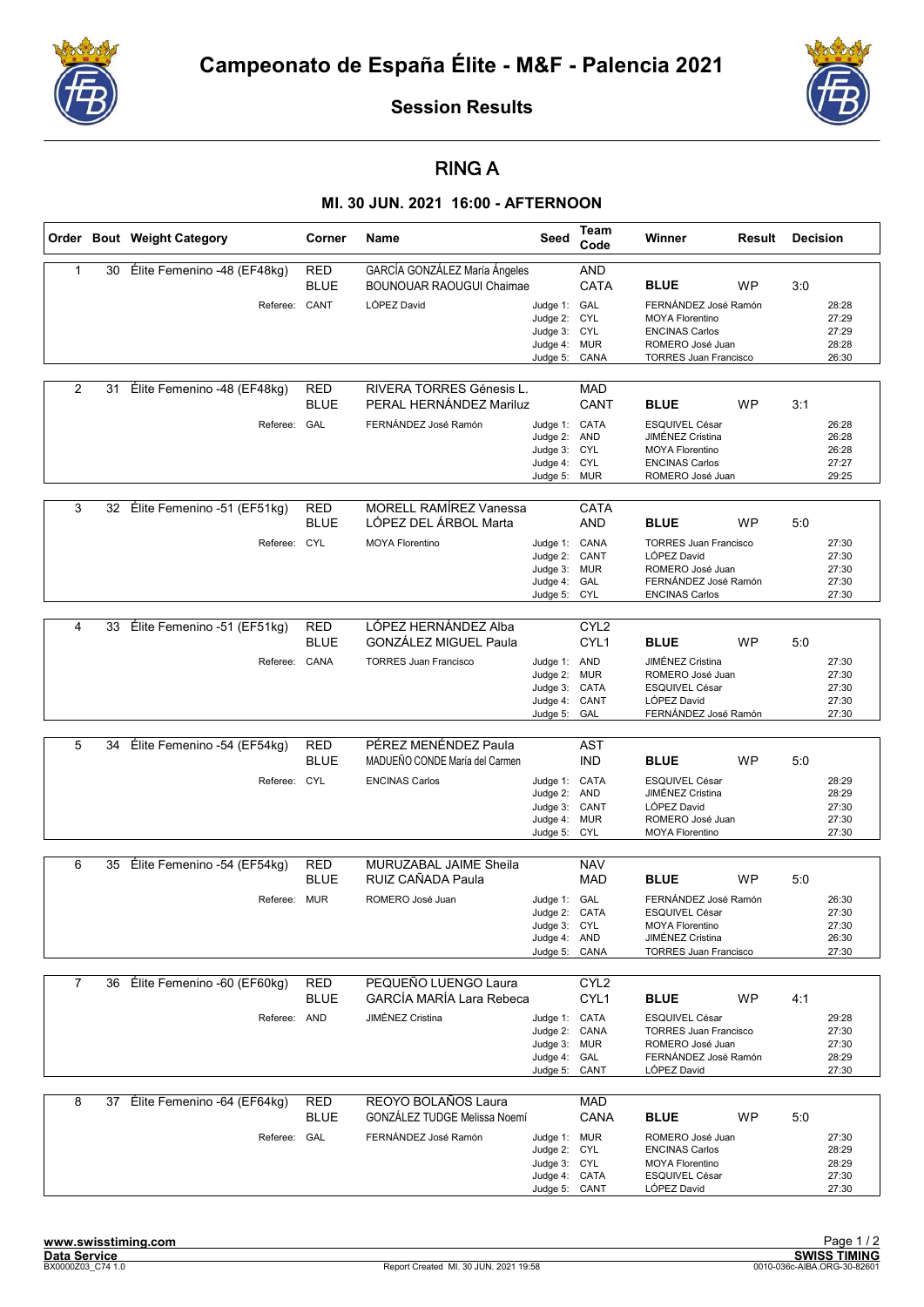# Campeonato de España Élite - M&F - Palencia 2021

## Session Results

## RING A

### MI. 30 JUN. 2021 16:00 - AFTERNOON

| Order | Bout | Weight Category | Corner | Name | Seed | Team Code | Winner | Result | Decision |
|---|---|---|---|---|---|---|---|---|---|
| 1 | 30 | Élite Femenino -48 (EF48kg) | RED | GARCÍA GONZÁLEZ María Ángeles | | AND | | | |
| | | | BLUE | BOUNOUAR RAOUGUI Chaimae | | CATA | **BLUE** | WP | 3:0 |
| | | Referee: CANT | | LÓPEZ David | Judge 1: | GAL | FERNÁNDEZ José Ramón | | 28:28 |
| | | | | | Judge 2: | CYL | MOYA Florentino | | 27:29 |
| | | | | | Judge 3: | CYL | ENCINAS Carlos | | 27:29 |
| | | | | | Judge 4: | MUR | ROMERO José Juan | | 28:28 |
| | | | | | Judge 5: | CANA | TORRES Juan Francisco | | 26:30 |
| 2 | 31 | Élite Femenino -48 (EF48kg) | RED | RIVERA TORRES Génesis L. | | MAD | | | |
| | | | BLUE | PERAL HERNÁNDEZ Mariluz | | CANT | **BLUE** | WP | 3:1 |
| | | Referee: GAL | | FERNÁNDEZ José Ramón | Judge 1: | CATA | ESQUIVEL César | | 26:28 |
| | | | | | Judge 2: | AND | JIMÉNEZ Cristina | | 26:28 |
| | | | | | Judge 3: | CYL | MOYA Florentino | | 26:28 |
| | | | | | Judge 4: | CYL | ENCINAS Carlos | | 27:27 |
| | | | | | Judge 5: | MUR | ROMERO José Juan | | 29:25 |
| 3 | 32 | Élite Femenino -51 (EF51kg) | RED | MORELL RAMÍREZ Vanessa | | CATA | | | |
| | | | BLUE | LÓPEZ DEL ÁRBOL Marta | | AND | **BLUE** | WP | 5:0 |
| | | Referee: CYL | | MOYA Florentino | Judge 1: | CANA | TORRES Juan Francisco | | 27:30 |
| | | | | | Judge 2: | CANT | LÓPEZ David | | 27:30 |
| | | | | | Judge 3: | MUR | ROMERO José Juan | | 27:30 |
| | | | | | Judge 4: | GAL | FERNÁNDEZ José Ramón | | 27:30 |
| | | | | | Judge 5: | CYL | ENCINAS Carlos | | 27:30 |
| 4 | 33 | Élite Femenino -51 (EF51kg) | RED | LÓPEZ HERNÁNDEZ Alba | | CYL2 | | | |
| | | | BLUE | GONZÁLEZ MIGUEL Paula | | CYL1 | **BLUE** | WP | 5:0 |
| | | Referee: CANA | | TORRES Juan Francisco | Judge 1: | AND | JIMÉNEZ Cristina | | 27:30 |
| | | | | | Judge 2: | MUR | ROMERO José Juan | | 27:30 |
| | | | | | Judge 3: | CATA | ESQUIVEL César | | 27:30 |
| | | | | | Judge 4: | CANT | LÓPEZ David | | 27:30 |
| | | | | | Judge 5: | GAL | FERNÁNDEZ José Ramón | | 27:30 |
| 5 | 34 | Élite Femenino -54 (EF54kg) | RED | PÉREZ MENÉNDEZ Paula | | AST | | | |
| | | | BLUE | MADUEÑO CONDE María del Carmen | | IND | **BLUE** | WP | 5:0 |
| | | Referee: CYL | | ENCINAS Carlos | Judge 1: | CATA | ESQUIVEL César | | 28:29 |
| | | | | | Judge 2: | AND | JIMÉNEZ Cristina | | 28:29 |
| | | | | | Judge 3: | CANT | LÓPEZ David | | 27:30 |
| | | | | | Judge 4: | MUR | ROMERO José Juan | | 27:30 |
| | | | | | Judge 5: | CYL | MOYA Florentino | | 27:30 |
| 6 | 35 | Élite Femenino -54 (EF54kg) | RED | MURUZABAL JAIME Sheila | | NAV | | | |
| | | | BLUE | RUIZ CAÑADA Paula | | MAD | **BLUE** | WP | 5:0 |
| | | Referee: MUR | | ROMERO José Juan | Judge 1: | GAL | FERNÁNDEZ José Ramón | | 26:30 |
| | | | | | Judge 2: | CATA | ESQUIVEL César | | 27:30 |
| | | | | | Judge 3: | CYL | MOYA Florentino | | 27:30 |
| | | | | | Judge 4: | AND | JIMÉNEZ Cristina | | 26:30 |
| | | | | | Judge 5: | CANA | TORRES Juan Francisco | | 27:30 |
| 7 | 36 | Élite Femenino -60 (EF60kg) | RED | PEQUEÑO LUENGO Laura | | CYL2 | | | |
| | | | BLUE | GARCÍA MARÍA Lara Rebeca | | CYL1 | **BLUE** | WP | 4:1 |
| | | Referee: AND | | JIMÉNEZ Cristina | Judge 1: | CATA | ESQUIVEL César | | 29:28 |
| | | | | | Judge 2: | CANA | TORRES Juan Francisco | | 27:30 |
| | | | | | Judge 3: | MUR | ROMERO José Juan | | 27:30 |
| | | | | | Judge 4: | GAL | FERNÁNDEZ José Ramón | | 28:29 |
| | | | | | Judge 5: | CANT | LÓPEZ David | | 27:30 |
| 8 | 37 | Élite Femenino -64 (EF64kg) | RED | REOYO BOLAÑOS Laura | | MAD | | | |
| | | | BLUE | GONZÁLEZ TUDGE Melissa Noemí | | CANA | **BLUE** | WP | 5:0 |
| | | Referee: GAL | | FERNÁNDEZ José Ramón | Judge 1: | MUR | ROMERO José Juan | | 27:30 |
| | | | | | Judge 2: | CYL | ENCINAS Carlos | | 28:29 |
| | | | | | Judge 3: | CYL | MOYA Florentino | | 28:29 |
| | | | | | Judge 4: | CATA | ESQUIVEL César | | 27:30 |
| | | | | | Judge 5: | CANT | LÓPEZ David | | 27:30 |

www.swisstiming.com

Data Service — SWISS TIMING

BX0000Z03_C74 1.0 — Report Created MI. 30 JUN. 2021 19:58 — 0010-036c-AIBA.ORG-30-82601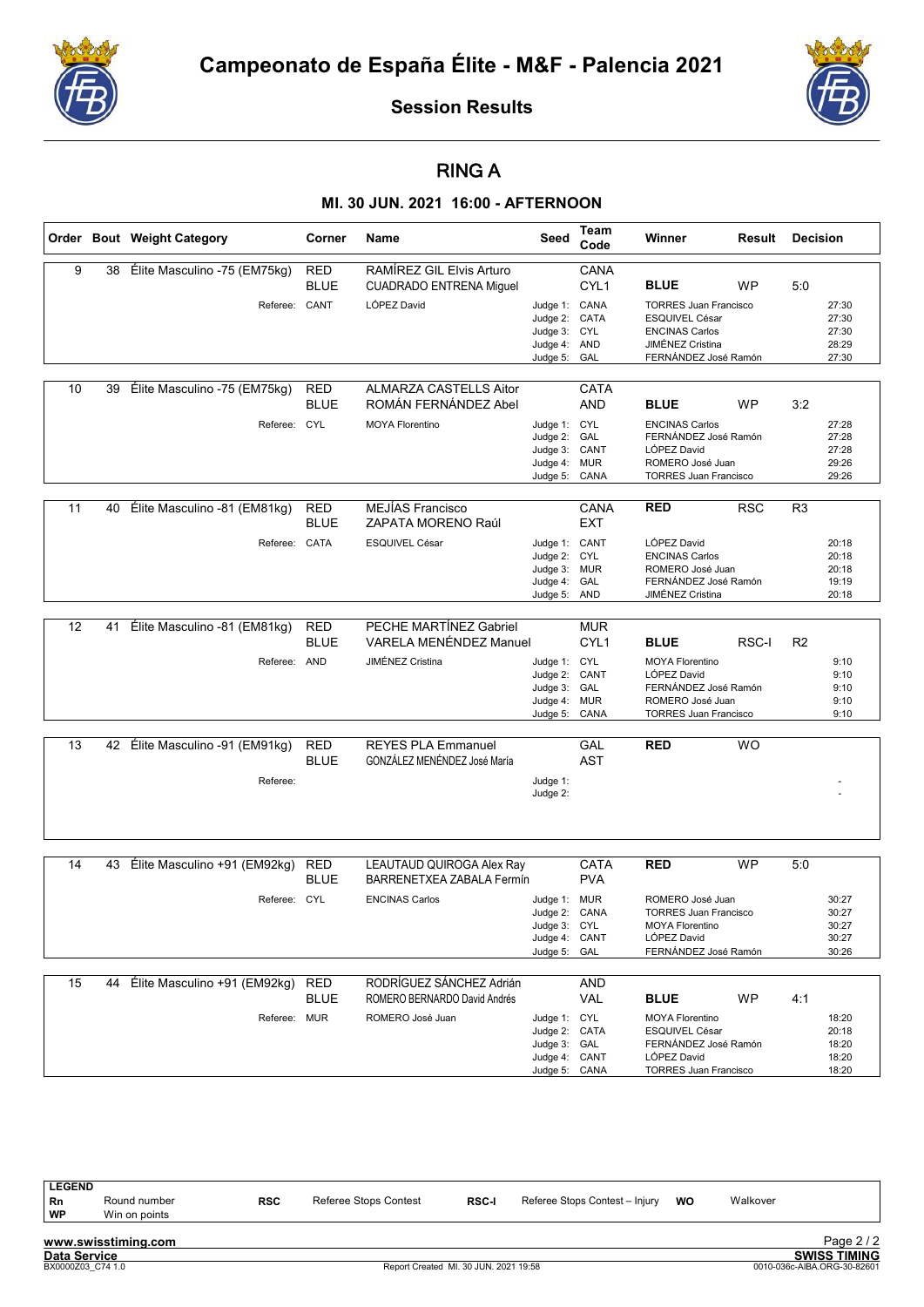# Campeonato de España Élite - M&F - Palencia 2021

## Session Results

## RING A

### MI. 30 JUN. 2021 16:00 - AFTERNOON

| Order | Bout | Weight Category | Corner | Name | Seed | Team Code | Winner | Result | Decision | |
|---|---|---|---|---|---|---|---|---|---|---|
| 9 | 38 | Élite Masculino -75 (EM75kg) | RED | RAMÍREZ GIL Elvis Arturo | | CANA | | | | |
| | | | BLUE | CUADRADO ENTRENA Miguel | | CYL1 | **BLUE** | WP | 5:0 | |
| | | Referee: | CANT | LÓPEZ David | Judge 1: | CANA | TORRES Juan Francisco | | | 27:30 |
| | | | | | Judge 2: | CATA | ESQUIVEL César | | | 27:30 |
| | | | | | Judge 3: | CYL | ENCINAS Carlos | | | 27:30 |
| | | | | | Judge 4: | AND | JIMÉNEZ Cristina | | | 28:29 |
| | | | | | Judge 5: | GAL | FERNÁNDEZ José Ramón | | | 27:30 |
| 10 | 39 | Élite Masculino -75 (EM75kg) | RED | ALMARZA CASTELLS Aitor | | CATA | | | | |
| | | | BLUE | ROMÁN FERNÁNDEZ Abel | | AND | **BLUE** | WP | 3:2 | |
| | | Referee: | CYL | MOYA Florentino | Judge 1: | CYL | ENCINAS Carlos | | | 27:28 |
| | | | | | Judge 2: | GAL | FERNÁNDEZ José Ramón | | | 27:28 |
| | | | | | Judge 3: | CANT | LÓPEZ David | | | 27:28 |
| | | | | | Judge 4: | MUR | ROMERO José Juan | | | 29:26 |
| | | | | | Judge 5: | CANA | TORRES Juan Francisco | | | 29:26 |
| 11 | 40 | Élite Masculino -81 (EM81kg) | RED | MEJÍAS Francisco | | CANA | **RED** | RSC | R3 | |
| | | | BLUE | ZAPATA MORENO Raúl | | EXT | | | | |
| | | Referee: | CATA | ESQUIVEL César | Judge 1: | CANT | LÓPEZ David | | | 20:18 |
| | | | | | Judge 2: | CYL | ENCINAS Carlos | | | 20:18 |
| | | | | | Judge 3: | MUR | ROMERO José Juan | | | 20:18 |
| | | | | | Judge 4: | GAL | FERNÁNDEZ José Ramón | | | 19:19 |
| | | | | | Judge 5: | AND | JIMÉNEZ Cristina | | | 20:18 |
| 12 | 41 | Élite Masculino -81 (EM81kg) | RED | PECHE MARTÍNEZ Gabriel | | MUR | | | | |
| | | | BLUE | VARELA MENÉNDEZ Manuel | | CYL1 | **BLUE** | RSC-I | R2 | |
| | | Referee: | AND | JIMÉNEZ Cristina | Judge 1: | CYL | MOYA Florentino | | | 9:10 |
| | | | | | Judge 2: | CANT | LÓPEZ David | | | 9:10 |
| | | | | | Judge 3: | GAL | FERNÁNDEZ José Ramón | | | 9:10 |
| | | | | | Judge 4: | MUR | ROMERO José Juan | | | 9:10 |
| | | | | | Judge 5: | CANA | TORRES Juan Francisco | | | 9:10 |
| 13 | 42 | Élite Masculino -91 (EM91kg) | RED | REYES PLA Emmanuel | | GAL | **RED** | WO | | |
| | | | BLUE | GONZÁLEZ MENÉNDEZ José María | | AST | | | | |
| | | Referee: | | | Judge 1: | | | | | - |
| | | | | | Judge 2: | | | | | - |
| 14 | 43 | Élite Masculino +91 (EM92kg) | RED | LEAUTAUD QUIROGA Alex Ray | | CATA | **RED** | WP | 5:0 | |
| | | | BLUE | BARRENETXEA ZABALA Fermín | | PVA | | | | |
| | | Referee: | CYL | ENCINAS Carlos | Judge 1: | MUR | ROMERO José Juan | | | 30:27 |
| | | | | | Judge 2: | CANA | TORRES Juan Francisco | | | 30:27 |
| | | | | | Judge 3: | CYL | MOYA Florentino | | | 30:27 |
| | | | | | Judge 4: | CANT | LÓPEZ David | | | 30:27 |
| | | | | | Judge 5: | GAL | FERNÁNDEZ José Ramón | | | 30:26 |
| 15 | 44 | Élite Masculino +91 (EM92kg) | RED | RODRÍGUEZ SÁNCHEZ Adrián | | AND | | | | |
| | | | BLUE | ROMERO BERNARDO David Andrés | | VAL | **BLUE** | WP | 4:1 | |
| | | Referee: | MUR | ROMERO José Juan | Judge 1: | CYL | MOYA Florentino | | | 18:20 |
| | | | | | Judge 2: | CATA | ESQUIVEL César | | | 20:18 |
| | | | | | Judge 3: | GAL | FERNÁNDEZ José Ramón | | | 18:20 |
| | | | | | Judge 4: | CANT | LÓPEZ David | | | 18:20 |
| | | | | | Judge 5: | CANA | TORRES Juan Francisco | | | 18:20 |

**LEGEND**

| | | | | | | | |
|---|---|---|---|---|---|---|---|
| **Rn** | Round number | **RSC** | Referee Stops Contest | **RSC-I** | Referee Stops Contest – Injury | **WO** | Walkover |
| **WP** | Win on points | | | | | | |

www.swisstiming.com

Data Service — SWISS TIMING

BX0000Z03_C74 1.0 — Report Created MI. 30 JUN. 2021 19:58 — 0010-036c-AIBA.ORG-30-82601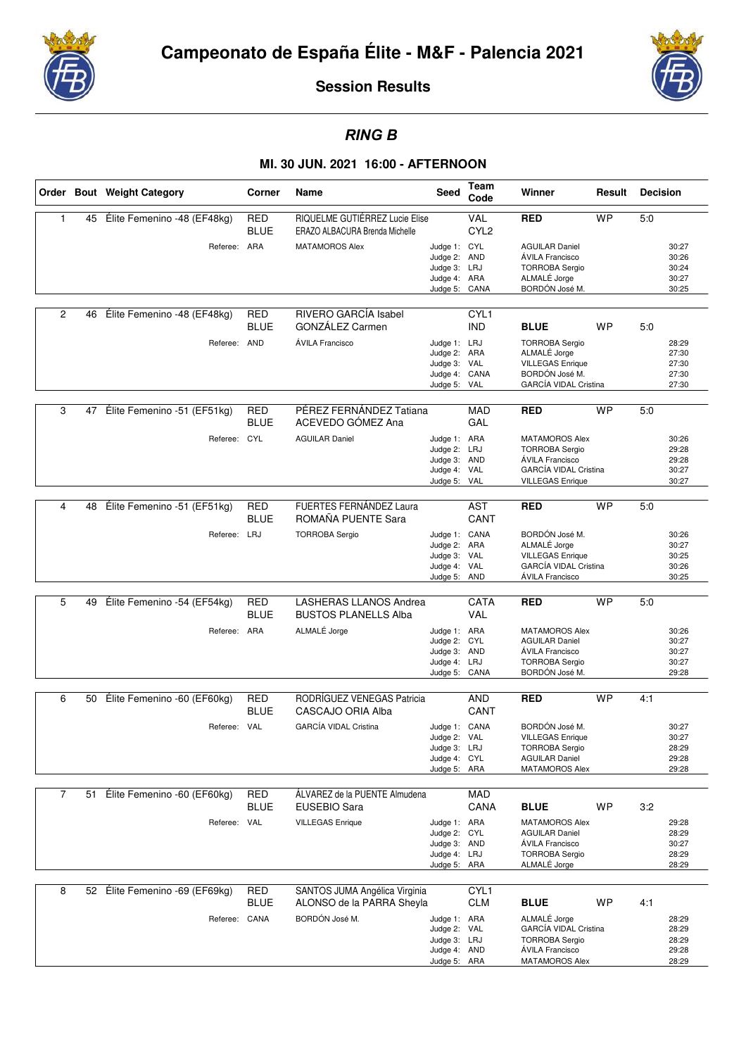# Campeonato de España Élite - M&F - Palencia 2021

## Session Results

### *RING B*

#### MI. 30 JUN. 2021 16:00 - AFTERNOON

| Order | Bout | Weight Category | Corner | Name | Seed | Team Code | Winner | Result | Decision |
|---|---|---|---|---|---|---|---|---|---|
| 1 | 45 | Élite Femenino -48 (EF48kg) | RED | RIQUELME GUTIÉRREZ Lucie Elise | | VAL | **RED** | WP | 5:0 |
| | | | BLUE | ERAZO ALBACURA Brenda Michelle | | CYL2 | | | |
| | | Referee: | ARA | MATAMOROS Alex | Judge 1: | CYL | AGUILAR Daniel | | 30:27 |
| | | | | | Judge 2: | AND | ÁVILA Francisco | | 30:26 |
| | | | | | Judge 3: | LRJ | TORROBA Sergio | | 30:24 |
| | | | | | Judge 4: | ARA | ALMALÉ Jorge | | 30:27 |
| | | | | | Judge 5: | CANA | BORDÓN José M. | | 30:25 |
| 2 | 46 | Élite Femenino -48 (EF48kg) | RED | RIVERO GARCÍA Isabel | | CYL1 | | | |
| | | | BLUE | GONZÁLEZ Carmen | | IND | **BLUE** | WP | 5:0 |
| | | Referee: | AND | ÁVILA Francisco | Judge 1: | LRJ | TORROBA Sergio | | 28:29 |
| | | | | | Judge 2: | ARA | ALMALÉ Jorge | | 27:30 |
| | | | | | Judge 3: | VAL | VILLEGAS Enrique | | 27:30 |
| | | | | | Judge 4: | CANA | BORDÓN José M. | | 27:30 |
| | | | | | Judge 5: | VAL | GARCÍA VIDAL Cristina | | 27:30 |
| 3 | 47 | Élite Femenino -51 (EF51kg) | RED | PÉREZ FERNÁNDEZ Tatiana | | MAD | **RED** | WP | 5:0 |
| | | | BLUE | ACEVEDO GÓMEZ Ana | | GAL | | | |
| | | Referee: | CYL | AGUILAR Daniel | Judge 1: | ARA | MATAMOROS Alex | | 30:26 |
| | | | | | Judge 2: | LRJ | TORROBA Sergio | | 29:28 |
| | | | | | Judge 3: | AND | ÁVILA Francisco | | 29:28 |
| | | | | | Judge 4: | VAL | GARCÍA VIDAL Cristina | | 30:27 |
| | | | | | Judge 5: | VAL | VILLEGAS Enrique | | 30:27 |
| 4 | 48 | Élite Femenino -51 (EF51kg) | RED | FUERTES FERNÁNDEZ Laura | | AST | **RED** | WP | 5:0 |
| | | | BLUE | ROMAÑA PUENTE Sara | | CANT | | | |
| | | Referee: | LRJ | TORROBA Sergio | Judge 1: | CANA | BORDÓN José M. | | 30:26 |
| | | | | | Judge 2: | ARA | ALMALÉ Jorge | | 30:27 |
| | | | | | Judge 3: | VAL | VILLEGAS Enrique | | 30:25 |
| | | | | | Judge 4: | VAL | GARCÍA VIDAL Cristina | | 30:26 |
| | | | | | Judge 5: | AND | ÁVILA Francisco | | 30:25 |
| 5 | 49 | Élite Femenino -54 (EF54kg) | RED | LASHERAS LLANOS Andrea | | CATA | **RED** | WP | 5:0 |
| | | | BLUE | BUSTOS PLANELLS Alba | | VAL | | | |
| | | Referee: | ARA | ALMALÉ Jorge | Judge 1: | ARA | MATAMOROS Alex | | 30:26 |
| | | | | | Judge 2: | CYL | AGUILAR Daniel | | 30:27 |
| | | | | | Judge 3: | AND | ÁVILA Francisco | | 30:27 |
| | | | | | Judge 4: | LRJ | TORROBA Sergio | | 30:27 |
| | | | | | Judge 5: | CANA | BORDÓN José M. | | 29:28 |
| 6 | 50 | Élite Femenino -60 (EF60kg) | RED | RODRÍGUEZ VENEGAS Patricia | | AND | **RED** | WP | 4:1 |
| | | | BLUE | CASCAJO ORIA Alba | | CANT | | | |
| | | Referee: | VAL | GARCÍA VIDAL Cristina | Judge 1: | CANA | BORDÓN José M. | | 30:27 |
| | | | | | Judge 2: | VAL | VILLEGAS Enrique | | 30:27 |
| | | | | | Judge 3: | LRJ | TORROBA Sergio | | 28:29 |
| | | | | | Judge 4: | CYL | AGUILAR Daniel | | 29:28 |
| | | | | | Judge 5: | ARA | MATAMOROS Alex | | 29:28 |
| 7 | 51 | Élite Femenino -60 (EF60kg) | RED | ÁLVAREZ de la PUENTE Almudena | | MAD | | | |
| | | | BLUE | EUSEBIO Sara | | CANA | **BLUE** | WP | 3:2 |
| | | Referee: | VAL | VILLEGAS Enrique | Judge 1: | ARA | MATAMOROS Alex | | 29:28 |
| | | | | | Judge 2: | CYL | AGUILAR Daniel | | 28:29 |
| | | | | | Judge 3: | AND | ÁVILA Francisco | | 30:27 |
| | | | | | Judge 4: | LRJ | TORROBA Sergio | | 28:29 |
| | | | | | Judge 5: | ARA | ALMALÉ Jorge | | 28:29 |
| 8 | 52 | Élite Femenino -69 (EF69kg) | RED | SANTOS JUMA Angélica Virginia | | CYL1 | | | |
| | | | BLUE | ALONSO de la PARRA Sheyla | | CLM | **BLUE** | WP | 4:1 |
| | | Referee: | CANA | BORDÓN José M. | Judge 1: | ARA | ALMALÉ Jorge | | 28:29 |
| | | | | | Judge 2: | VAL | GARCÍA VIDAL Cristina | | 28:29 |
| | | | | | Judge 3: | LRJ | TORROBA Sergio | | 28:29 |
| | | | | | Judge 4: | AND | ÁVILA Francisco | | 29:28 |
| | | | | | Judge 5: | ARA | MATAMOROS Alex | | 28:29 |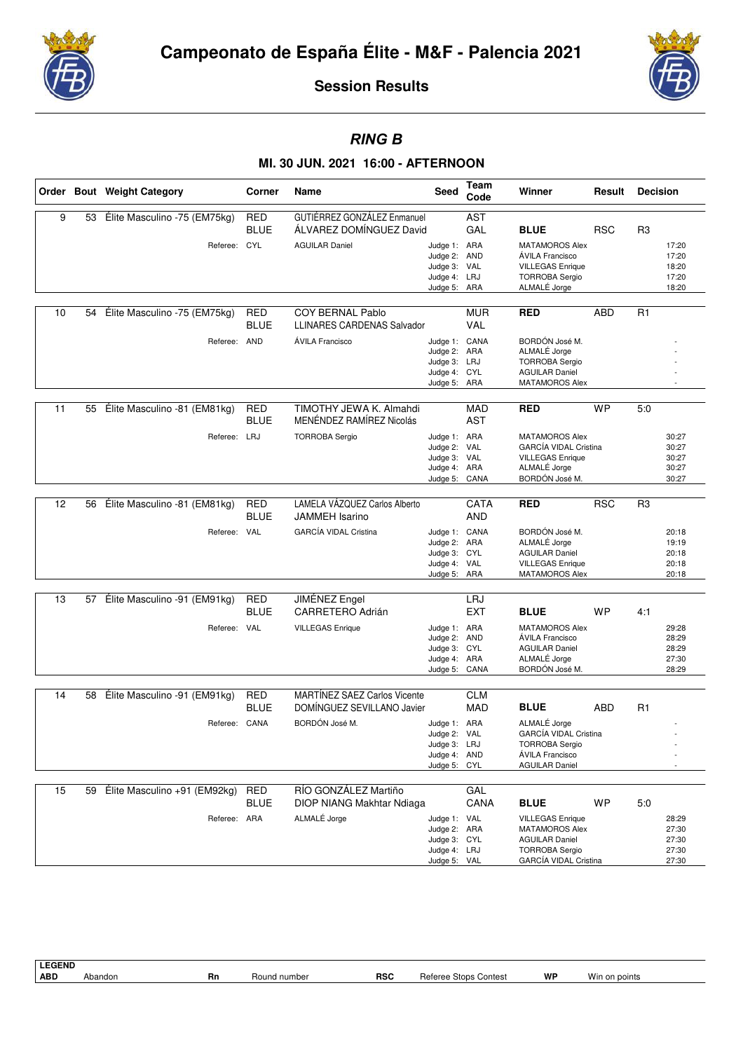# Campeonato de España Élite - M&F - Palencia 2021

## Session Results

### *RING B*

**MI. 30 JUN. 2021 16:00 - AFTERNOON**

| Order | Bout | Weight Category | Corner | Name | Seed | Team Code | Winner | Result | Decision |
|---|---|---|---|---|---|---|---|---|---|
| 9 | 53 | Élite Masculino -75 (EM75kg) | RED | GUTIÉRREZ GONZÁLEZ Enmanuel | | AST | | | |
| | | | BLUE | ÁLVAREZ DOMÍNGUEZ David | | GAL | **BLUE** | RSC | R3 |
| | | Referee: | CYL | AGUILAR Daniel | Judge 1: | ARA | MATAMOROS Alex | | 17:20 |
| | | | | | Judge 2: | AND | ÁVILA Francisco | | 17:20 |
| | | | | | Judge 3: | VAL | VILLEGAS Enrique | | 18:20 |
| | | | | | Judge 4: | LRJ | TORROBA Sergio | | 17:20 |
| | | | | | Judge 5: | ARA | ALMALÉ Jorge | | 18:20 |
| 10 | 54 | Élite Masculino -75 (EM75kg) | RED | COY BERNAL Pablo | | MUR | **RED** | ABD | R1 |
| | | | BLUE | LLINARES CARDENAS Salvador | | VAL | | | |
| | | Referee: | AND | ÁVILA Francisco | Judge 1: | CANA | BORDÓN José M. | | - |
| | | | | | Judge 2: | ARA | ALMALÉ Jorge | | - |
| | | | | | Judge 3: | LRJ | TORROBA Sergio | | - |
| | | | | | Judge 4: | CYL | AGUILAR Daniel | | - |
| | | | | | Judge 5: | ARA | MATAMOROS Alex | | - |
| 11 | 55 | Élite Masculino -81 (EM81kg) | RED | TIMOTHY JEWA K. Almahdi | | MAD | **RED** | WP | 5:0 |
| | | | BLUE | MENÉNDEZ RAMÍREZ Nicolás | | AST | | | |
| | | Referee: | LRJ | TORROBA Sergio | Judge 1: | ARA | MATAMOROS Alex | | 30:27 |
| | | | | | Judge 2: | VAL | GARCÍA VIDAL Cristina | | 30:27 |
| | | | | | Judge 3: | VAL | VILLEGAS Enrique | | 30:27 |
| | | | | | Judge 4: | ARA | ALMALÉ Jorge | | 30:27 |
| | | | | | Judge 5: | CANA | BORDÓN José M. | | 30:27 |
| 12 | 56 | Élite Masculino -81 (EM81kg) | RED | LAMELA VÁZQUEZ Carlos Alberto | | CATA | **RED** | RSC | R3 |
| | | | BLUE | JAMMEH Isarino | | AND | | | |
| | | Referee: | VAL | GARCÍA VIDAL Cristina | Judge 1: | CANA | BORDÓN José M. | | 20:18 |
| | | | | | Judge 2: | ARA | ALMALÉ Jorge | | 19:19 |
| | | | | | Judge 3: | CYL | AGUILAR Daniel | | 20:18 |
| | | | | | Judge 4: | VAL | VILLEGAS Enrique | | 20:18 |
| | | | | | Judge 5: | ARA | MATAMOROS Alex | | 20:18 |
| 13 | 57 | Élite Masculino -91 (EM91kg) | RED | JIMÉNEZ Engel | | LRJ | | | |
| | | | BLUE | CARRETERO Adrián | | EXT | **BLUE** | WP | 4:1 |
| | | Referee: | VAL | VILLEGAS Enrique | Judge 1: | ARA | MATAMOROS Alex | | 29:28 |
| | | | | | Judge 2: | AND | ÁVILA Francisco | | 28:29 |
| | | | | | Judge 3: | CYL | AGUILAR Daniel | | 28:29 |
| | | | | | Judge 4: | ARA | ALMALÉ Jorge | | 27:30 |
| | | | | | Judge 5: | CANA | BORDÓN José M. | | 28:29 |
| 14 | 58 | Élite Masculino -91 (EM91kg) | RED | MARTÍNEZ SAEZ Carlos Vicente | | CLM | | | |
| | | | BLUE | DOMÍNGUEZ SEVILLANO Javier | | MAD | **BLUE** | ABD | R1 |
| | | Referee: | CANA | BORDÓN José M. | Judge 1: | ARA | ALMALÉ Jorge | | - |
| | | | | | Judge 2: | VAL | GARCÍA VIDAL Cristina | | - |
| | | | | | Judge 3: | LRJ | TORROBA Sergio | | - |
| | | | | | Judge 4: | AND | ÁVILA Francisco | | - |
| | | | | | Judge 5: | CYL | AGUILAR Daniel | | - |
| 15 | 59 | Élite Masculino +91 (EM92kg) | RED | RÍO GONZÁLEZ Martiño | | GAL | | | |
| | | | BLUE | DIOP NIANG Makhtar Ndiaga | | CANA | **BLUE** | WP | 5:0 |
| | | Referee: | ARA | ALMALÉ Jorge | Judge 1: | VAL | VILLEGAS Enrique | | 28:29 |
| | | | | | Judge 2: | ARA | MATAMOROS Alex | | 27:30 |
| | | | | | Judge 3: | CYL | AGUILAR Daniel | | 27:30 |
| | | | | | Judge 4: | LRJ | TORROBA Sergio | | 27:30 |
| | | | | | Judge 5: | VAL | GARCÍA VIDAL Cristina | | 27:30 |

**LEGEND**

| | | | | | | | |
|---|---|---|---|---|---|---|---|
| **ABD** | Abandon | **Rn** | Round number | **RSC** | Referee Stops Contest | **WP** | Win on points |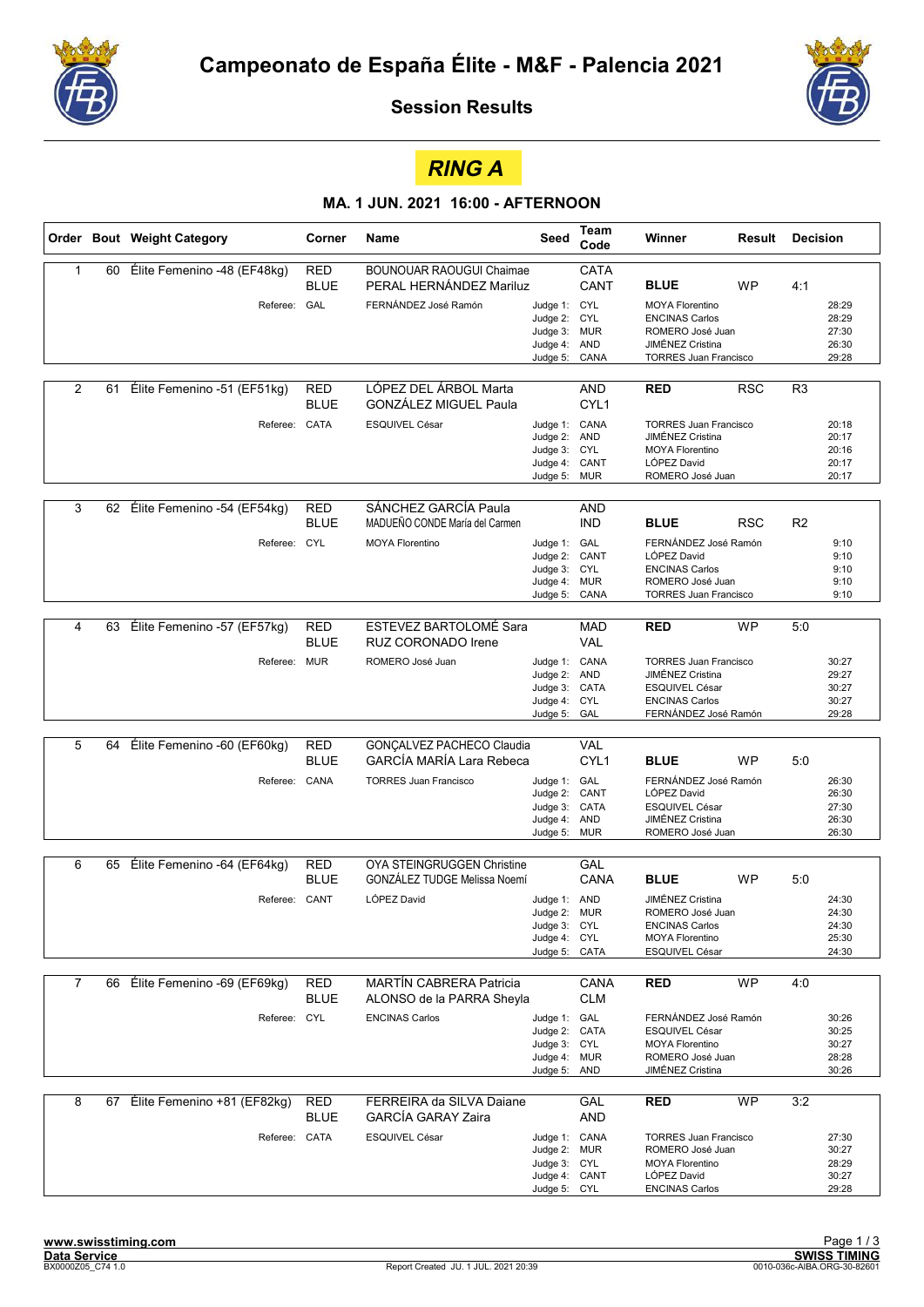# Campeonato de España Élite - M&F - Palencia 2021

## Session Results

## *RING A*

### MA. 1 JUN. 2021 16:00 - AFTERNOON

| Order | Bout | Weight Category | Corner | Name | Seed | Team Code | Winner | Result | Decision |
|---|---|---|---|---|---|---|---|---|---|
| 1 | 60 | Élite Femenino -48 (EF48kg) | RED | BOUNOUAR RAOUGUI Chaimae | | CATA | | | |
| | | | BLUE | PERAL HERNÁNDEZ Mariluz | | CANT | **BLUE** | WP | 4:1 |
| | | Referee: | GAL | FERNÁNDEZ José Ramón | Judge 1: | CYL | MOYA Florentino | | 28:29 |
| | | | | | Judge 2: | CYL | ENCINAS Carlos | | 28:29 |
| | | | | | Judge 3: | MUR | ROMERO José Juan | | 27:30 |
| | | | | | Judge 4: | AND | JIMÉNEZ Cristina | | 26:30 |
| | | | | | Judge 5: | CANA | TORRES Juan Francisco | | 29:28 |
| 2 | 61 | Élite Femenino -51 (EF51kg) | RED | LÓPEZ DEL ÁRBOL Marta | | AND | **RED** | RSC | R3 |
| | | | BLUE | GONZÁLEZ MIGUEL Paula | | CYL1 | | | |
| | | Referee: | CATA | ESQUIVEL César | Judge 1: | CANA | TORRES Juan Francisco | | 20:18 |
| | | | | | Judge 2: | AND | JIMÉNEZ Cristina | | 20:17 |
| | | | | | Judge 3: | CYL | MOYA Florentino | | 20:16 |
| | | | | | Judge 4: | CANT | LÓPEZ David | | 20:17 |
| | | | | | Judge 5: | MUR | ROMERO José Juan | | 20:17 |
| 3 | 62 | Élite Femenino -54 (EF54kg) | RED | SÁNCHEZ GARCÍA Paula | | AND | | | |
| | | | BLUE | MADUEÑO CONDE María del Carmen | | IND | **BLUE** | RSC | R2 |
| | | Referee: | CYL | MOYA Florentino | Judge 1: | GAL | FERNÁNDEZ José Ramón | | 9:10 |
| | | | | | Judge 2: | CANT | LÓPEZ David | | 9:10 |
| | | | | | Judge 3: | CYL | ENCINAS Carlos | | 9:10 |
| | | | | | Judge 4: | MUR | ROMERO José Juan | | 9:10 |
| | | | | | Judge 5: | CANA | TORRES Juan Francisco | | 9:10 |
| 4 | 63 | Élite Femenino -57 (EF57kg) | RED | ESTEVEZ BARTOLOMÉ Sara | | MAD | **RED** | WP | 5:0 |
| | | | BLUE | RUZ CORONADO Irene | | VAL | | | |
| | | Referee: | MUR | ROMERO José Juan | Judge 1: | CANA | TORRES Juan Francisco | | 30:27 |
| | | | | | Judge 2: | AND | JIMÉNEZ Cristina | | 29:27 |
| | | | | | Judge 3: | CATA | ESQUIVEL César | | 30:27 |
| | | | | | Judge 4: | CYL | ENCINAS Carlos | | 30:27 |
| | | | | | Judge 5: | GAL | FERNÁNDEZ José Ramón | | 29:28 |
| 5 | 64 | Élite Femenino -60 (EF60kg) | RED | GONÇALVEZ PACHECO Claudia | | VAL | | | |
| | | | BLUE | GARCÍA MARÍA Lara Rebeca | | CYL1 | **BLUE** | WP | 5:0 |
| | | Referee: | CANA | TORRES Juan Francisco | Judge 1: | GAL | FERNÁNDEZ José Ramón | | 26:30 |
| | | | | | Judge 2: | CANT | LÓPEZ David | | 26:30 |
| | | | | | Judge 3: | CATA | ESQUIVEL César | | 27:30 |
| | | | | | Judge 4: | AND | JIMÉNEZ Cristina | | 26:30 |
| | | | | | Judge 5: | MUR | ROMERO José Juan | | 26:30 |
| 6 | 65 | Élite Femenino -64 (EF64kg) | RED | OYA STEINGRUGGEN Christine | | GAL | | | |
| | | | BLUE | GONZÁLEZ TUDGE Melissa Noemí | | CANA | **BLUE** | WP | 5:0 |
| | | Referee: | CANT | LÓPEZ David | Judge 1: | AND | JIMÉNEZ Cristina | | 24:30 |
| | | | | | Judge 2: | MUR | ROMERO José Juan | | 24:30 |
| | | | | | Judge 3: | CYL | ENCINAS Carlos | | 24:30 |
| | | | | | Judge 4: | CYL | MOYA Florentino | | 25:30 |
| | | | | | Judge 5: | CATA | ESQUIVEL César | | 24:30 |
| 7 | 66 | Élite Femenino -69 (EF69kg) | RED | MARTÍN CABRERA Patricia | | CANA | **RED** | WP | 4:0 |
| | | | BLUE | ALONSO de la PARRA Sheyla | | CLM | | | |
| | | Referee: | CYL | ENCINAS Carlos | Judge 1: | GAL | FERNÁNDEZ José Ramón | | 30:26 |
| | | | | | Judge 2: | CATA | ESQUIVEL César | | 30:25 |
| | | | | | Judge 3: | CYL | MOYA Florentino | | 30:27 |
| | | | | | Judge 4: | MUR | ROMERO José Juan | | 28:28 |
| | | | | | Judge 5: | AND | JIMÉNEZ Cristina | | 30:26 |
| 8 | 67 | Élite Femenino +81 (EF82kg) | RED | FERREIRA da SILVA Daiane | | GAL | **RED** | WP | 3:2 |
| | | | BLUE | GARCÍA GARAY Zaira | | AND | | | |
| | | Referee: | CATA | ESQUIVEL César | Judge 1: | CANA | TORRES Juan Francisco | | 27:30 |
| | | | | | Judge 2: | MUR | ROMERO José Juan | | 30:27 |
| | | | | | Judge 3: | CYL | MOYA Florentino | | 28:29 |
| | | | | | Judge 4: | CANT | LÓPEZ David | | 30:27 |
| | | | | | Judge 5: | CYL | ENCINAS Carlos | | 29:28 |

www.swisstiming.com
Data Service
BX0000Z05_C74 1.0 — Report Created JU. 1 JUL. 2021 20:39 — SWISS TIMING 0010-036c-AIBA.ORG-30-82601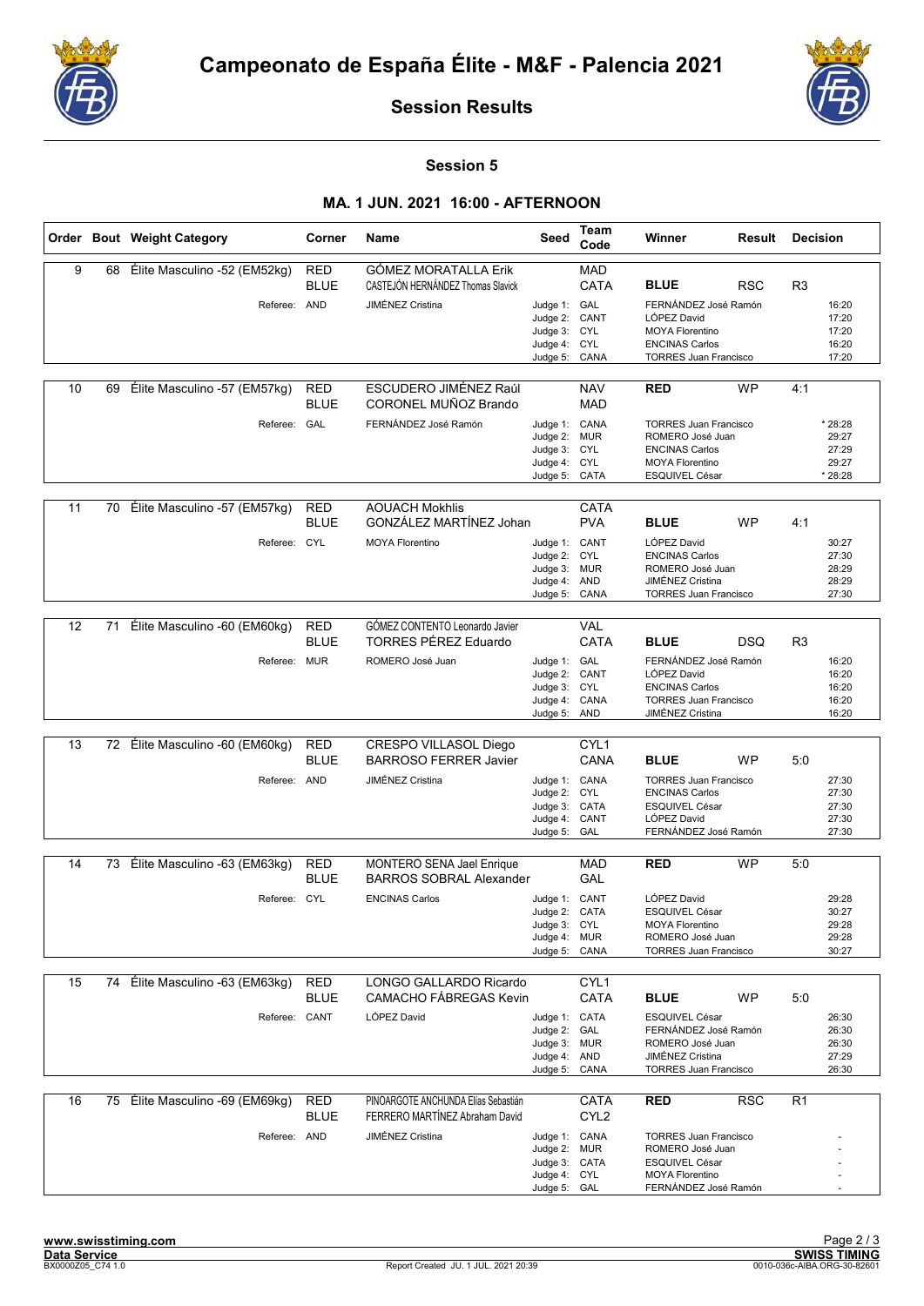# Campeonato de España Élite - M&F - Palencia 2021

## Session Results

### Session 5

### MA. 1 JUN. 2021 16:00 - AFTERNOON

| Order | Bout | Weight Category | Corner | Name | Seed | Team Code | Winner | Result | Decision |
|---|---|---|---|---|---|---|---|---|---|
| 9 | 68 | Élite Masculino -52 (EM52kg) | RED | GÓMEZ MORATALLA Erik | | MAD | | | |
| | | | BLUE | CASTEJÓN HERNÁNDEZ Thomas Slavick | | CATA | BLUE | RSC | R3 |
| | | Referee: | AND | JIMÉNEZ Cristina | Judge 1: | GAL | FERNÁNDEZ José Ramón | | 16:20 |
| | | | | | Judge 2: | CANT | LÓPEZ David | | 17:20 |
| | | | | | Judge 3: | CYL | MOYA Florentino | | 17:20 |
| | | | | | Judge 4: | CYL | ENCINAS Carlos | | 16:20 |
| | | | | | Judge 5: | CANA | TORRES Juan Francisco | | 17:20 |
| 10 | 69 | Élite Masculino -57 (EM57kg) | RED | ESCUDERO JIMÉNEZ Raúl | | NAV | RED | WP | 4:1 |
| | | | BLUE | CORONEL MUÑOZ Brando | | MAD | | | |
| | | Referee: | GAL | FERNÁNDEZ José Ramón | Judge 1: | CANA | TORRES Juan Francisco | | * 28:28 |
| | | | | | Judge 2: | MUR | ROMERO José Juan | | 29:27 |
| | | | | | Judge 3: | CYL | ENCINAS Carlos | | 27:29 |
| | | | | | Judge 4: | CYL | MOYA Florentino | | 29:27 |
| | | | | | Judge 5: | CATA | ESQUIVEL César | | * 28:28 |
| 11 | 70 | Élite Masculino -57 (EM57kg) | RED | AOUACH Mokhlis | | CATA | | | |
| | | | BLUE | GONZÁLEZ MARTÍNEZ Johan | | PVA | BLUE | WP | 4:1 |
| | | Referee: | CYL | MOYA Florentino | Judge 1: | CANT | LÓPEZ David | | 30:27 |
| | | | | | Judge 2: | CYL | ENCINAS Carlos | | 27:30 |
| | | | | | Judge 3: | MUR | ROMERO José Juan | | 28:29 |
| | | | | | Judge 4: | AND | JIMÉNEZ Cristina | | 28:29 |
| | | | | | Judge 5: | CANA | TORRES Juan Francisco | | 27:30 |
| 12 | 71 | Élite Masculino -60 (EM60kg) | RED | GÓMEZ CONTENTO Leonardo Javier | | VAL | | | |
| | | | BLUE | TORRES PÉREZ Eduardo | | CATA | BLUE | DSQ | R3 |
| | | Referee: | MUR | ROMERO José Juan | Judge 1: | GAL | FERNÁNDEZ José Ramón | | 16:20 |
| | | | | | Judge 2: | CANT | LÓPEZ David | | 16:20 |
| | | | | | Judge 3: | CYL | ENCINAS Carlos | | 16:20 |
| | | | | | Judge 4: | CANA | TORRES Juan Francisco | | 16:20 |
| | | | | | Judge 5: | AND | JIMÉNEZ Cristina | | 16:20 |
| 13 | 72 | Élite Masculino -60 (EM60kg) | RED | CRESPO VILLASOL Diego | | CYL1 | | | |
| | | | BLUE | BARROSO FERRER Javier | | CANA | BLUE | WP | 5:0 |
| | | Referee: | AND | JIMÉNEZ Cristina | Judge 1: | CANA | TORRES Juan Francisco | | 27:30 |
| | | | | | Judge 2: | CYL | ENCINAS Carlos | | 27:30 |
| | | | | | Judge 3: | CATA | ESQUIVEL César | | 27:30 |
| | | | | | Judge 4: | CANT | LÓPEZ David | | 27:30 |
| | | | | | Judge 5: | GAL | FERNÁNDEZ José Ramón | | 27:30 |
| 14 | 73 | Élite Masculino -63 (EM63kg) | RED | MONTERO SENA Jael Enrique | | MAD | RED | WP | 5:0 |
| | | | BLUE | BARROS SOBRAL Alexander | | GAL | | | |
| | | Referee: | CYL | ENCINAS Carlos | Judge 1: | CANT | LÓPEZ David | | 29:28 |
| | | | | | Judge 2: | CATA | ESQUIVEL César | | 30:27 |
| | | | | | Judge 3: | CYL | MOYA Florentino | | 29:28 |
| | | | | | Judge 4: | MUR | ROMERO José Juan | | 29:28 |
| | | | | | Judge 5: | CANA | TORRES Juan Francisco | | 30:27 |
| 15 | 74 | Élite Masculino -63 (EM63kg) | RED | LONGO GALLARDO Ricardo | | CYL1 | | | |
| | | | BLUE | CAMACHO FÁBREGAS Kevin | | CATA | BLUE | WP | 5:0 |
| | | Referee: | CANT | LÓPEZ David | Judge 1: | CATA | ESQUIVEL César | | 26:30 |
| | | | | | Judge 2: | GAL | FERNÁNDEZ José Ramón | | 26:30 |
| | | | | | Judge 3: | MUR | ROMERO José Juan | | 26:30 |
| | | | | | Judge 4: | AND | JIMÉNEZ Cristina | | 27:29 |
| | | | | | Judge 5: | CANA | TORRES Juan Francisco | | 26:30 |
| 16 | 75 | Élite Masculino -69 (EM69kg) | RED | PINOARGOTE ANCHUNDA Elías Sebastián | | CATA | RED | RSC | R1 |
| | | | BLUE | FERRERO MARTÍNEZ Abraham David | | CYL2 | | | |
| | | Referee: | AND | JIMÉNEZ Cristina | Judge 1: | CANA | TORRES Juan Francisco | | - |
| | | | | | Judge 2: | MUR | ROMERO José Juan | | - |
| | | | | | Judge 3: | CATA | ESQUIVEL César | | - |
| | | | | | Judge 4: | CYL | MOYA Florentino | | - |
| | | | | | Judge 5: | GAL | FERNÁNDEZ José Ramón | | - |

www.swisstiming.com
Data Service
BX0000Z05_C74 1.0
Report Created JU. 1 JUL. 2021 20:39
SWISS TIMING
0010-036c-AIBA.ORG-30-82601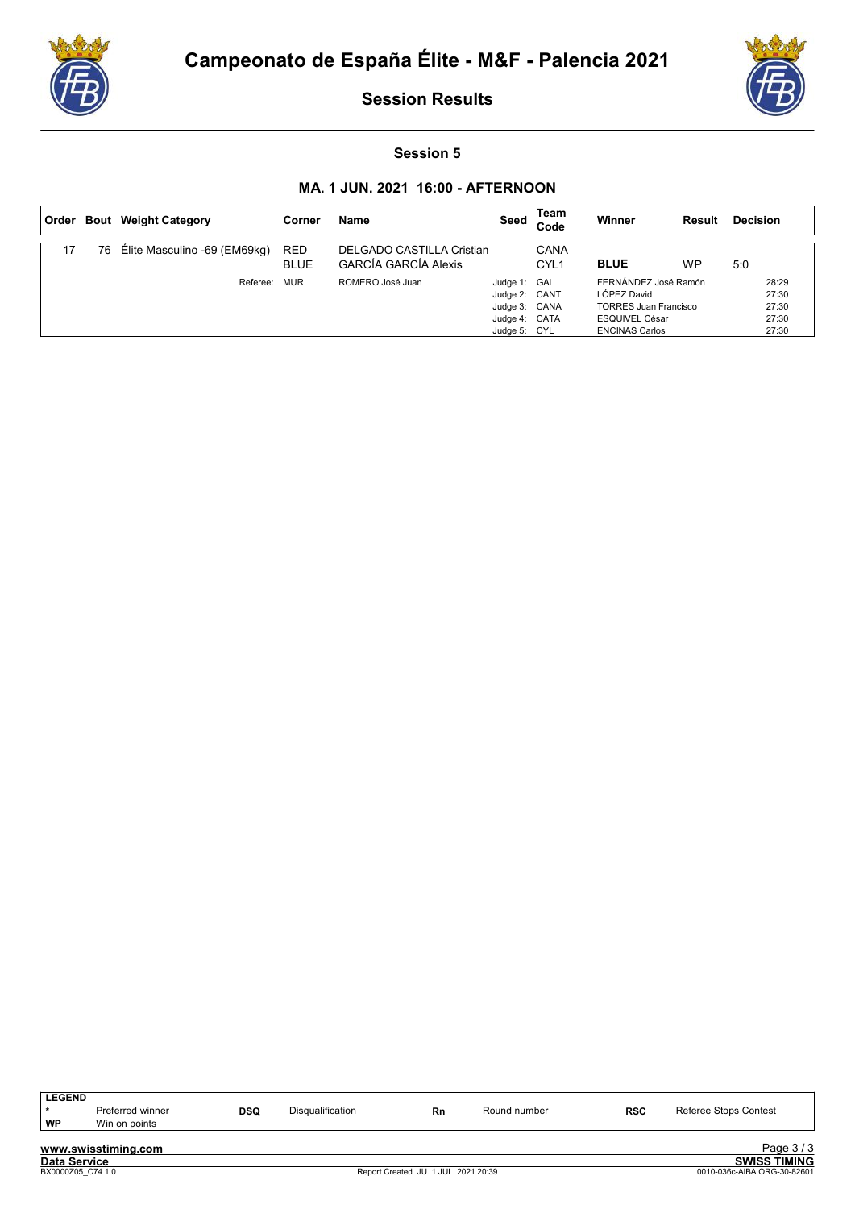# Campeonato de España Élite - M&F - Palencia 2021

## Session Results

### Session 5

### MA. 1 JUN. 2021 16:00 - AFTERNOON

| Order | Bout | Weight Category | Corner | Name | Seed | Team Code | Winner | Result | Decision |
|---|---|---|---|---|---|---|---|---|---|
| 17 | 76 | Élite Masculino -69 (EM69kg) | RED | DELGADO CASTILLA Cristian | | CANA | | | |
| | | | BLUE | GARCÍA GARCÍA Alexis | | CYL1 | **BLUE** | WP | 5:0 |
| | | Referee: | MUR | ROMERO José Juan | Judge 1: | GAL | FERNÁNDEZ José Ramón | | 28:29 |
| | | | | | Judge 2: | CANT | LÓPEZ David | | 27:30 |
| | | | | | Judge 3: | CANA | TORRES Juan Francisco | | 27:30 |
| | | | | | Judge 4: | CATA | ESQUIVEL César | | 27:30 |
| | | | | | Judge 5: | CYL | ENCINAS Carlos | | 27:30 |

| LEGEND | | | | | | | |
|---|---|---|---|---|---|---|---|
| * | Preferred winner | DSQ | Disqualification | Rn | Round number | RSC | Referee Stops Contest |
| WP | Win on points | | | | | | |

www.swisstiming.com
Data Service
BX0000Z05_C74 1.0
Report Created JU. 1 JUL. 2021 20:39
SWISS TIMING
0010-036c-AIBA.ORG-30-82601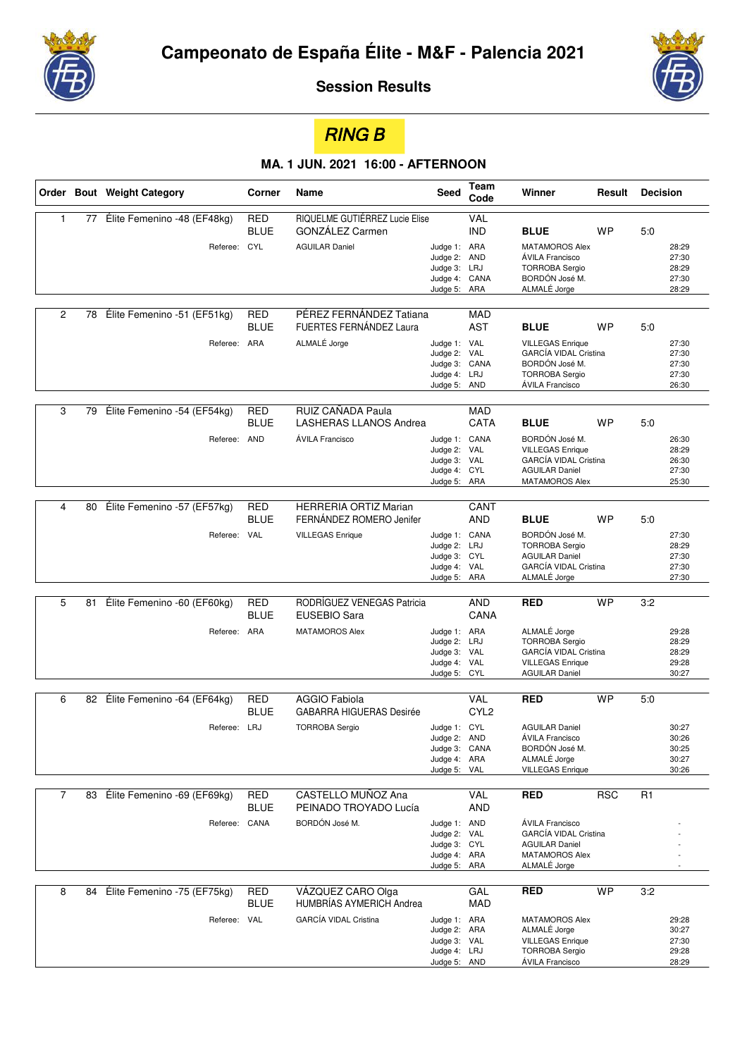# Campeonato de España Élite - M&F - Palencia 2021

## Session Results

### RING B

**MA. 1 JUN. 2021 16:00 - AFTERNOON**

| Order | Bout | Weight Category | Corner | Name | Seed | Team Code | Winner | Result | Decision | |
|---|---|---|---|---|---|---|---|---|---|---|
| 1 | 77 | Élite Femenino -48 (EF48kg) | RED | RIQUELME GUTIÉRREZ Lucie Elise | | VAL | | | | |
| | | | BLUE | GONZÁLEZ Carmen | | IND | **BLUE** | WP | 5:0 | |
| | | Referee: | CYL | AGUILAR Daniel | Judge 1: | ARA | MATAMOROS Alex | | | 28:29 |
| | | | | | Judge 2: | AND | ÁVILA Francisco | | | 27:30 |
| | | | | | Judge 3: | LRJ | TORROBA Sergio | | | 28:29 |
| | | | | | Judge 4: | CANA | BORDÓN José M. | | | 27:30 |
| | | | | | Judge 5: | ARA | ALMALÉ Jorge | | | 28:29 |
| 2 | 78 | Élite Femenino -51 (EF51kg) | RED | PÉREZ FERNÁNDEZ Tatiana | | MAD | | | | |
| | | | BLUE | FUERTES FERNÁNDEZ Laura | | AST | **BLUE** | WP | 5:0 | |
| | | Referee: | ARA | ALMALÉ Jorge | Judge 1: | VAL | VILLEGAS Enrique | | | 27:30 |
| | | | | | Judge 2: | VAL | GARCÍA VIDAL Cristina | | | 27:30 |
| | | | | | Judge 3: | CANA | BORDÓN José M. | | | 27:30 |
| | | | | | Judge 4: | LRJ | TORROBA Sergio | | | 27:30 |
| | | | | | Judge 5: | AND | ÁVILA Francisco | | | 26:30 |
| 3 | 79 | Élite Femenino -54 (EF54kg) | RED | RUIZ CAÑADA Paula | | MAD | | | | |
| | | | BLUE | LASHERAS LLANOS Andrea | | CATA | **BLUE** | WP | 5:0 | |
| | | Referee: | AND | ÁVILA Francisco | Judge 1: | CANA | BORDÓN José M. | | | 26:30 |
| | | | | | Judge 2: | VAL | VILLEGAS Enrique | | | 28:29 |
| | | | | | Judge 3: | VAL | GARCÍA VIDAL Cristina | | | 26:30 |
| | | | | | Judge 4: | CYL | AGUILAR Daniel | | | 27:30 |
| | | | | | Judge 5: | ARA | MATAMOROS Alex | | | 25:30 |
| 4 | 80 | Élite Femenino -57 (EF57kg) | RED | HERRERIA ORTIZ Marian | | CANT | | | | |
| | | | BLUE | FERNÁNDEZ ROMERO Jenifer | | AND | **BLUE** | WP | 5:0 | |
| | | Referee: | VAL | VILLEGAS Enrique | Judge 1: | CANA | BORDÓN José M. | | | 27:30 |
| | | | | | Judge 2: | LRJ | TORROBA Sergio | | | 28:29 |
| | | | | | Judge 3: | CYL | AGUILAR Daniel | | | 27:30 |
| | | | | | Judge 4: | VAL | GARCÍA VIDAL Cristina | | | 27:30 |
| | | | | | Judge 5: | ARA | ALMALÉ Jorge | | | 27:30 |
| 5 | 81 | Élite Femenino -60 (EF60kg) | RED | RODRÍGUEZ VENEGAS Patricia | | AND | **RED** | WP | 3:2 | |
| | | | BLUE | EUSEBIO Sara | | CANA | | | | |
| | | Referee: | ARA | MATAMOROS Alex | Judge 1: | ARA | ALMALÉ Jorge | | | 29:28 |
| | | | | | Judge 2: | LRJ | TORROBA Sergio | | | 28:29 |
| | | | | | Judge 3: | VAL | GARCÍA VIDAL Cristina | | | 28:29 |
| | | | | | Judge 4: | VAL | VILLEGAS Enrique | | | 29:28 |
| | | | | | Judge 5: | CYL | AGUILAR Daniel | | | 30:27 |
| 6 | 82 | Élite Femenino -64 (EF64kg) | RED | AGGIO Fabiola | | VAL | **RED** | WP | 5:0 | |
| | | | BLUE | GABARRA HIGUERAS Desirée | | CYL2 | | | | |
| | | Referee: | LRJ | TORROBA Sergio | Judge 1: | CYL | AGUILAR Daniel | | | 30:27 |
| | | | | | Judge 2: | AND | ÁVILA Francisco | | | 30:26 |
| | | | | | Judge 3: | CANA | BORDÓN José M. | | | 30:25 |
| | | | | | Judge 4: | ARA | ALMALÉ Jorge | | | 30:27 |
| | | | | | Judge 5: | VAL | VILLEGAS Enrique | | | 30:26 |
| 7 | 83 | Élite Femenino -69 (EF69kg) | RED | CASTELLO MUÑOZ Ana | | VAL | **RED** | RSC | R1 | |
| | | | BLUE | PEINADO TROYADO Lucía | | AND | | | | |
| | | Referee: | CANA | BORDÓN José M. | Judge 1: | AND | ÁVILA Francisco | | | - |
| | | | | | Judge 2: | VAL | GARCÍA VIDAL Cristina | | | - |
| | | | | | Judge 3: | CYL | AGUILAR Daniel | | | - |
| | | | | | Judge 4: | ARA | MATAMOROS Alex | | | - |
| | | | | | Judge 5: | ARA | ALMALÉ Jorge | | | - |
| 8 | 84 | Élite Femenino -75 (EF75kg) | RED | VÁZQUEZ CARO Olga | | GAL | **RED** | WP | 3:2 | |
| | | | BLUE | HUMBRÍAS AYMERICH Andrea | | MAD | | | | |
| | | Referee: | VAL | GARCÍA VIDAL Cristina | Judge 1: | ARA | MATAMOROS Alex | | | 29:28 |
| | | | | | Judge 2: | ARA | ALMALÉ Jorge | | | 30:27 |
| | | | | | Judge 3: | VAL | VILLEGAS Enrique | | | 27:30 |
| | | | | | Judge 4: | LRJ | TORROBA Sergio | | | 29:28 |
| | | | | | Judge 5: | AND | ÁVILA Francisco | | | 28:29 |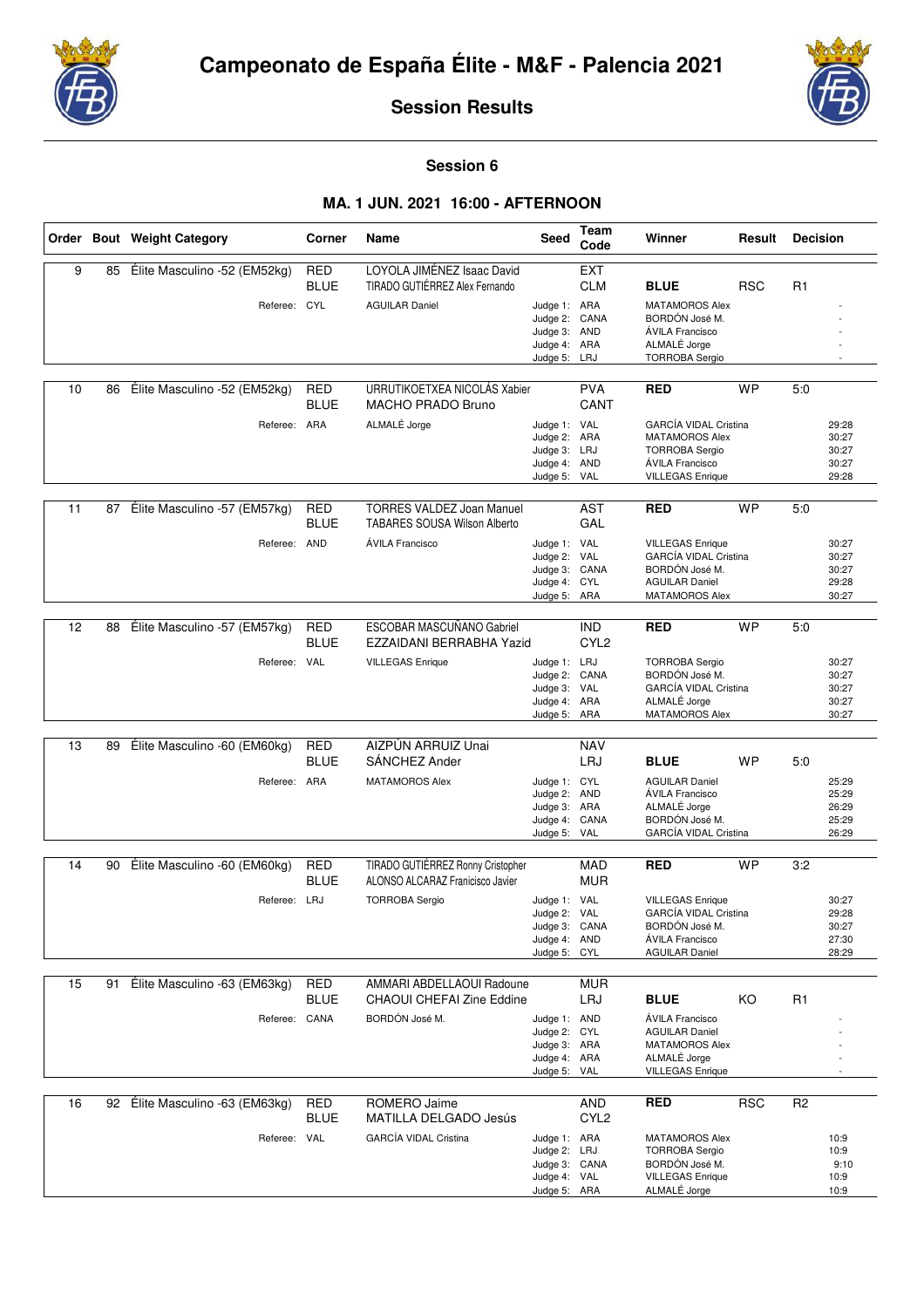# Campeonato de España Élite - M&F - Palencia 2021

## Session Results

### Session 6

### MA. 1 JUN. 2021 16:00 - AFTERNOON

| Order | Bout | Weight Category | Corner | Name | Seed | Team Code | Winner | Result | Decision |
|---|---|---|---|---|---|---|---|---|---|
| 9 | 85 | Élite Masculino -52 (EM52kg) | RED | LOYOLA JIMÉNEZ Isaac David | | EXT | | | |
| | | | BLUE | TIRADO GUTIÉRREZ Alex Fernando | | CLM | **BLUE** | RSC | R1 |
| | | Referee: | CYL | AGUILAR Daniel | Judge 1: | ARA | MATAMOROS Alex | | - |
| | | | | | Judge 2: | CANA | BORDÓN José M. | | - |
| | | | | | Judge 3: | AND | ÁVILA Francisco | | - |
| | | | | | Judge 4: | ARA | ALMALÉ Jorge | | - |
| | | | | | Judge 5: | LRJ | TORROBA Sergio | | - |
| 10 | 86 | Élite Masculino -52 (EM52kg) | RED | URRUTIKOETXEA NICOLÁS Xabier | | PVA | **RED** | WP | 5:0 |
| | | | BLUE | MACHO PRADO Bruno | | CANT | | | |
| | | Referee: | ARA | ALMALÉ Jorge | Judge 1: | VAL | GARCÍA VIDAL Cristina | | 29:28 |
| | | | | | Judge 2: | ARA | MATAMOROS Alex | | 30:27 |
| | | | | | Judge 3: | LRJ | TORROBA Sergio | | 30:27 |
| | | | | | Judge 4: | AND | ÁVILA Francisco | | 30:27 |
| | | | | | Judge 5: | VAL | VILLEGAS Enrique | | 29:28 |
| 11 | 87 | Élite Masculino -57 (EM57kg) | RED | TORRES VALDEZ Joan Manuel | | AST | **RED** | WP | 5:0 |
| | | | BLUE | TABARES SOUSA Wilson Alberto | | GAL | | | |
| | | Referee: | AND | ÁVILA Francisco | Judge 1: | VAL | VILLEGAS Enrique | | 30:27 |
| | | | | | Judge 2: | VAL | GARCÍA VIDAL Cristina | | 30:27 |
| | | | | | Judge 3: | CANA | BORDÓN José M. | | 30:27 |
| | | | | | Judge 4: | CYL | AGUILAR Daniel | | 29:28 |
| | | | | | Judge 5: | ARA | MATAMOROS Alex | | 30:27 |
| 12 | 88 | Élite Masculino -57 (EM57kg) | RED | ESCOBAR MASCUÑANO Gabriel | | IND | **RED** | WP | 5:0 |
| | | | BLUE | EZZAIDANI BERRABHA Yazid | | CYL2 | | | |
| | | Referee: | VAL | VILLEGAS Enrique | Judge 1: | LRJ | TORROBA Sergio | | 30:27 |
| | | | | | Judge 2: | CANA | BORDÓN José M. | | 30:27 |
| | | | | | Judge 3: | VAL | GARCÍA VIDAL Cristina | | 30:27 |
| | | | | | Judge 4: | ARA | ALMALÉ Jorge | | 30:27 |
| | | | | | Judge 5: | ARA | MATAMOROS Alex | | 30:27 |
| 13 | 89 | Élite Masculino -60 (EM60kg) | RED | AIZPÚN ARRUIZ Unai | | NAV | | | |
| | | | BLUE | SÁNCHEZ Ander | | LRJ | **BLUE** | WP | 5:0 |
| | | Referee: | ARA | MATAMOROS Alex | Judge 1: | CYL | AGUILAR Daniel | | 25:29 |
| | | | | | Judge 2: | AND | ÁVILA Francisco | | 25:29 |
| | | | | | Judge 3: | ARA | ALMALÉ Jorge | | 26:29 |
| | | | | | Judge 4: | CANA | BORDÓN José M. | | 25:29 |
| | | | | | Judge 5: | VAL | GARCÍA VIDAL Cristina | | 26:29 |
| 14 | 90 | Élite Masculino -60 (EM60kg) | RED | TIRADO GUTIÉRREZ Ronny Cristopher | | MAD | **RED** | WP | 3:2 |
| | | | BLUE | ALONSO ALCARAZ Francisco Javier | | MUR | | | |
| | | Referee: | LRJ | TORROBA Sergio | Judge 1: | VAL | VILLEGAS Enrique | | 30:27 |
| | | | | | Judge 2: | VAL | GARCÍA VIDAL Cristina | | 29:28 |
| | | | | | Judge 3: | CANA | BORDÓN José M. | | 30:27 |
| | | | | | Judge 4: | AND | ÁVILA Francisco | | 27:30 |
| | | | | | Judge 5: | CYL | AGUILAR Daniel | | 28:29 |
| 15 | 91 | Élite Masculino -63 (EM63kg) | RED | AMMARI ABDELLAOUI Radoune | | MUR | | | |
| | | | BLUE | CHAOUI CHEFAI Zine Eddine | | LRJ | **BLUE** | KO | R1 |
| | | Referee: | CANA | BORDÓN José M. | Judge 1: | AND | ÁVILA Francisco | | - |
| | | | | | Judge 2: | CYL | AGUILAR Daniel | | - |
| | | | | | Judge 3: | ARA | MATAMOROS Alex | | - |
| | | | | | Judge 4: | ARA | ALMALÉ Jorge | | - |
| | | | | | Judge 5: | VAL | VILLEGAS Enrique | | - |
| 16 | 92 | Élite Masculino -63 (EM63kg) | RED | ROMERO Jaime | | AND | **RED** | RSC | R2 |
| | | | BLUE | MATILLA DELGADO Jesús | | CYL2 | | | |
| | | Referee: | VAL | GARCÍA VIDAL Cristina | Judge 1: | ARA | MATAMOROS Alex | | 10:9 |
| | | | | | Judge 2: | LRJ | TORROBA Sergio | | 10:9 |
| | | | | | Judge 3: | CANA | BORDÓN José M. | | 9:10 |
| | | | | | Judge 4: | VAL | VILLEGAS Enrique | | 10:9 |
| | | | | | Judge 5: | ARA | ALMALÉ Jorge | | 10:9 |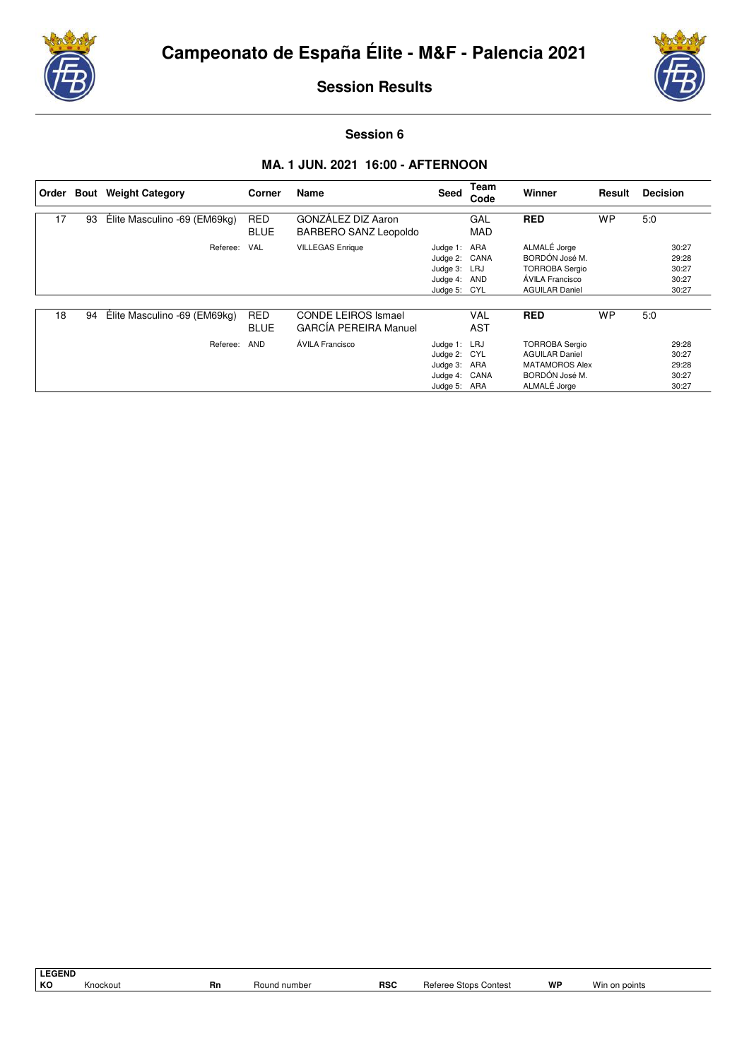# Campeonato de España Élite - M&F - Palencia 2021

## Session Results

### Session 6

### MA. 1 JUN. 2021 16:00 - AFTERNOON

| Order | Bout | Weight Category | Corner | Name | Seed | Team Code | Winner | Result | Decision |
|---|---|---|---|---|---|---|---|---|---|
| 17 | 93 | Élite Masculino -69 (EM69kg) | RED | GONZÁLEZ DIZ Aaron | | GAL | **RED** | WP | 5:0 |
| | | | BLUE | BARBERO SANZ Leopoldo | | MAD | | | |
| | | Referee: | VAL | VILLEGAS Enrique | Judge 1: | ARA | ALMALÉ Jorge | | 30:27 |
| | | | | | Judge 2: | CANA | BORDÓN José M. | | 29:28 |
| | | | | | Judge 3: | LRJ | TORROBA Sergio | | 30:27 |
| | | | | | Judge 4: | AND | ÁVILA Francisco | | 30:27 |
| | | | | | Judge 5: | CYL | AGUILAR Daniel | | 30:27 |
| 18 | 94 | Élite Masculino -69 (EM69kg) | RED | CONDE LEIROS Ismael | | VAL | **RED** | WP | 5:0 |
| | | | BLUE | GARCÍA PEREIRA Manuel | | AST | | | |
| | | Referee: | AND | ÁVILA Francisco | Judge 1: | LRJ | TORROBA Sergio | | 29:28 |
| | | | | | Judge 2: | CYL | AGUILAR Daniel | | 30:27 |
| | | | | | Judge 3: | ARA | MATAMOROS Alex | | 29:28 |
| | | | | | Judge 4: | CANA | BORDÓN José M. | | 30:27 |
| | | | | | Judge 5: | ARA | ALMALÉ Jorge | | 30:27 |

| LEGEND | | | | | | | |
|---|---|---|---|---|---|---|---|
| KO | Knockout | Rn | Round number | RSC | Referee Stops Contest | WP | Win on points |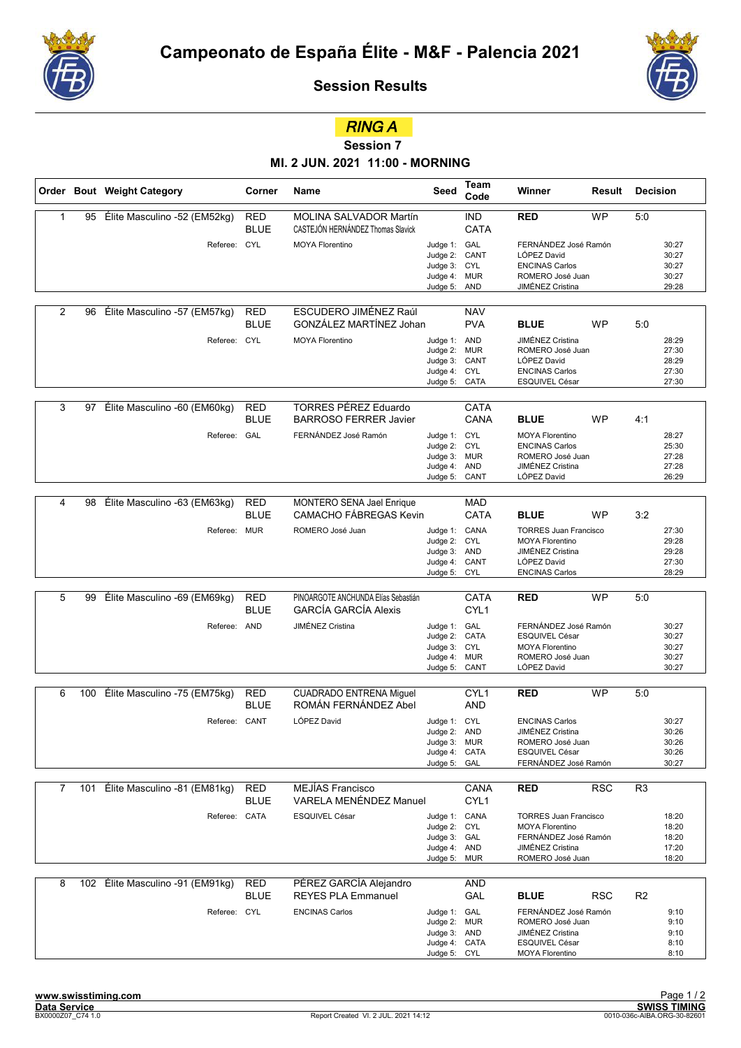# Campeonato de España Élite - M&F - Palencia 2021

## Session Results

### RING A

**Session 7**

**MI. 2 JUN. 2021 11:00 - MORNING**

| Order | Bout | Weight Category | Corner | Name | Seed | Team Code | Winner | Result | Decision |
|---|---|---|---|---|---|---|---|---|---|
| 1 | 95 | Élite Masculino -52 (EM52kg) | RED | MOLINA SALVADOR Martín | | IND | RED | WP | 5:0 |
| | | | BLUE | CASTEJÓN HERNÁNDEZ Thomas Slavick | | CATA | | | |
| | | Referee: | CYL | MOYA Florentino | Judge 1: | GAL | FERNÁNDEZ José Ramón | | 30:27 |
| | | | | | Judge 2: | CANT | LÓPEZ David | | 30:27 |
| | | | | | Judge 3: | CYL | ENCINAS Carlos | | 30:27 |
| | | | | | Judge 4: | MUR | ROMERO José Juan | | 30:27 |
| | | | | | Judge 5: | AND | JIMÉNEZ Cristina | | 29:28 |
| 2 | 96 | Élite Masculino -57 (EM57kg) | RED | ESCUDERO JIMÉNEZ Raúl | | NAV | | | |
| | | | BLUE | GONZÁLEZ MARTÍNEZ Johan | | PVA | BLUE | WP | 5:0 |
| | | Referee: | CYL | MOYA Florentino | Judge 1: | AND | JIMÉNEZ Cristina | | 28:29 |
| | | | | | Judge 2: | MUR | ROMERO José Juan | | 27:30 |
| | | | | | Judge 3: | CANT | LÓPEZ David | | 28:29 |
| | | | | | Judge 4: | CYL | ENCINAS Carlos | | 27:30 |
| | | | | | Judge 5: | CATA | ESQUIVEL César | | 27:30 |
| 3 | 97 | Élite Masculino -60 (EM60kg) | RED | TORRES PÉREZ Eduardo | | CATA | | | |
| | | | BLUE | BARROSO FERRER Javier | | CANA | BLUE | WP | 4:1 |
| | | Referee: | GAL | FERNÁNDEZ José Ramón | Judge 1: | CYL | MOYA Florentino | | 28:27 |
| | | | | | Judge 2: | CYL | ENCINAS Carlos | | 25:30 |
| | | | | | Judge 3: | MUR | ROMERO José Juan | | 27:28 |
| | | | | | Judge 4: | AND | JIMÉNEZ Cristina | | 27:28 |
| | | | | | Judge 5: | CANT | LÓPEZ David | | 26:29 |
| 4 | 98 | Élite Masculino -63 (EM63kg) | RED | MONTERO SENA Jael Enrique | | MAD | | | |
| | | | BLUE | CAMACHO FÁBREGAS Kevin | | CATA | BLUE | WP | 3:2 |
| | | Referee: | MUR | ROMERO José Juan | Judge 1: | CANA | TORRES Juan Francisco | | 27:30 |
| | | | | | Judge 2: | CYL | MOYA Florentino | | 29:28 |
| | | | | | Judge 3: | AND | JIMÉNEZ Cristina | | 29:28 |
| | | | | | Judge 4: | CANT | LÓPEZ David | | 27:30 |
| | | | | | Judge 5: | CYL | ENCINAS Carlos | | 28:29 |
| 5 | 99 | Élite Masculino -69 (EM69kg) | RED | PINOARGOTE ANCHUNDA Elías Sebastián | | CATA | RED | WP | 5:0 |
| | | | BLUE | GARCÍA GARCÍA Alexis | | CYL1 | | | |
| | | Referee: | AND | JIMÉNEZ Cristina | Judge 1: | GAL | FERNÁNDEZ José Ramón | | 30:27 |
| | | | | | Judge 2: | CATA | ESQUIVEL César | | 30:27 |
| | | | | | Judge 3: | CYL | MOYA Florentino | | 30:27 |
| | | | | | Judge 4: | MUR | ROMERO José Juan | | 30:27 |
| | | | | | Judge 5: | CANT | LÓPEZ David | | 30:27 |
| 6 | 100 | Élite Masculino -75 (EM75kg) | RED | CUADRADO ENTRENA Miguel | | CYL1 | RED | WP | 5:0 |
| | | | BLUE | ROMÁN FERNÁNDEZ Abel | | AND | | | |
| | | Referee: | CANT | LÓPEZ David | Judge 1: | CYL | ENCINAS Carlos | | 30:27 |
| | | | | | Judge 2: | AND | JIMÉNEZ Cristina | | 30:26 |
| | | | | | Judge 3: | MUR | ROMERO José Juan | | 30:26 |
| | | | | | Judge 4: | CATA | ESQUIVEL César | | 30:26 |
| | | | | | Judge 5: | GAL | FERNÁNDEZ José Ramón | | 30:27 |
| 7 | 101 | Élite Masculino -81 (EM81kg) | RED | MEJÍAS Francisco | | CANA | RED | RSC | R3 |
| | | | BLUE | VARELA MENÉNDEZ Manuel | | CYL1 | | | |
| | | Referee: | CATA | ESQUIVEL César | Judge 1: | CANA | TORRES Juan Francisco | | 18:20 |
| | | | | | Judge 2: | CYL | MOYA Florentino | | 18:20 |
| | | | | | Judge 3: | GAL | FERNÁNDEZ José Ramón | | 18:20 |
| | | | | | Judge 4: | AND | JIMÉNEZ Cristina | | 17:20 |
| | | | | | Judge 5: | MUR | ROMERO José Juan | | 18:20 |
| 8 | 102 | Élite Masculino -91 (EM91kg) | RED | PÉREZ GARCÍA Alejandro | | AND | | | |
| | | | BLUE | REYES PLA Emmanuel | | GAL | BLUE | RSC | R2 |
| | | Referee: | CYL | ENCINAS Carlos | Judge 1: | GAL | FERNÁNDEZ José Ramón | | 9:10 |
| | | | | | Judge 2: | MUR | ROMERO José Juan | | 9:10 |
| | | | | | Judge 3: | AND | JIMÉNEZ Cristina | | 9:10 |
| | | | | | Judge 4: | CATA | ESQUIVEL César | | 8:10 |
| | | | | | Judge 5: | CYL | MOYA Florentino | | 8:10 |

www.swisstiming.com

Data Service — SWISS TIMING

BX0000Z07_C74 1.0 — Report Created VI. 2 JUL. 2021 14:12 — 0010-036c-AIBA.ORG-30-82601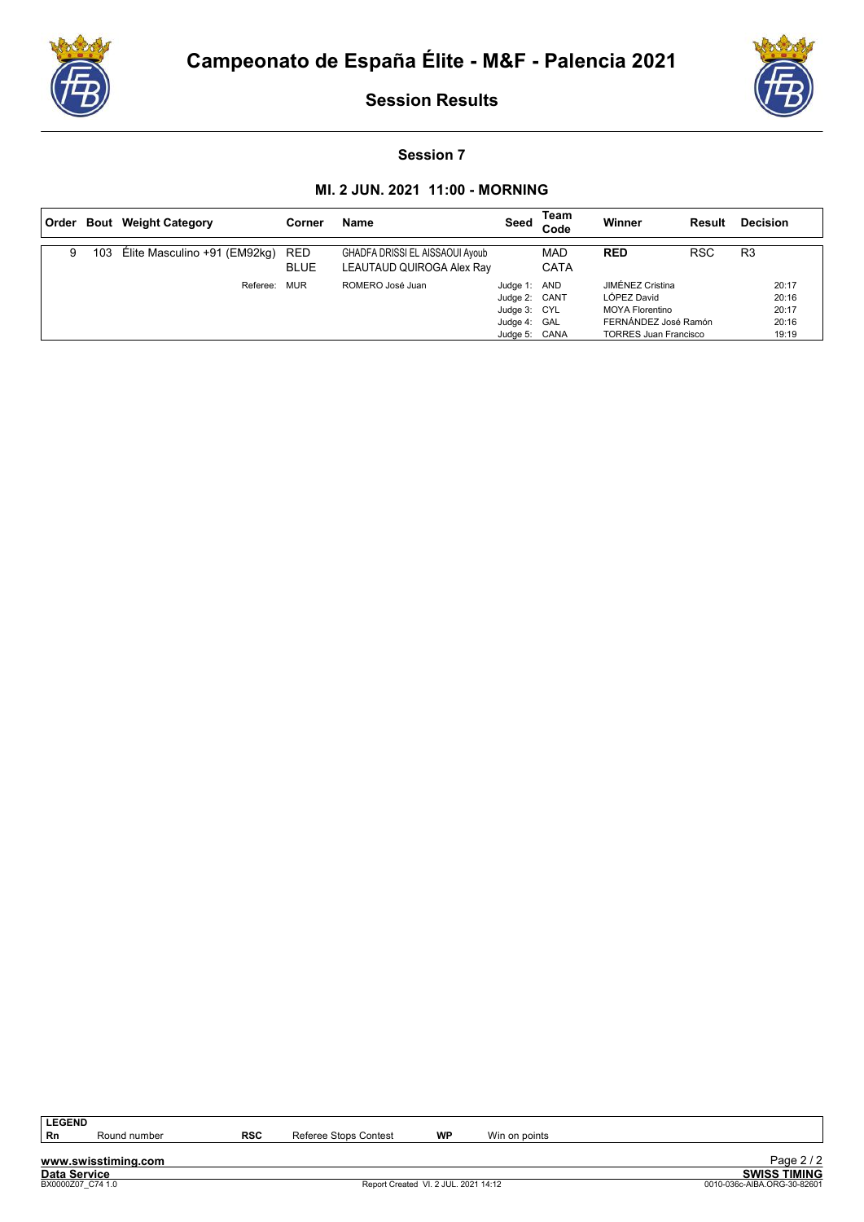# Campeonato de España Élite - M&F - Palencia 2021

## Session Results

### Session 7

### MI. 2 JUN. 2021 11:00 - MORNING

| Order | Bout | Weight Category | Corner | Name | Seed | Team Code | Winner | Result | Decision |
|---|---|---|---|---|---|---|---|---|---|
| 9 | 103 | Élite Masculino +91 (EM92kg) | RED | GHADFA DRISSI EL AISSAOUI Ayoub | | MAD | **RED** | RSC | R3 |
| | | | BLUE | LEAUTAUD QUIROGA Alex Ray | | CATA | | | |
| | | Referee: | MUR | ROMERO José Juan | Judge 1: | AND | JIMÉNEZ Cristina | | 20:17 |
| | | | | | Judge 2: | CANT | LÓPEZ David | | 20:16 |
| | | | | | Judge 3: | CYL | MOYA Florentino | | 20:17 |
| | | | | | Judge 4: | GAL | FERNÁNDEZ José Ramón | | 20:16 |
| | | | | | Judge 5: | CANA | TORRES Juan Francisco | | 19:19 |

| LEGEND | | | | | |
|---|---|---|---|---|---|
| Rn | Round number | RSC | Referee Stops Contest | WP | Win on points |

www.swisstiming.com
Data Service
BX0000Z07_C74 1.0
Report Created VI. 2 JUL. 2021 14:12
SWISS TIMING
0010-036c-AIBA.ORG-30-82601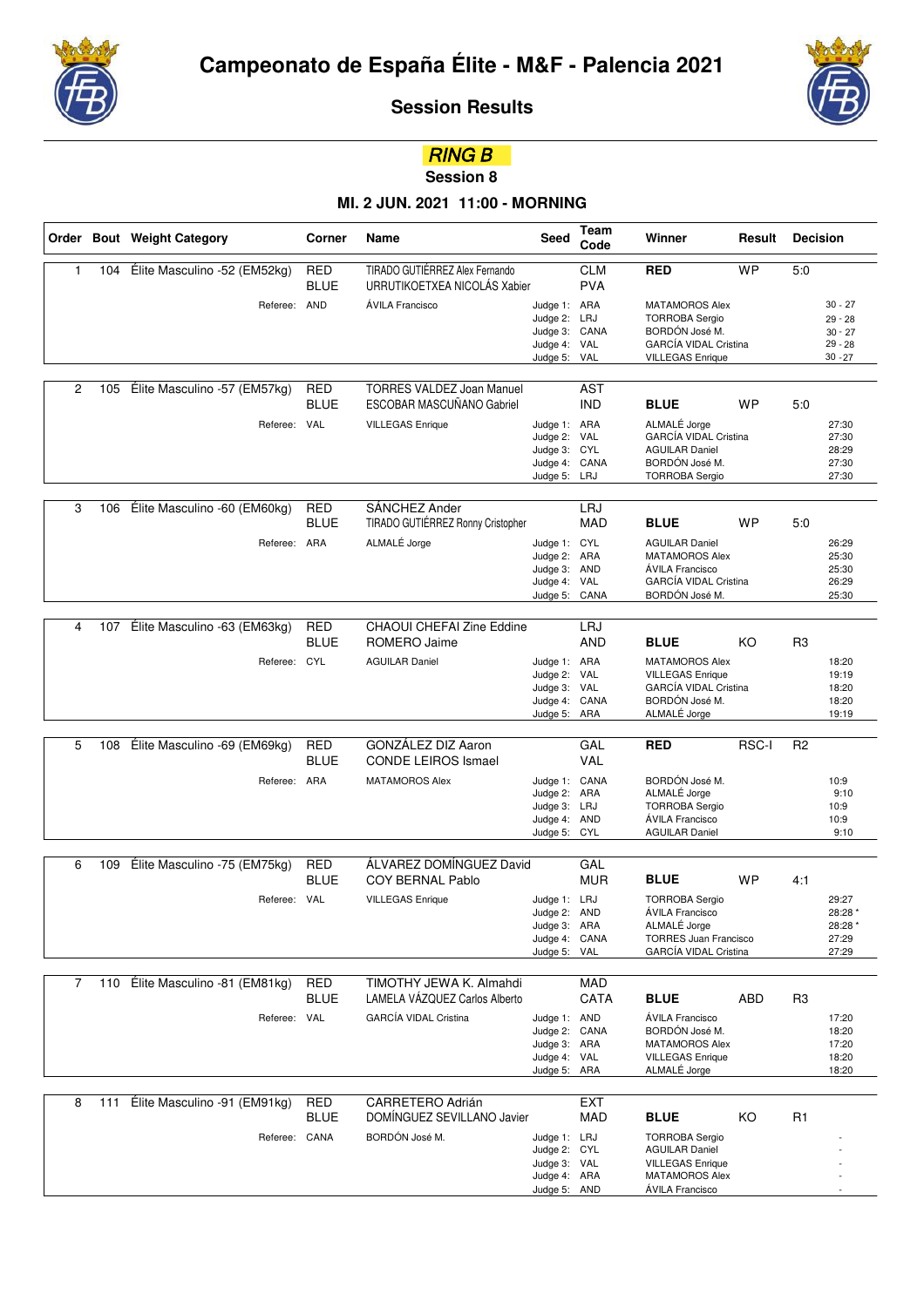# Campeonato de España Élite - M&F - Palencia 2021

## Session Results

### RING B

**Session 8**

**MI. 2 JUN. 2021 11:00 - MORNING**

| Order | Bout | Weight Category | Corner | Name | Seed | Team Code | Winner | Result | Decision |
|---|---|---|---|---|---|---|---|---|---|
| 1 | 104 | Élite Masculino -52 (EM52kg) | RED | TIRADO GUTIÉRREZ Alex Fernando | | CLM | RED | WP | 5:0 |
| | | | BLUE | URRUTIKOETXEA NICOLÁS Xabier | | PVA | | | |
| | | Referee: | AND | ÁVILA Francisco | Judge 1: | ARA | MATAMOROS Alex | | 30 - 27 |
| | | | | | Judge 2: | LRJ | TORROBA Sergio | | 29 - 28 |
| | | | | | Judge 3: | CANA | BORDÓN José M. | | 30 - 27 |
| | | | | | Judge 4: | VAL | GARCÍA VIDAL Cristina | | 29 - 28 |
| | | | | | Judge 5: | VAL | VILLEGAS Enrique | | 30 - 27 |
| 2 | 105 | Élite Masculino -57 (EM57kg) | RED | TORRES VALDEZ Joan Manuel | | AST | | | |
| | | | BLUE | ESCOBAR MASCUÑANO Gabriel | | IND | BLUE | WP | 5:0 |
| | | Referee: | VAL | VILLEGAS Enrique | Judge 1: | ARA | ALMALÉ Jorge | | 27:30 |
| | | | | | Judge 2: | VAL | GARCÍA VIDAL Cristina | | 27:30 |
| | | | | | Judge 3: | CYL | AGUILAR Daniel | | 28:29 |
| | | | | | Judge 4: | CANA | BORDÓN José M. | | 27:30 |
| | | | | | Judge 5: | LRJ | TORROBA Sergio | | 27:30 |
| 3 | 106 | Élite Masculino -60 (EM60kg) | RED | SÁNCHEZ Ander | | LRJ | | | |
| | | | BLUE | TIRADO GUTIÉRREZ Ronny Cristopher | | MAD | BLUE | WP | 5:0 |
| | | Referee: | ARA | ALMALÉ Jorge | Judge 1: | CYL | AGUILAR Daniel | | 26:29 |
| | | | | | Judge 2: | ARA | MATAMOROS Alex | | 25:30 |
| | | | | | Judge 3: | AND | ÁVILA Francisco | | 25:30 |
| | | | | | Judge 4: | VAL | GARCÍA VIDAL Cristina | | 26:29 |
| | | | | | Judge 5: | CANA | BORDÓN José M. | | 25:30 |
| 4 | 107 | Élite Masculino -63 (EM63kg) | RED | CHAOUI CHEFAI Zine Eddine | | LRJ | | | |
| | | | BLUE | ROMERO Jaime | | AND | BLUE | KO | R3 |
| | | Referee: | CYL | AGUILAR Daniel | Judge 1: | ARA | MATAMOROS Alex | | 18:20 |
| | | | | | Judge 2: | VAL | VILLEGAS Enrique | | 19:19 |
| | | | | | Judge 3: | VAL | GARCÍA VIDAL Cristina | | 18:20 |
| | | | | | Judge 4: | CANA | BORDÓN José M. | | 18:20 |
| | | | | | Judge 5: | ARA | ALMALÉ Jorge | | 19:19 |
| 5 | 108 | Élite Masculino -69 (EM69kg) | RED | GONZÁLEZ DIZ Aaron | | GAL | RED | RSC-I | R2 |
| | | | BLUE | CONDE LEIROS Ismael | | VAL | | | |
| | | Referee: | ARA | MATAMOROS Alex | Judge 1: | CANA | BORDÓN José M. | | 10:9 |
| | | | | | Judge 2: | ARA | ALMALÉ Jorge | | 9:10 |
| | | | | | Judge 3: | LRJ | TORROBA Sergio | | 10:9 |
| | | | | | Judge 4: | AND | ÁVILA Francisco | | 10:9 |
| | | | | | Judge 5: | CYL | AGUILAR Daniel | | 9:10 |
| 6 | 109 | Élite Masculino -75 (EM75kg) | RED | ÁLVAREZ DOMÍNGUEZ David | | GAL | | | |
| | | | BLUE | COY BERNAL Pablo | | MUR | BLUE | WP | 4:1 |
| | | Referee: | VAL | VILLEGAS Enrique | Judge 1: | LRJ | TORROBA Sergio | | 29:27 |
| | | | | | Judge 2: | AND | ÁVILA Francisco | | 28:28 * |
| | | | | | Judge 3: | ARA | ALMALÉ Jorge | | 28:28 * |
| | | | | | Judge 4: | CANA | TORRES Juan Francisco | | 27:29 |
| | | | | | Judge 5: | VAL | GARCÍA VIDAL Cristina | | 27:29 |
| 7 | 110 | Élite Masculino -81 (EM81kg) | RED | TIMOTHY JEWA K. Almahdi | | MAD | | | |
| | | | BLUE | LAMELA VÁZQUEZ Carlos Alberto | | CATA | BLUE | ABD | R3 |
| | | Referee: | VAL | GARCÍA VIDAL Cristina | Judge 1: | AND | ÁVILA Francisco | | 17:20 |
| | | | | | Judge 2: | CANA | BORDÓN José M. | | 18:20 |
| | | | | | Judge 3: | ARA | MATAMOROS Alex | | 17:20 |
| | | | | | Judge 4: | VAL | VILLEGAS Enrique | | 18:20 |
| | | | | | Judge 5: | ARA | ALMALÉ Jorge | | 18:20 |
| 8 | 111 | Élite Masculino -91 (EM91kg) | RED | CARRETERO Adrián | | EXT | | | |
| | | | BLUE | DOMÍNGUEZ SEVILLANO Javier | | MAD | BLUE | KO | R1 |
| | | Referee: | CANA | BORDÓN José M. | Judge 1: | LRJ | TORROBA Sergio | | - |
| | | | | | Judge 2: | CYL | AGUILAR Daniel | | - |
| | | | | | Judge 3: | VAL | VILLEGAS Enrique | | - |
| | | | | | Judge 4: | ARA | MATAMOROS Alex | | - |
| | | | | | Judge 5: | AND | ÁVILA Francisco | | - |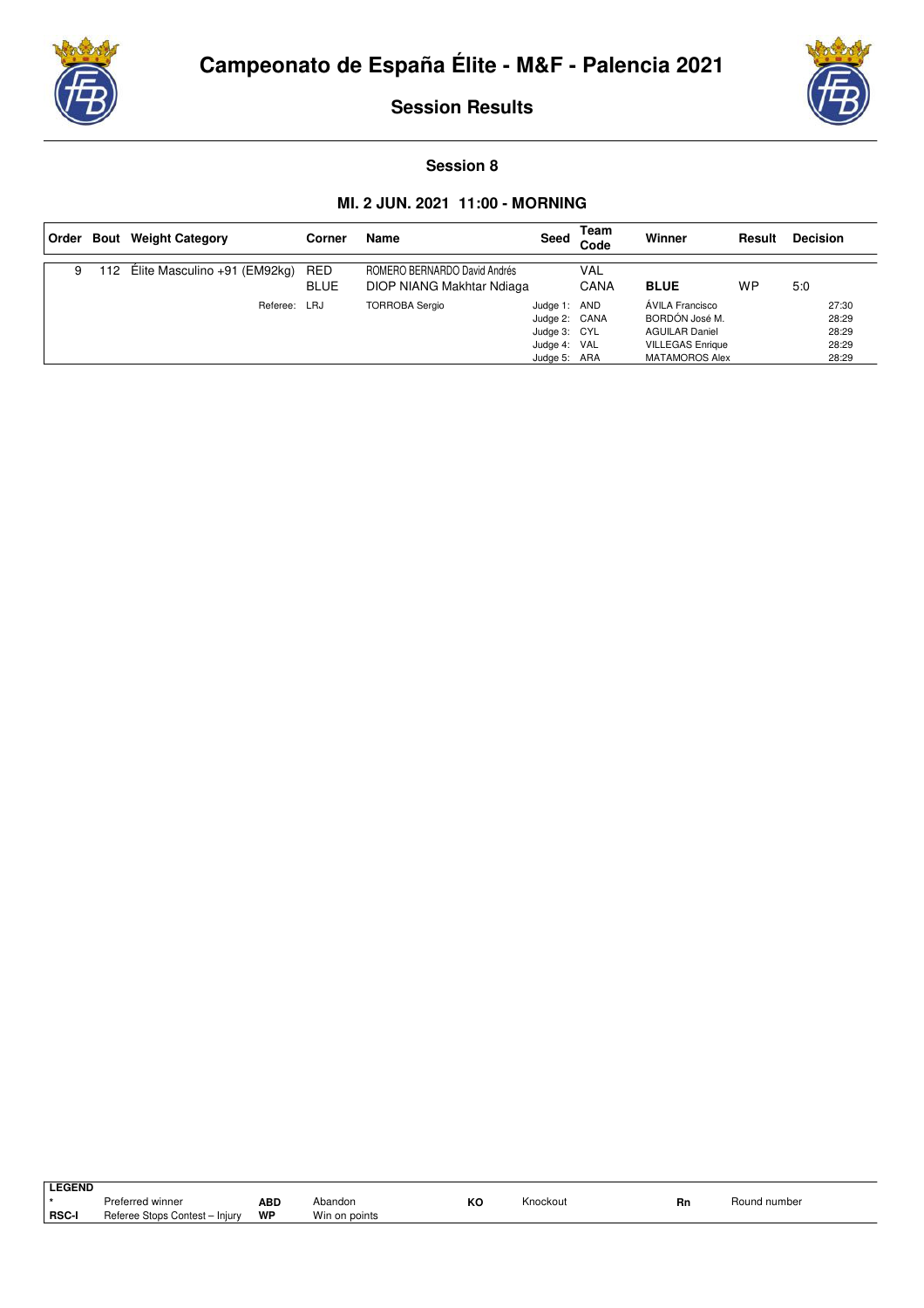# Campeonato de España Élite - M&F - Palencia 2021

## Session Results

### Session 8

### MI. 2 JUN. 2021 11:00 - MORNING

| Order | Bout | Weight Category | Corner | Name | Seed | Team Code | Winner | Result | Decision |
|---|---|---|---|---|---|---|---|---|---|
| 9 | 112 | Élite Masculino +91 (EM92kg) | RED | ROMERO BERNARDO David Andrés | | VAL | | | |
| | | | BLUE | DIOP NIANG Makhtar Ndiaga | | CANA | **BLUE** | WP | 5:0 |
| | | Referee: | LRJ | TORROBA Sergio | Judge 1: | AND | ÁVILA Francisco | | 27:30 |
| | | | | | Judge 2: | CANA | BORDÓN José M. | | 28:29 |
| | | | | | Judge 3: | CYL | AGUILAR Daniel | | 28:29 |
| | | | | | Judge 4: | VAL | VILLEGAS Enrique | | 28:29 |
| | | | | | Judge 5: | ARA | MATAMOROS Alex | | 28:29 |

**LEGEND**

| | | | | | | | |
|---|---|---|---|---|---|---|---|
| * | Preferred winner | ABD | Abandon | KO | Knockout | Rn | Round number |
| RSC-I | Referee Stops Contest – Injury | WP | Win on points | | | | |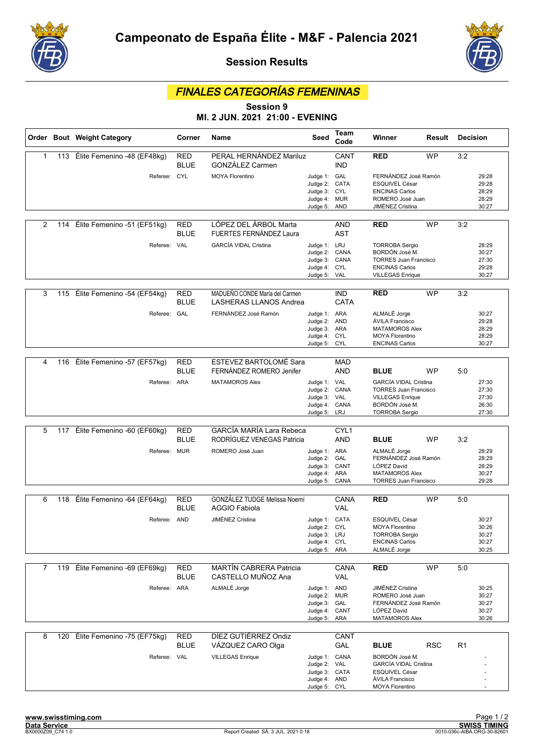# Campeonato de España Élite - M&F - Palencia 2021

## Session Results

### FINALES CATEGORÍAS FEMENINAS

**Session 9**
**MI. 2 JUN. 2021 21:00 - EVENING**

| Order | Bout | Weight Category | Corner | Name | Seed | Team Code | Winner | Result | Decision |
|---|---|---|---|---|---|---|---|---|---|
| 1 | 113 | Élite Femenino -48 (EF48kg) | RED | PERAL HERNÁNDEZ Mariluz | | CANT | RED | WP | 3:2 |
| | | | BLUE | GONZÁLEZ Carmen | | IND | | | |
| | | Referee: CYL | | MOYA Florentino | Judge 1: | GAL | FERNÁNDEZ José Ramón | | 29:28 |
| | | | | | Judge 2: | CATA | ESQUIVEL César | | 29:28 |
| | | | | | Judge 3: | CYL | ENCINAS Carlos | | 28:29 |
| | | | | | Judge 4: | MUR | ROMERO José Juan | | 28:29 |
| | | | | | Judge 5: | AND | JIMÉNEZ Cristina | | 30:27 |
| 2 | 114 | Élite Femenino -51 (EF51kg) | RED | LÓPEZ DEL ÁRBOL Marta | | AND | RED | WP | 3:2 |
| | | | BLUE | FUERTES FERNÁNDEZ Laura | | AST | | | |
| | | Referee: VAL | | GARCÍA VIDAL Cristina | Judge 1: | LRJ | TORROBA Sergio | | 28:29 |
| | | | | | Judge 2: | CANA | BORDÓN José M. | | 30:27 |
| | | | | | Judge 3: | CANA | TORRES Juan Francisco | | 27:30 |
| | | | | | Judge 4: | CYL | ENCINAS Carlos | | 29:28 |
| | | | | | Judge 5: | VAL | VILLEGAS Enrique | | 30:27 |
| 3 | 115 | Élite Femenino -54 (EF54kg) | RED | MADUEÑO CONDE María del Carmen | | IND | RED | WP | 3:2 |
| | | | BLUE | LASHERAS LLANOS Andrea | | CATA | | | |
| | | Referee: GAL | | FERNÁNDEZ José Ramón | Judge 1: | ARA | ALMALÉ Jorge | | 30:27 |
| | | | | | Judge 2: | AND | ÁVILA Francisco | | 29:28 |
| | | | | | Judge 3: | ARA | MATAMOROS Alex | | 28:29 |
| | | | | | Judge 4: | CYL | MOYA Florentino | | 28:29 |
| | | | | | Judge 5: | CYL | ENCINAS Carlos | | 30:27 |
| 4 | 116 | Élite Femenino -57 (EF57kg) | RED | ESTEVEZ BARTOLOMÉ Sara | | MAD | | | |
| | | | BLUE | FERNÁNDEZ ROMERO Jenifer | | AND | BLUE | WP | 5:0 |
| | | Referee: ARA | | MATAMOROS Alex | Judge 1: | VAL | GARCÍA VIDAL Cristina | | 27:30 |
| | | | | | Judge 2: | CANA | TORRES Juan Francisco | | 27:30 |
| | | | | | Judge 3: | VAL | VILLEGAS Enrique | | 27:30 |
| | | | | | Judge 4: | CANA | BORDÓN José M. | | 26:30 |
| | | | | | Judge 5: | LRJ | TORROBA Sergio | | 27:30 |
| 5 | 117 | Élite Femenino -60 (EF60kg) | RED | GARCÍA MARÍA Lara Rebeca | | CYL1 | | | |
| | | | BLUE | RODRÍGUEZ VENEGAS Patricia | | AND | BLUE | WP | 3:2 |
| | | Referee: MUR | | ROMERO José Juan | Judge 1: | ARA | ALMALÉ Jorge | | 28:29 |
| | | | | | Judge 2: | GAL | FERNÁNDEZ José Ramón | | 28:29 |
| | | | | | Judge 3: | CANT | LÓPEZ David | | 28:29 |
| | | | | | Judge 4: | ARA | MATAMOROS Alex | | 30:27 |
| | | | | | Judge 5: | CANA | TORRES Juan Francisco | | 29:28 |
| 6 | 118 | Élite Femenino -64 (EF64kg) | RED | GONZÁLEZ TUDGE Melissa Noemí | | CANA | RED | WP | 5:0 |
| | | | BLUE | AGGIO Fabiola | | VAL | | | |
| | | Referee: AND | | JIMÉNEZ Cristina | Judge 1: | CATA | ESQUIVEL César | | 30:27 |
| | | | | | Judge 2: | CYL | MOYA Florentino | | 30:26 |
| | | | | | Judge 3: | LRJ | TORROBA Sergio | | 30:27 |
| | | | | | Judge 4: | CYL | ENCINAS Carlos | | 30:27 |
| | | | | | Judge 5: | ARA | ALMALÉ Jorge | | 30:25 |
| 7 | 119 | Élite Femenino -69 (EF69kg) | RED | MARTÍN CABRERA Patricia | | CANA | RED | WP | 5:0 |
| | | | BLUE | CASTELLO MUÑOZ Ana | | VAL | | | |
| | | Referee: ARA | | ALMALÉ Jorge | Judge 1: | AND | JIMÉNEZ Cristina | | 30:25 |
| | | | | | Judge 2: | MUR | ROMERO José Juan | | 30:27 |
| | | | | | Judge 3: | GAL | FERNÁNDEZ José Ramón | | 30:27 |
| | | | | | Judge 4: | CANT | LÓPEZ David | | 30:27 |
| | | | | | Judge 5: | ARA | MATAMOROS Alex | | 30:26 |
| 8 | 120 | Élite Femenino -75 (EF75kg) | RED | DÍEZ GUTIÉRREZ Ondiz | | CANT | | | |
| | | | BLUE | VÁZQUEZ CARO Olga | | GAL | BLUE | RSC | R1 |
| | | Referee: VAL | | VILLEGAS Enrique | Judge 1: | CANA | BORDÓN José M. | | - |
| | | | | | Judge 2: | VAL | GARCÍA VIDAL Cristina | | - |
| | | | | | Judge 3: | CATA | ESQUIVEL César | | - |
| | | | | | Judge 4: | AND | ÁVILA Francisco | | - |
| | | | | | Judge 5: | CYL | MOYA Florentino | | - |

www.swisstiming.com
Data Service — SWISS TIMING
BX0000Z09_C74 1.0 — Report Created SÁ. 3 JUL. 2021 0:18 — 0010-036c-AIBA.ORG-30-82601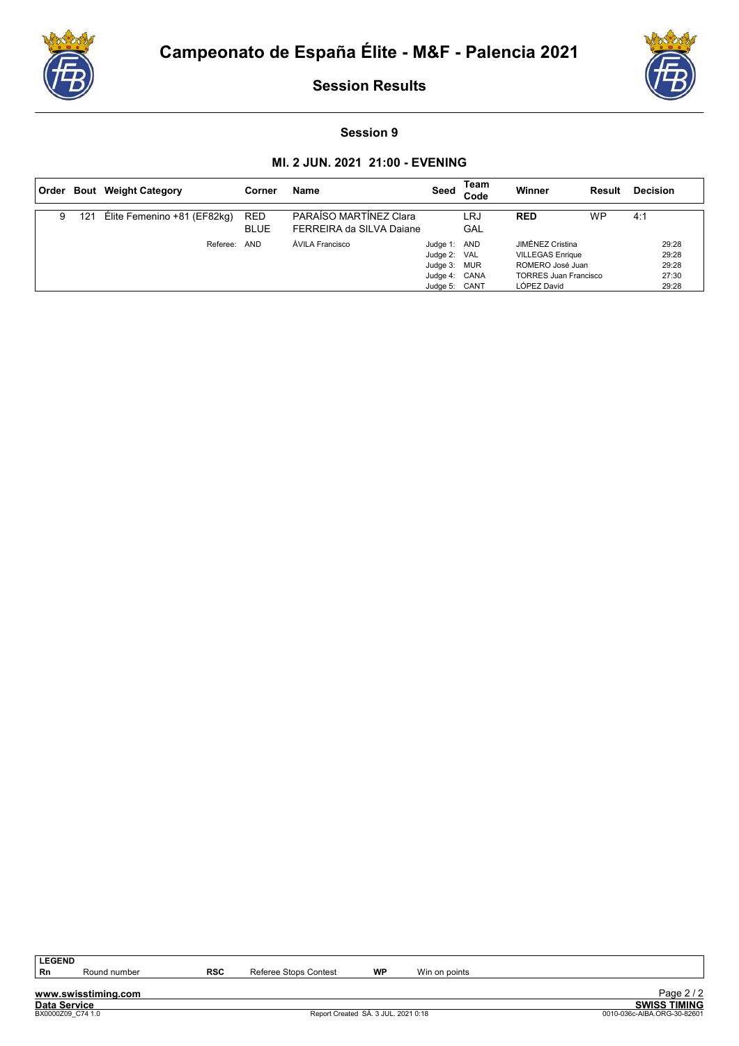# Campeonato de España Élite - M&F - Palencia 2021

## Session Results

### Session 9

### MI. 2 JUN. 2021 21:00 - EVENING

| Order | Bout | Weight Category | Corner | Name | Seed | Team Code | Winner | Result | Decision |
|---|---|---|---|---|---|---|---|---|---|
| 9 | 121 | Élite Femenino +81 (EF82kg) | RED | PARAÍSO MARTÍNEZ Clara | | LRJ | **RED** | WP | 4:1 |
| | | | BLUE | FERREIRA da SILVA Daiane | | GAL | | | |
| | | Referee: | AND | ÁVILA Francisco | Judge 1: | AND | JIMÉNEZ Cristina | | 29:28 |
| | | | | | Judge 2: | VAL | VILLEGAS Enrique | | 29:28 |
| | | | | | Judge 3: | MUR | ROMERO José Juan | | 29:28 |
| | | | | | Judge 4: | CANA | TORRES Juan Francisco | | 27:30 |
| | | | | | Judge 5: | CANT | LÓPEZ David | | 29:28 |

**LEGEND**

| | | | | | |
|---|---|---|---|---|---|
| **Rn** | Round number | **RSC** | Referee Stops Contest | **WP** | Win on points |

www.swisstiming.com

**Data Service**

BX0000Z09_C74 1.0

Report Created SÁ. 3 JUL. 2021 0:18

**SWISS TIMING**

0010-036c-AIBA.ORG-30-82601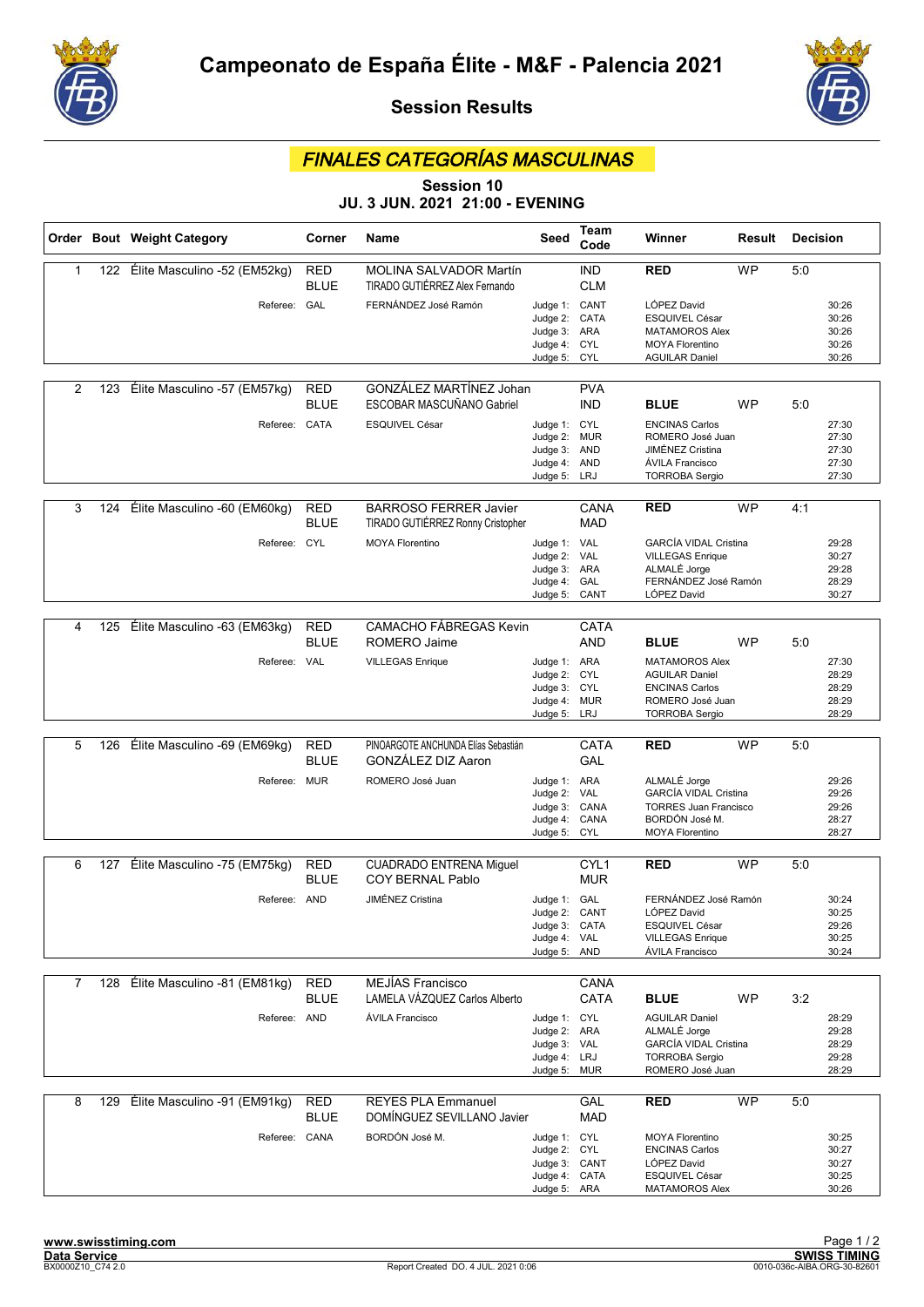# Campeonato de España Élite - M&F - Palencia 2021

## Session Results

### FINALES CATEGORÍAS MASCULINAS

**Session 10**
**JU. 3 JUN. 2021 21:00 - EVENING**

| Order | Bout | Weight Category | Corner | Name | Seed | Team Code | Winner | Result | Decision |
|---|---|---|---|---|---|---|---|---|---|
| 1 | 122 | Élite Masculino -52 (EM52kg) | RED | MOLINA SALVADOR Martín | | IND | RED | WP | 5:0 |
| | | | BLUE | TIRADO GUTIÉRREZ Alex Fernando | | CLM | | | |
| | | Referee: GAL | | FERNÁNDEZ José Ramón | Judge 1: | CANT | LÓPEZ David | | 30:26 |
| | | | | | Judge 2: | CATA | ESQUIVEL César | | 30:26 |
| | | | | | Judge 3: | ARA | MATAMOROS Alex | | 30:26 |
| | | | | | Judge 4: | CYL | MOYA Florentino | | 30:26 |
| | | | | | Judge 5: | CYL | AGUILAR Daniel | | 30:26 |
| 2 | 123 | Élite Masculino -57 (EM57kg) | RED | GONZÁLEZ MARTÍNEZ Johan | | PVA | | | |
| | | | BLUE | ESCOBAR MASCUÑANO Gabriel | | IND | BLUE | WP | 5:0 |
| | | Referee: CATA | | ESQUIVEL César | Judge 1: | CYL | ENCINAS Carlos | | 27:30 |
| | | | | | Judge 2: | MUR | ROMERO José Juan | | 27:30 |
| | | | | | Judge 3: | AND | JIMÉNEZ Cristina | | 27:30 |
| | | | | | Judge 4: | AND | ÁVILA Francisco | | 27:30 |
| | | | | | Judge 5: | LRJ | TORROBA Sergio | | 27:30 |
| 3 | 124 | Élite Masculino -60 (EM60kg) | RED | BARROSO FERRER Javier | | CANA | RED | WP | 4:1 |
| | | | BLUE | TIRADO GUTIÉRREZ Ronny Cristopher | | MAD | | | |
| | | Referee: CYL | | MOYA Florentino | Judge 1: | VAL | GARCÍA VIDAL Cristina | | 29:28 |
| | | | | | Judge 2: | VAL | VILLEGAS Enrique | | 30:27 |
| | | | | | Judge 3: | ARA | ALMALÉ Jorge | | 29:28 |
| | | | | | Judge 4: | GAL | FERNÁNDEZ José Ramón | | 28:29 |
| | | | | | Judge 5: | CANT | LÓPEZ David | | 30:27 |
| 4 | 125 | Élite Masculino -63 (EM63kg) | RED | CAMACHO FÁBREGAS Kevin | | CATA | | | |
| | | | BLUE | ROMERO Jaime | | AND | BLUE | WP | 5:0 |
| | | Referee: VAL | | VILLEGAS Enrique | Judge 1: | ARA | MATAMOROS Alex | | 27:30 |
| | | | | | Judge 2: | CYL | AGUILAR Daniel | | 28:29 |
| | | | | | Judge 3: | CYL | ENCINAS Carlos | | 28:29 |
| | | | | | Judge 4: | MUR | ROMERO José Juan | | 28:29 |
| | | | | | Judge 5: | LRJ | TORROBA Sergio | | 28:29 |
| 5 | 126 | Élite Masculino -69 (EM69kg) | RED | PINOARGOTE ANCHUNDA Elías Sebastián | | CATA | RED | WP | 5:0 |
| | | | BLUE | GONZÁLEZ DIZ Aaron | | GAL | | | |
| | | Referee: MUR | | ROMERO José Juan | Judge 1: | ARA | ALMALÉ Jorge | | 29:26 |
| | | | | | Judge 2: | VAL | GARCÍA VIDAL Cristina | | 29:26 |
| | | | | | Judge 3: | CANA | TORRES Juan Francisco | | 29:26 |
| | | | | | Judge 4: | CANA | BORDÓN José M. | | 28:27 |
| | | | | | Judge 5: | CYL | MOYA Florentino | | 28:27 |
| 6 | 127 | Élite Masculino -75 (EM75kg) | RED | CUADRADO ENTRENA Miguel | | CYL1 | RED | WP | 5:0 |
| | | | BLUE | COY BERNAL Pablo | | MUR | | | |
| | | Referee: AND | | JIMÉNEZ Cristina | Judge 1: | GAL | FERNÁNDEZ José Ramón | | 30:24 |
| | | | | | Judge 2: | CANT | LÓPEZ David | | 30:25 |
| | | | | | Judge 3: | CATA | ESQUIVEL César | | 29:26 |
| | | | | | Judge 4: | VAL | VILLEGAS Enrique | | 30:25 |
| | | | | | Judge 5: | AND | ÁVILA Francisco | | 30:24 |
| 7 | 128 | Élite Masculino -81 (EM81kg) | RED | MEJÍAS Francisco | | CANA | | | |
| | | | BLUE | LAMELA VÁZQUEZ Carlos Alberto | | CATA | BLUE | WP | 3:2 |
| | | Referee: AND | | ÁVILA Francisco | Judge 1: | CYL | AGUILAR Daniel | | 28:29 |
| | | | | | Judge 2: | ARA | ALMALÉ Jorge | | 29:28 |
| | | | | | Judge 3: | VAL | GARCÍA VIDAL Cristina | | 28:29 |
| | | | | | Judge 4: | LRJ | TORROBA Sergio | | 29:28 |
| | | | | | Judge 5: | MUR | ROMERO José Juan | | 28:29 |
| 8 | 129 | Élite Masculino -91 (EM91kg) | RED | REYES PLA Emmanuel | | GAL | RED | WP | 5:0 |
| | | | BLUE | DOMÍNGUEZ SEVILLANO Javier | | MAD | | | |
| | | Referee: CANA | | BORDÓN José M. | Judge 1: | CYL | MOYA Florentino | | 30:25 |
| | | | | | Judge 2: | CYL | ENCINAS Carlos | | 30:27 |
| | | | | | Judge 3: | CANT | LÓPEZ David | | 30:27 |
| | | | | | Judge 4: | CATA | ESQUIVEL César | | 30:25 |
| | | | | | Judge 5: | ARA | MATAMOROS Alex | | 30:26 |

www.swisstiming.com

Data Service — SWISS TIMING

BX0000Z10_C74 2.0 — Report Created DO. 4 JUL. 2021 0:06 — 0010-036c-AIBA.ORG-30-82601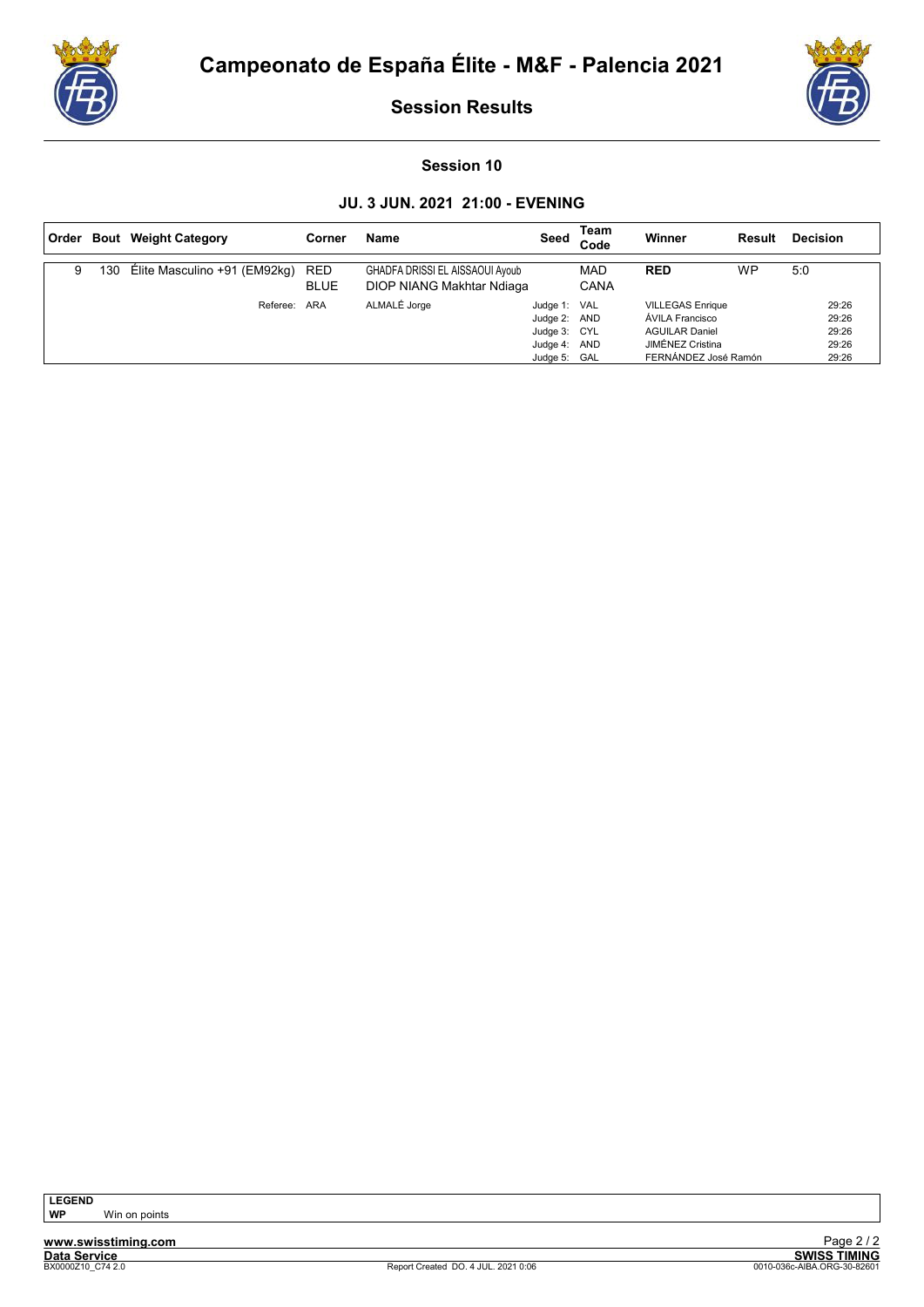# Campeonato de España Élite - M&F - Palencia 2021

## Session Results

### Session 10

### JU. 3 JUN. 2021 21:00 - EVENING

| Order | Bout | Weight Category | Corner | Name | Seed | Team Code | Winner | Result | Decision |
|---|---|---|---|---|---|---|---|---|---|
| 9 | 130 | Élite Masculino +91 (EM92kg) | RED | GHADFA DRISSI EL AISSAOUI Ayoub | | MAD | **RED** | WP | 5:0 |
| | | | BLUE | DIOP NIANG Makhtar Ndiaga | | CANA | | | |
| | | Referee: | ARA | ALMALÉ Jorge | Judge 1: | VAL | VILLEGAS Enrique | | 29:26 |
| | | | | | Judge 2: | AND | ÁVILA Francisco | | 29:26 |
| | | | | | Judge 3: | CYL | AGUILAR Daniel | | 29:26 |
| | | | | | Judge 4: | AND | JIMÉNEZ Cristina | | 29:26 |
| | | | | | Judge 5: | GAL | FERNÁNDEZ José Ramón | | 29:26 |

**LEGEND**
**WP** Win on points

www.swisstiming.com
Data Service
BX0000Z10_C74 2.0
Report Created DO. 4 JUL. 2021 0:06
SWISS TIMING
0010-036c-AIBA.ORG-30-82601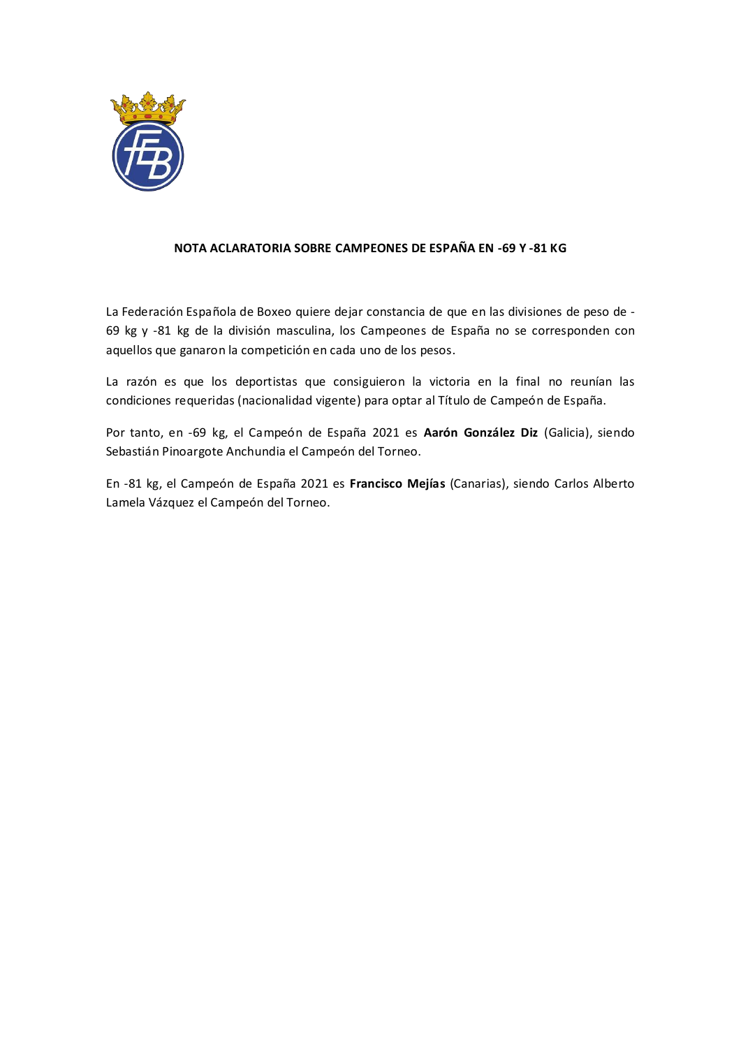## NOTA ACLARATORIA SOBRE CAMPEONES DE ESPAÑA EN -69 Y -81 KG

La Federación Española de Boxeo quiere dejar constancia de que en las divisiones de peso de -69 kg y -81 kg de la división masculina, los Campeones de España no se corresponden con aquellos que ganaron la competición en cada uno de los pesos.

La razón es que los deportistas que consiguieron la victoria en la final no reunían las condiciones requeridas (nacionalidad vigente) para optar al Título de Campeón de España.

Por tanto, en -69 kg, el Campeón de España 2021 es **Aarón González Diz** (Galicia), siendo Sebastián Pinoargote Anchundia el Campeón del Torneo.

En -81 kg, el Campeón de España 2021 es **Francisco Mejías** (Canarias), siendo Carlos Alberto Lamela Vázquez el Campeón del Torneo.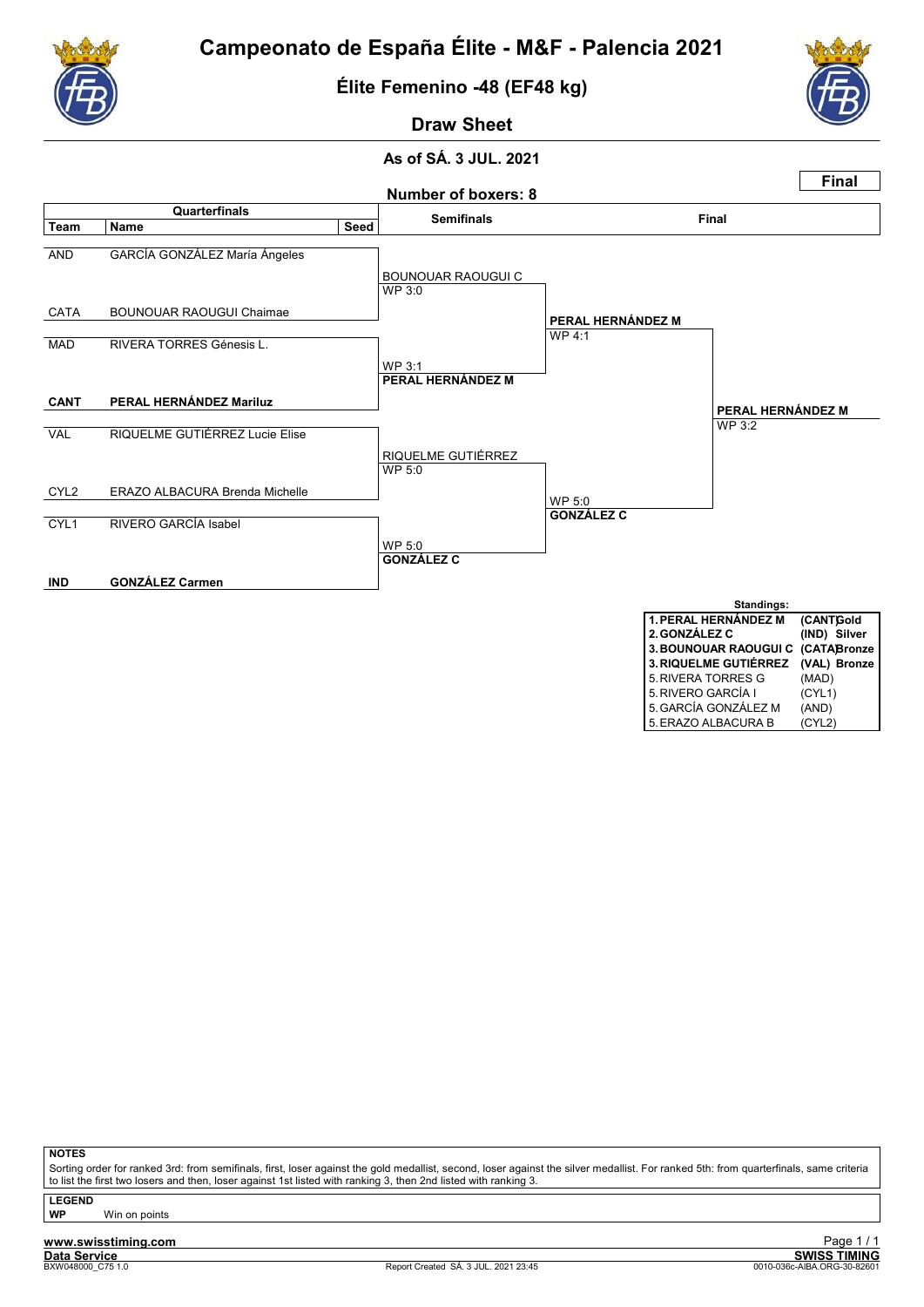# Campeonato de España Élite - M&F - Palencia 2021

## Élite Femenino -48 (EF48 kg)

### Draw Sheet

**As of SÁ. 3 JUL. 2021**

**Final**

Number of boxers: 8

| Team | Name | Seed | Semifinals | Final | |
|---|---|---|---|---|---|
| AND | GARCÍA GONZÁLEZ María Ángeles | | BOUNOUAR RAOUGUI C WP 3:0 | | |
| CATA | BOUNOUAR RAOUGUI Chaimae | | | PERAL HERNÁNDEZ M WP 4:1 | |
| MAD | RIVERA TORRES Génesis L. | | WP 3:1 **PERAL HERNÁNDEZ M** | | |
| **CANT** | **PERAL HERNÁNDEZ Mariluz** | | | | **PERAL HERNÁNDEZ M** WP 3:2 |
| VAL | RIQUELME GUTIÉRREZ Lucie Elise | | RIQUELME GUTIÉRREZ WP 5:0 | | |
| CYL2 | ERAZO ALBACURA Brenda Michelle | | | WP 5:0 **GONZÁLEZ C** | |
| CYL1 | RIVERO GARCÍA Isabel | | WP 5:0 **GONZÁLEZ C** | | |
| **IND** | **GONZÁLEZ Carmen** | | | | |

**Standings:**

| | | | |
|---|---|---|---|
| **1.** | **PERAL HERNÁNDEZ M** | **(CANT)** | **Gold** |
| **2.** | **GONZÁLEZ C** | **(IND)** | **Silver** |
| **3.** | **BOUNOUAR RAOUGUI C** | **(CATA)** | **Bronze** |
| **3.** | **RIQUELME GUTIÉRREZ** | **(VAL)** | **Bronze** |
| 5. | RIVERA TORRES G | (MAD) | |
| 5. | RIVERO GARCÍA I | (CYL1) | |
| 5. | GARCÍA GONZÁLEZ M | (AND) | |
| 5. | ERAZO ALBACURA B | (CYL2) | |

**NOTES**

Sorting order for ranked 3rd: from semifinals, first, loser against the gold medallist, second, loser against the silver medallist. For ranked 5th: from quarterfinals, same criteria to list the first two losers and then, loser against 1st listed with ranking 3, then 2nd listed with ranking 3.

**LEGEND**

**WP** Win on points

www.swisstiming.com

Data Service — SWISS TIMING

BXW048000_C75 1.0 — Report Created SÁ. 3 JUL. 2021 23:45 — 0010-036c-AIBA.ORG-30-82601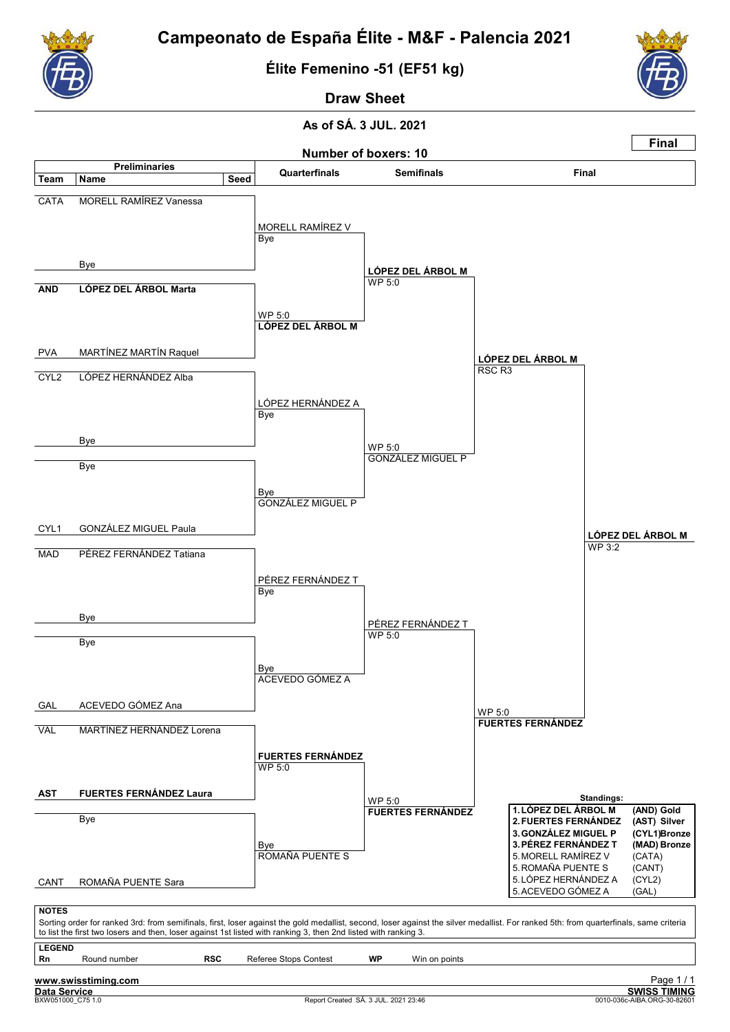# Campeonato de España Élite - M&F - Palencia 2021

## Élite Femenino -51 (EF51 kg)

### Draw Sheet

**As of SÁ. 3 JUL. 2021**

**Number of boxers: 10**

**Final**

| Team | Name | Seed |
|---|---|---|
| CATA | MORELL RAMÍREZ Vanessa | |
| | Bye | |
| AND | **LÓPEZ DEL ÁRBOL Marta** | |
| PVA | MARTÍNEZ MARTÍN Raquel | |
| CYL2 | LÓPEZ HERNÁNDEZ Alba | |
| | Bye | |
| | Bye | |
| CYL1 | GONZÁLEZ MIGUEL Paula | |
| MAD | PÉREZ FERNÁNDEZ Tatiana | |
| | Bye | |
| | Bye | |
| GAL | ACEVEDO GÓMEZ Ana | |
| VAL | MARTÍNEZ HERNÁNDEZ Lorena | |
| AST | **FUERTES FERNÁNDEZ Laura** | |
| | Bye | |
| CANT | ROMAÑA PUENTE Sara | |

**Quarterfinals**

- MORELL RAMÍREZ V — Bye
- **LÓPEZ DEL ÁRBOL M** — WP 5:0
- LÓPEZ HERNÁNDEZ A — Bye
- GONZÁLEZ MIGUEL P — Bye
- PÉREZ FERNÁNDEZ T — Bye
- ACEVEDO GÓMEZ A — Bye
- **FUERTES FERNÁNDEZ** — WP 5:0
- ROMAÑA PUENTE S — Bye

**Semifinals**

- **LÓPEZ DEL ÁRBOL M** — WP 5:0
- GONZÁLEZ MIGUEL P — WP 5:0
- PÉREZ FERNÁNDEZ T — WP 5:0
- **FUERTES FERNÁNDEZ** — WP 5:0

**Final**

- **LÓPEZ DEL ÁRBOL M** — RSC R3
- **FUERTES FERNÁNDEZ** — WP 5:0

**Winner:** **LÓPEZ DEL ÁRBOL M** — WP 3:2

**Standings:**

| Rank | Name | Team / Medal |
|---|---|---|
| 1. | **LÓPEZ DEL ÁRBOL M** | **(AND) Gold** |
| 2. | **FUERTES FERNÁNDEZ** | **(AST) Silver** |
| 3. | **GONZÁLEZ MIGUEL P** | **(CYL1)Bronze** |
| 3. | **PÉREZ FERNÁNDEZ T** | **(MAD) Bronze** |
| 5. | MORELL RAMÍREZ V | (CATA) |
| 5. | ROMAÑA PUENTE S | (CANT) |
| 5. | LÓPEZ HERNÁNDEZ A | (CYL2) |
| 5. | ACEVEDO GÓMEZ A | (GAL) |

**NOTES**

Sorting order for ranked 3rd: from semifinals, first, loser against the gold medallist, second, loser against the silver medallist. For ranked 5th: from quarterfinals, same criteria to list the first two losers and then, loser against 1st listed with ranking 3, then 2nd listed with ranking 3.

**LEGEND**

| | | | | | |
|---|---|---|---|---|---|
| Rn | Round number | RSC | Referee Stops Contest | WP | Win on points |

www.swisstiming.com

Data Service — SWISS TIMING

BXW051000_C75 1.0 — Report Created SÁ. 3 JUL. 2021 23:46 — 0010-036c-AIBA.ORG-30-82601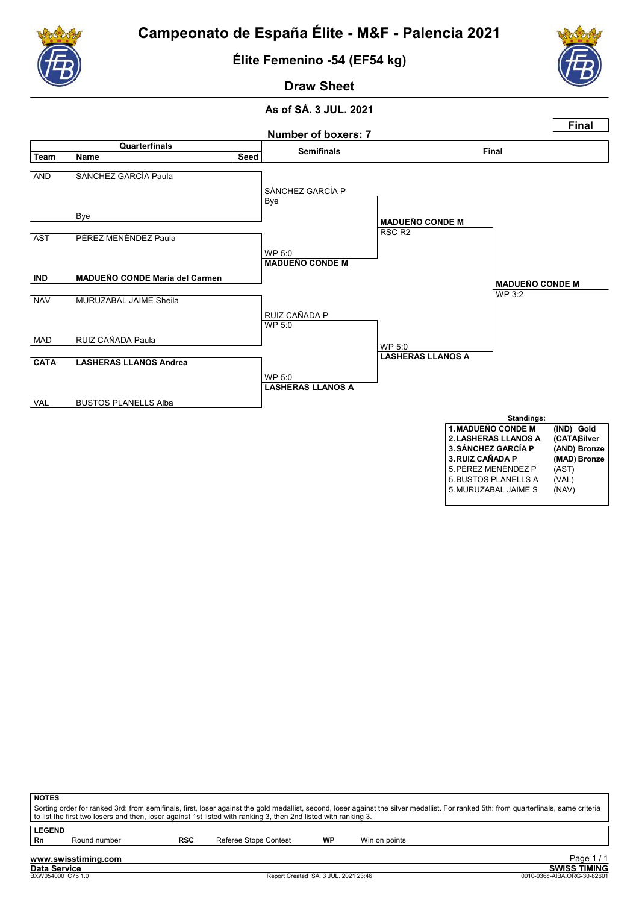# Campeonato de España Élite - M&F - Palencia 2021

## Élite Femenino -54 (EF54 kg)

### Draw Sheet

**As of SÁ. 3 JUL. 2021**

**Final**

Number of boxers: 7

| Team | Name | Seed | Semifinals | | Final | |
|---|---|---|---|---|---|---|
| AND | SÁNCHEZ GARCÍA Paula | | SÁNCHEZ GARCÍA P | Bye | | |
| | Bye | | | | MADUEÑO CONDE M | RSC R2 |
| AST | PÉREZ MENÉNDEZ Paula | | | | | |
| **IND** | **MADUEÑO CONDE María del Carmen** | | **MADUEÑO CONDE M** | WP 5:0 | | |
| NAV | MURUZABAL JAIME Sheila | | RUIZ CAÑADA P | WP 5:0 | | |
| MAD | RUIZ CAÑADA Paula | | | | **LASHERAS LLANOS A** | WP 5:0 |
| **CATA** | **LASHERAS LLANOS Andrea** | | **LASHERAS LLANOS A** | WP 5:0 | | |
| VAL | BUSTOS PLANELLS Alba | | | | | |

Winner: **MADUEÑO CONDE M** — WP 3:2

**Standings:**

| | | |
|---|---|---|
| 1. MADUEÑO CONDE M | (IND) | Gold |
| 2. LASHERAS LLANOS A | (CATA) | Silver |
| 3. SÁNCHEZ GARCÍA P | (AND) | Bronze |
| 3. RUIZ CAÑADA P | (MAD) | Bronze |
| 5. PÉREZ MENÉNDEZ P | (AST) | |
| 5. BUSTOS PLANELLS A | (VAL) | |
| 5. MURUZABAL JAIME S | (NAV) | |

**NOTES**

Sorting order for ranked 3rd: from semifinals, first, loser against the gold medallist, second, loser against the silver medallist. For ranked 5th: from quarterfinals, same criteria to list the first two losers and then, loser against 1st listed with ranking 3, then 2nd listed with ranking 3.

**LEGEND**

| | | | | | |
|---|---|---|---|---|---|
| **Rn** | Round number | **RSC** | Referee Stops Contest | **WP** | Win on points |

www.swisstiming.com

Data Service — SWISS TIMING

BXW054000_C75 1.0 — Report Created SÁ. 3 JUL. 2021 23:46 — 0010-036c-AIBA.ORG-30-82601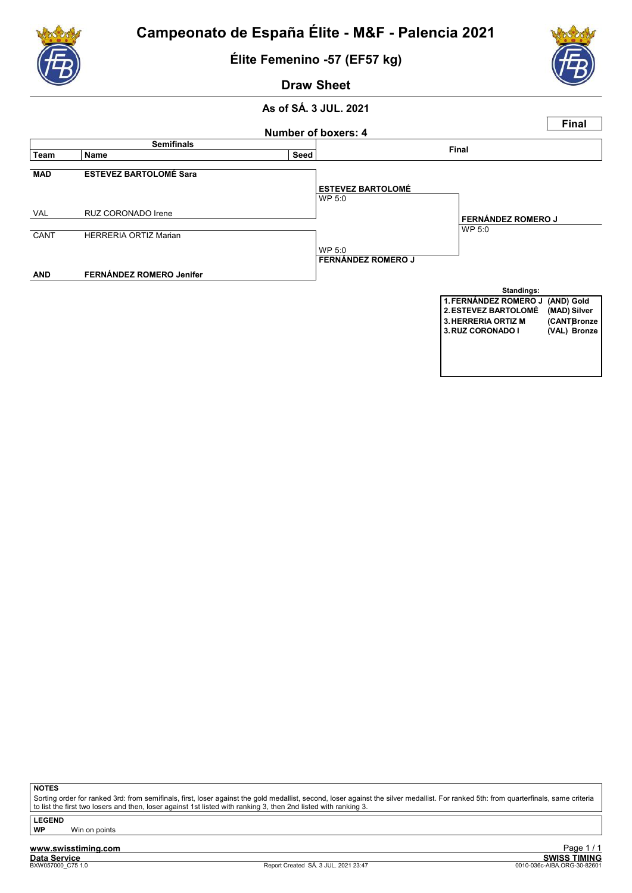# Campeonato de España Élite - M&F - Palencia 2021

## Élite Femenino -57 (EF57 kg)

### Draw Sheet

**As of SÁ. 3 JUL. 2021**

**Final**

**Number of boxers: 4**

| Team | Name | Seed | Semifinals | Final |
|---|---|---|---|---|
| **MAD** | **ESTEVEZ BARTOLOMÉ Sara** | | **ESTEVEZ BARTOLOMÉ** WP 5:0 | |
| VAL | RUZ CORONADO Irene | | | **FERNÁNDEZ ROMERO J** WP 5:0 |
| CANT | HERRERIA ORTIZ Marian | | WP 5:0 **FERNÁNDEZ ROMERO J** | |
| **AND** | **FERNÁNDEZ ROMERO Jenifer** | | | |

**Standings:**

| | | | |
|---|---|---|---|
| 1. | FERNÁNDEZ ROMERO J | (AND) | Gold |
| 2. | ESTEVEZ BARTOLOMÉ | (MAD) | Silver |
| 3. | HERRERIA ORTIZ M | (CANT) | Bronze |
| 3. | RUZ CORONADO I | (VAL) | Bronze |

**NOTES**

Sorting order for ranked 3rd: from semifinals, first, loser against the gold medallist, second, loser against the silver medallist. For ranked 5th: from quarterfinals, same criteria to list the first two losers and then, loser against 1st listed with ranking 3, then 2nd listed with ranking 3.

**LEGEND**

**WP** Win on points

www.swisstiming.com

Data Service — SWISS TIMING

BXW057000_C75 1.0 — Report Created SÁ. 3 JUL. 2021 23:47 — 0010-036c-AIBA.ORG-30-82601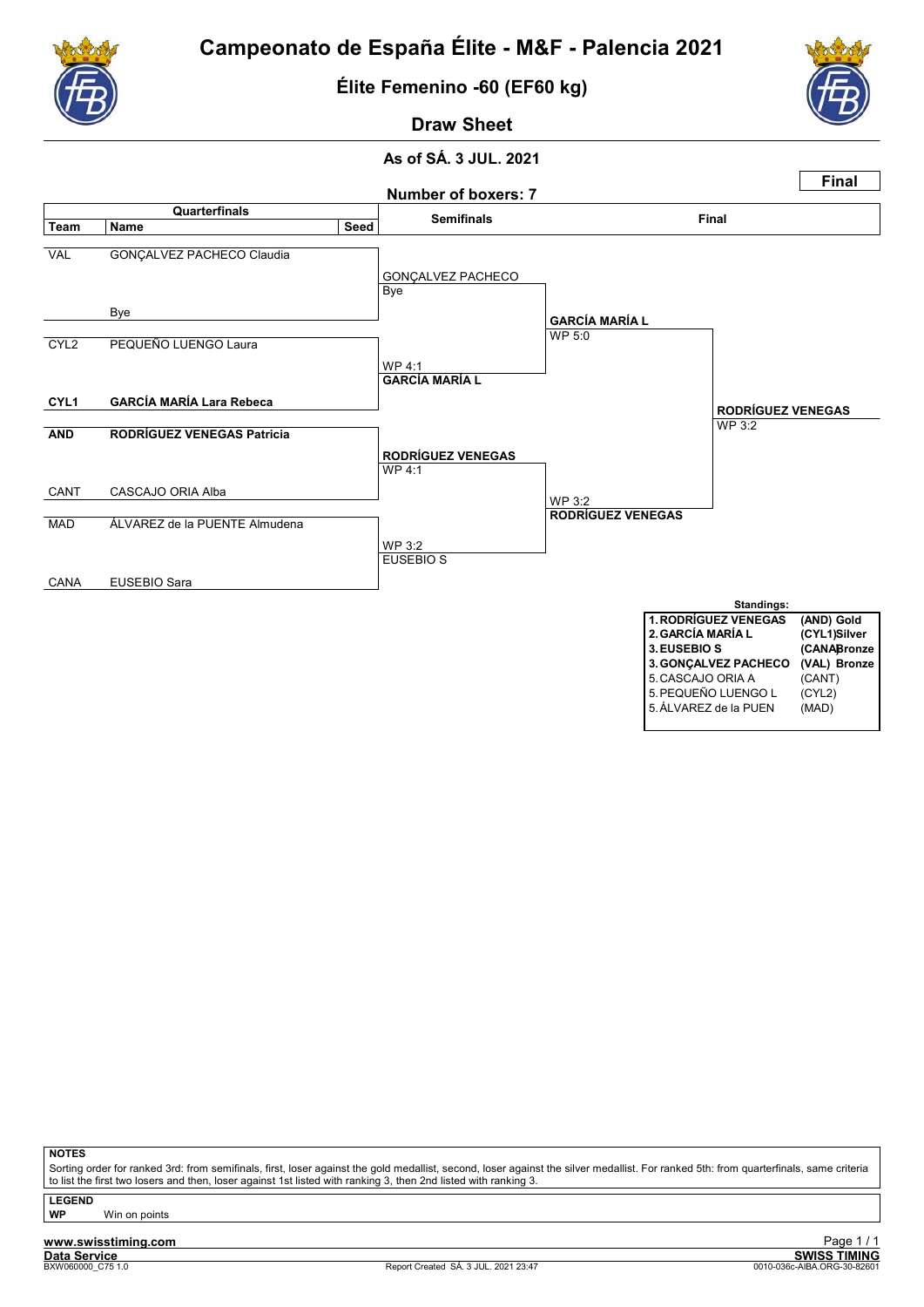# Campeonato de España Élite - M&F - Palencia 2021

## Élite Femenino -60 (EF60 kg)

### Draw Sheet

**As of SÁ. 3 JUL. 2021**

**Final**

**Number of boxers: 7**

| Team | Name | Seed |
|---|---|---|
| VAL | GONÇALVEZ PACHECO Claudia | |
| | Bye | |
| CYL2 | PEQUEÑO LUENGO Laura | |
| **CYL1** | **GARCÍA MARÍA Lara Rebeca** | |
| **AND** | **RODRÍGUEZ VENEGAS Patricia** | |
| CANT | CASCAJO ORIA Alba | |
| MAD | ÁLVAREZ de la PUENTE Almudena | |
| CANA | EUSEBIO Sara | |

**Semifinals**

GONÇALVEZ PACHECO
Bye

WP 4:1
**GARCÍA MARÍA L**

**RODRÍGUEZ VENEGAS**
WP 4:1

WP 3:2
EUSEBIO S

**Final**

**GARCÍA MARÍA L**
WP 5:0

WP 3:2
**RODRÍGUEZ VENEGAS**

**RODRÍGUEZ VENEGAS**
WP 3:2

**Standings:**

| | | |
|---|---|---|
| **1.** | **RODRÍGUEZ VENEGAS** | **(AND) Gold** |
| **2.** | **GARCÍA MARÍA L** | **(CYL1) Silver** |
| **3.** | **EUSEBIO S** | **(CANA) Bronze** |
| **3.** | **GONÇALVEZ PACHECO** | **(VAL) Bronze** |
| 5. | CASCAJO ORIA A | (CANT) |
| 5. | PEQUEÑO LUENGO L | (CYL2) |
| 5. | ÁLVAREZ de la PUEN | (MAD) |

**NOTES**

Sorting order for ranked 3rd: from semifinals, first, loser against the gold medallist, second, loser against the silver medallist. For ranked 5th: from quarterfinals, same criteria to list the first two losers and then, loser against 1st listed with ranking 3, then 2nd listed with ranking 3.

**LEGEND**

**WP** Win on points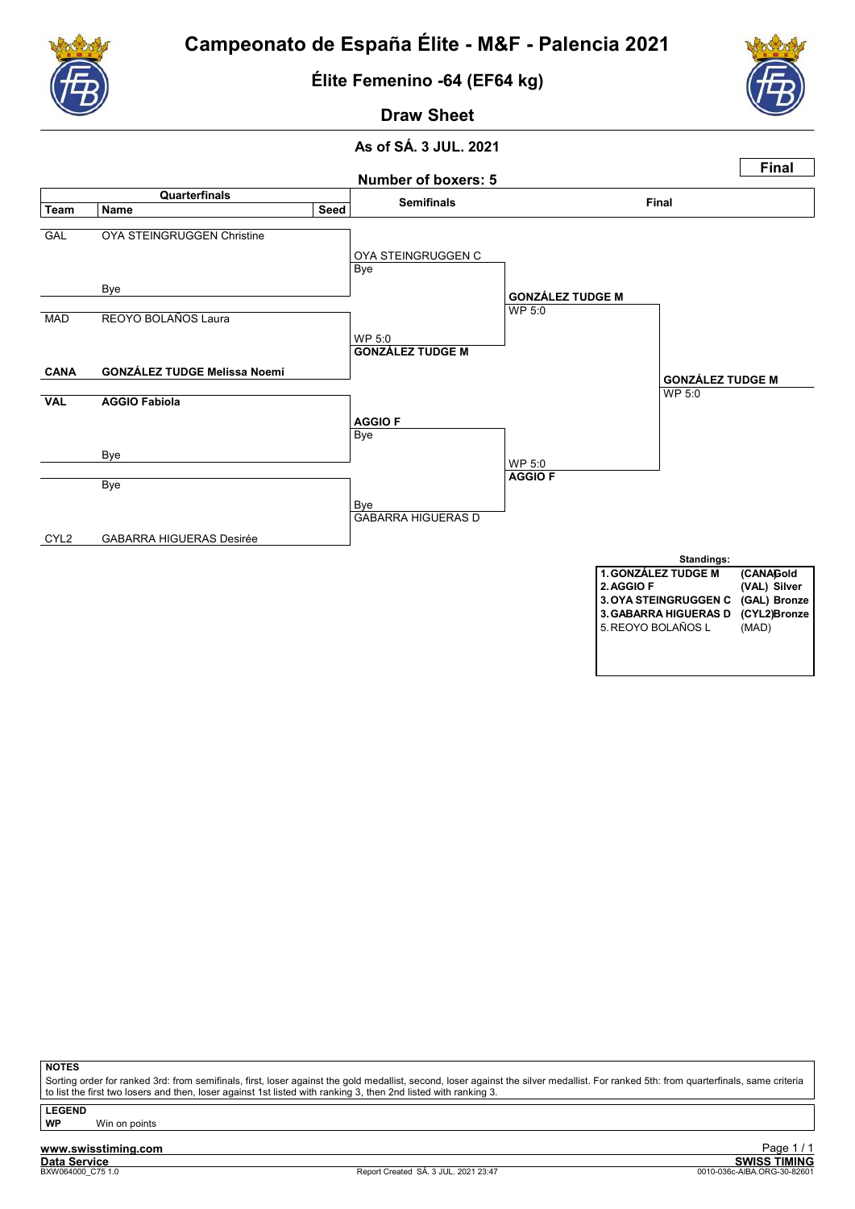# Campeonato de España Élite - M&F - Palencia 2021

## Élite Femenino -64 (EF64 kg)

### Draw Sheet

**As of SÁ. 3 JUL. 2021**

**Final**

**Number of boxers: 5**

| Quarterfinals | | | | |
|---|---|---|---|---|
| **Team** | **Name** | **Seed** | **Semifinals** | **Final** |
| GAL | OYA STEINGRUGGEN Christine | | | |
| | Bye | | | |
| MAD | REOYO BOLAÑOS Laura | | | |
| **CANA** | **GONZÁLEZ TUDGE Melissa Noemí** | | | |
| **VAL** | **AGGIO Fabiola** | | | |
| | Bye | | | |
| | Bye | | | |
| CYL2 | GABARRA HIGUERAS Desirée | | | |

Semifinals:

- OYA STEINGRUGGEN C — Bye
- WP 5:0 — **GONZÁLEZ TUDGE M**
- **AGGIO F** — Bye
- Bye — GABARRA HIGUERAS D

Final:

- **GONZÁLEZ TUDGE M** — WP 5:0
- WP 5:0 — **AGGIO F**

Winner:

- **GONZÁLEZ TUDGE M** — WP 5:0

**Standings:**

| | | | |
|---|---|---|---|
| **1.** | **GONZÁLEZ TUDGE M** | **(CANA)** | **Gold** |
| **2.** | **AGGIO F** | **(VAL)** | **Silver** |
| **3.** | **OYA STEINGRUGGEN C** | **(GAL)** | **Bronze** |
| **3.** | **GABARRA HIGUERAS D** | **(CYL2)** | **Bronze** |
| 5. | REOYO BOLAÑOS L | (MAD) | |

**NOTES**

Sorting order for ranked 3rd: from semifinals, first, loser against the gold medallist, second, loser against the silver medallist. For ranked 5th: from quarterfinals, same criteria to list the first two losers and then, loser against 1st listed with ranking 3, then 2nd listed with ranking 3.

**LEGEND**

**WP** Win on points

www.swisstiming.com

Data Service — SWISS TIMING

BXW064000_C75 1.0 — Report Created SÁ. 3 JUL. 2021 23:47 — 0010-036c-AIBA.ORG-30-82601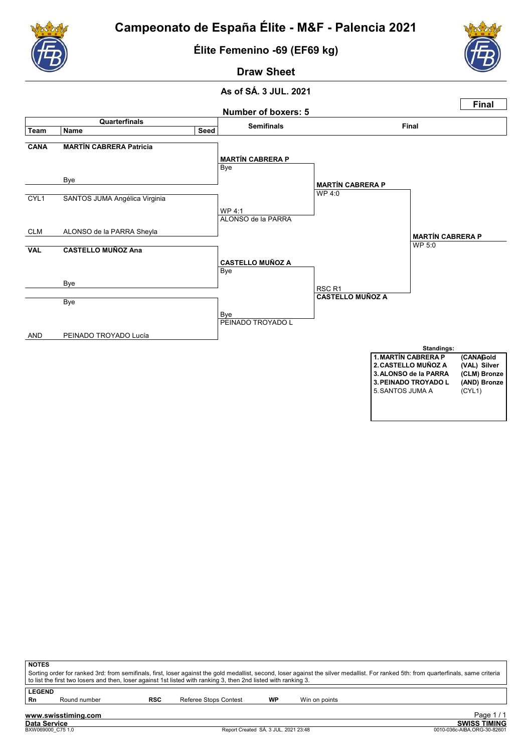# Campeonato de España Élite - M&F - Palencia 2021

## Élite Femenino -69 (EF69 kg)

### Draw Sheet

**As of SÁ. 3 JUL. 2021**

**Number of boxers: 5**

**Final**

| Team | Name | Seed | Semifinals | Final | |
|---|---|---|---|---|---|
| **CANA** | **MARTÍN CABRERA Patricia** | | **MARTÍN CABRERA P** Bye | | |
| | Bye | | | **MARTÍN CABRERA P** WP 4:0 | |
| CYL1 | SANTOS JUMA Angélica Virginia | | WP 4:1 ALONSO de la PARRA | | |
| CLM | ALONSO de la PARRA Sheyla | | | | **MARTÍN CABRERA P** WP 5:0 |
| **VAL** | **CASTELLO MUÑOZ Ana** | | **CASTELLO MUÑOZ A** Bye | | |
| | Bye | | | RSC R1 **CASTELLO MUÑOZ A** | |
| | Bye | | Bye PEINADO TROYADO L | | |
| AND | PEINADO TROYADO Lucía | | | | |

**Standings:**

| | | |
|---|---|---|
| **1. MARTÍN CABRERA P** | **(CANA)** | **Gold** |
| **2. CASTELLO MUÑOZ A** | **(VAL)** | **Silver** |
| **3. ALONSO de la PARRA** | **(CLM)** | **Bronze** |
| **3. PEINADO TROYADO L** | **(AND)** | **Bronze** |
| 5. SANTOS JUMA A | (CYL1) | |

**NOTES**

Sorting order for ranked 3rd: from semifinals, first, loser against the gold medallist, second, loser against the silver medallist. For ranked 5th: from quarterfinals, same criteria to list the first two losers and then, loser against 1st listed with ranking 3, then 2nd listed with ranking 3.

**LEGEND**

| | | | | | |
|---|---|---|---|---|---|
| **Rn** | Round number | **RSC** | Referee Stops Contest | **WP** | Win on points |

www.swisstiming.com

Data Service — SWISS TIMING

BXW069000_C75 1.0 — Report Created SÁ. 3 JUL. 2021 23:48 — 0010-036c-AIBA.ORG-30-82601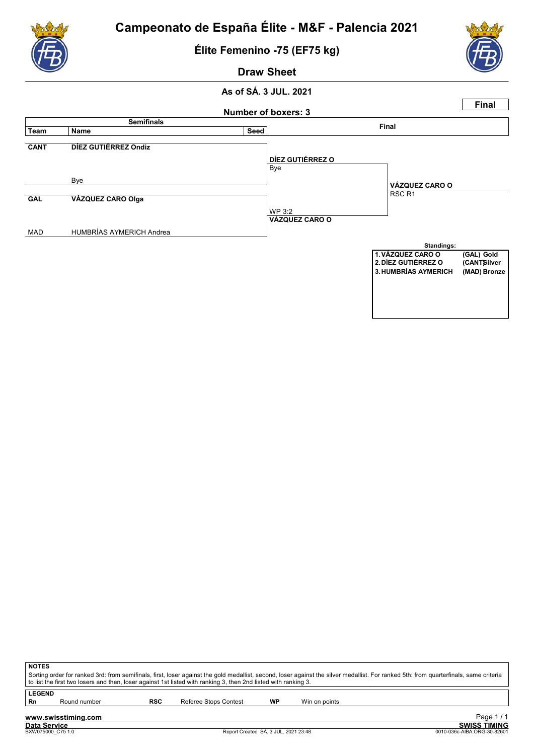# Campeonato de España Élite - M&F - Palencia 2021

## Élite Femenino -75 (EF75 kg)

### Draw Sheet

**As of SÁ. 3 JUL. 2021**

**Final**

**Number of boxers: 3**

| Semifinals | | | Final | |
|---|---|---|---|---|
| **Team** | **Name** | **Seed** | | |
| **CANT** | **DÍEZ GUTIÉRREZ Ondiz** | | **DÍEZ GUTIÉRREZ O** Bye | |
| | Bye | | | **VÁZQUEZ CARO O** RSC R1 |
| **GAL** | **VÁZQUEZ CARO Olga** | | WP 3:2 **VÁZQUEZ CARO O** | |
| MAD | HUMBRÍAS AYMERICH Andrea | | | |

**Standings:**

| | | |
|---|---|---|
| 1. | VÁZQUEZ CARO O | (GAL) Gold |
| 2. | DÍEZ GUTIÉRREZ O | (CANT) Silver |
| 3. | HUMBRÍAS AYMERICH | (MAD) Bronze |

**NOTES**

Sorting order for ranked 3rd: from semifinals, first, loser against the gold medallist, second, loser against the silver medallist. For ranked 5th: from quarterfinals, same criteria to list the first two losers and then, loser against 1st listed with ranking 3, then 2nd listed with ranking 3.

**LEGEND**

| | | | |
|---|---|---|---|
| **Rn** Round number | **RSC** Referee Stops Contest | **WP** Win on points | |

www.swisstiming.com

**Data Service**

BXW075000_C75 1.0

Report Created SÁ. 3 JUL. 2021 23:48

**SWISS TIMING**

0010-036c-AIBA.ORG-30-82601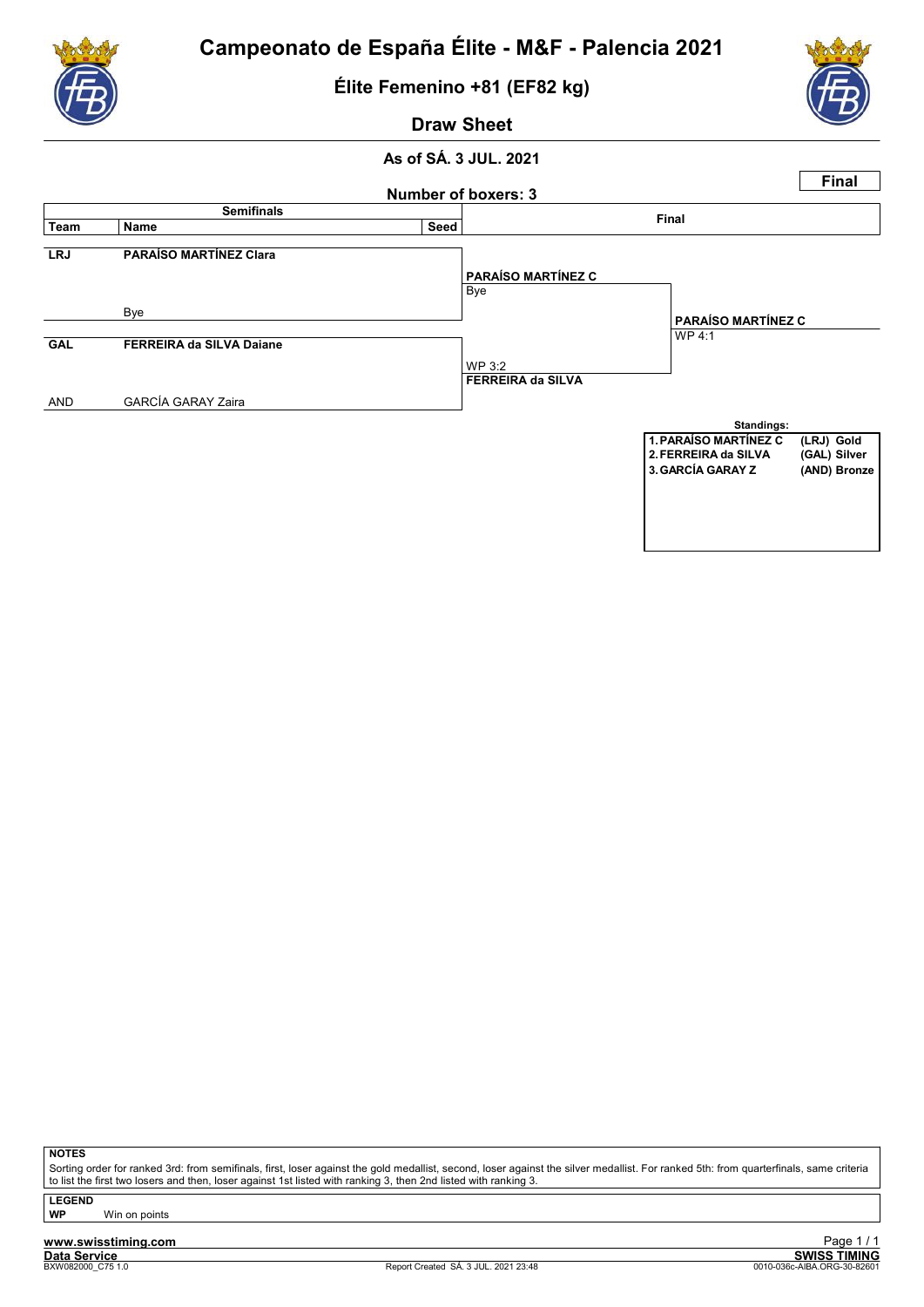# Campeonato de España Élite - M&F - Palencia 2021

## Élite Femenino +81 (EF82 kg)

### Draw Sheet

**As of SÁ. 3 JUL. 2021**

**Final**

**Number of boxers: 3**

| Team | Name | Seed | Semifinals result | Final |
|---|---|---|---|---|
| **LRJ** | **PARAÍSO MARTÍNEZ Clara** | | **PARAÍSO MARTÍNEZ C** Bye | **PARAÍSO MARTÍNEZ C** WP 4:1 |
| | Bye | | | |
| **GAL** | **FERREIRA da SILVA Daiane** | | WP 3:2 **FERREIRA da SILVA** | |
| AND | GARCÍA GARAY Zaira | | | |

**Standings:**

| | | |
|---|---|---|
| 1. PARAÍSO MARTÍNEZ C | (LRJ) | Gold |
| 2. FERREIRA da SILVA | (GAL) | Silver |
| 3. GARCÍA GARAY Z | (AND) | Bronze |

**NOTES**

Sorting order for ranked 3rd: from semifinals, first, loser against the gold medallist, second, loser against the silver medallist. For ranked 5th: from quarterfinals, same criteria to list the first two losers and then, loser against 1st listed with ranking 3, then 2nd listed with ranking 3.

**LEGEND**

**WP** Win on points

www.swisstiming.com

Data Service — SWISS TIMING

BXW082000_C75 1.0 — Report Created SÁ. 3 JUL. 2021 23:48 — 0010-036c-AIBA.ORG-30-82601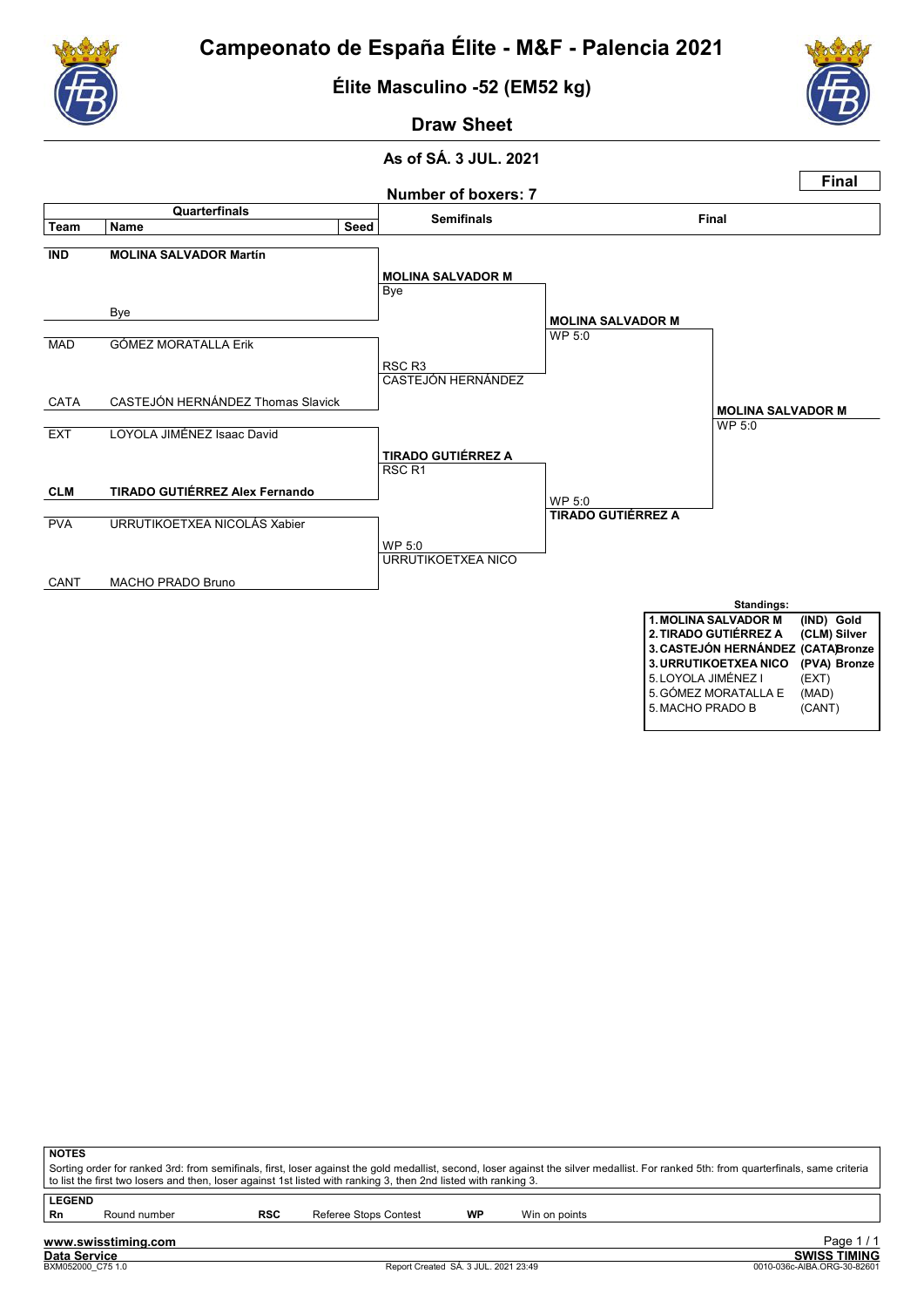# Campeonato de España Élite - M&F - Palencia 2021

## Élite Masculino -52 (EM52 kg)

### Draw Sheet

**As of SÁ. 3 JUL. 2021**

**Final**

**Number of boxers: 7**

| Team | Name | Seed |
|---|---|---|
| **IND** | **MOLINA SALVADOR Martín** | |
| | Bye | |
| MAD | GÓMEZ MORATALLA Erik | |
| CATA | CASTEJÓN HERNÁNDEZ Thomas Slavick | |
| EXT | LOYOLA JIMÉNEZ Isaac David | |
| **CLM** | **TIRADO GUTIÉRREZ Alex Fernando** | |
| PVA | URRUTIKOETXEA NICOLÁS Xabier | |
| CANT | MACHO PRADO Bruno | |

**Semifinals**

- **MOLINA SALVADOR M** — Bye
- RSC R3 — CASTEJÓN HERNÁNDEZ
- **TIRADO GUTIÉRREZ A** — RSC R1
- WP 5:0 — URRUTIKOETXEA NICO

**Final**

- **MOLINA SALVADOR M** — WP 5:0
- WP 5:0 — **TIRADO GUTIÉRREZ A**

**MOLINA SALVADOR M** — WP 5:0

**Standings:**

| | | |
|---|---|---|
| **1.** | **MOLINA SALVADOR M** | **(IND) Gold** |
| **2.** | **TIRADO GUTIÉRREZ A** | **(CLM) Silver** |
| **3.** | **CASTEJÓN HERNÁNDEZ** | **(CATA) Bronze** |
| **3.** | **URRUTIKOETXEA NICO** | **(PVA) Bronze** |
| 5. | LOYOLA JIMÉNEZ I | (EXT) |
| 5. | GÓMEZ MORATALLA E | (MAD) |
| 5. | MACHO PRADO B | (CANT) |

**NOTES**

Sorting order for ranked 3rd: from semifinals, first, loser against the gold medallist, second, loser against the silver medallist. For ranked 5th: from quarterfinals, same criteria to list the first two losers and then, loser against 1st listed with ranking 3, then 2nd listed with ranking 3.

**LEGEND**

| | | | | | |
|---|---|---|---|---|---|
| **Rn** | Round number | **RSC** | Referee Stops Contest | **WP** | Win on points |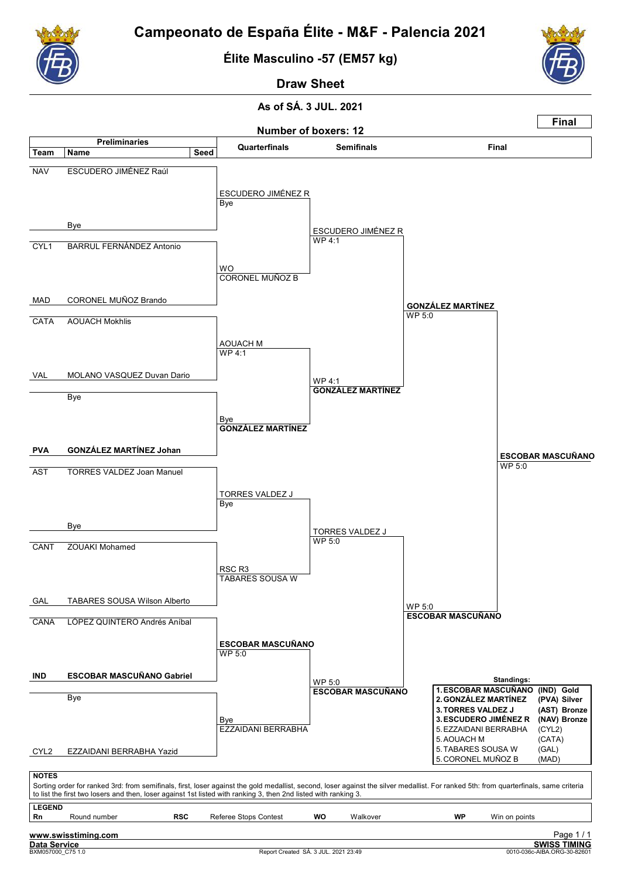# Campeonato de España Élite - M&F - Palencia 2021

## Élite Masculino -57 (EM57 kg)

### Draw Sheet

**As of SÁ. 3 JUL. 2021**

**Final**

**Number of boxers: 12**

| Preliminaries | | | Quarterfinals | Semifinals | Final | |
|---|---|---|---|---|---|---|
| **Team** | **Name** | **Seed** | | | | |
| NAV | ESCUDERO JIMÉNEZ Raúl | | ESCUDERO JIMÉNEZ R Bye | | | |
| | Bye | | | ESCUDERO JIMÉNEZ R WP 4:1 | | |
| CYL1 | BARRUL FERNÁNDEZ Antonio | | WO CORONEL MUÑOZ B | | | |
| MAD | CORONEL MUÑOZ Brando | | | | **GONZÁLEZ MARTÍNEZ** WP 5:0 | |
| CATA | AOUACH Mokhlis | | AOUACH M WP 4:1 | | | |
| VAL | MOLANO VASQUEZ Duvan Dario | | | WP 4:1 **GONZÁLEZ MARTÍNEZ** | | |
| | Bye | | Bye **GONZÁLEZ MARTÍNEZ** | | | |
| **PVA** | **GONZÁLEZ MARTÍNEZ Johan** | | | | | **ESCOBAR MASCUÑANO** WP 5:0 |
| AST | TORRES VALDEZ Joan Manuel | | TORRES VALDEZ J Bye | | | |
| | Bye | | | TORRES VALDEZ J WP 5:0 | | |
| CANT | ZOUAKI Mohamed | | RSC R3 TABARES SOUSA W | | | |
| GAL | TABARES SOUSA Wilson Alberto | | | | WP 5:0 **ESCOBAR MASCUÑANO** | |
| CANA | LÓPEZ QUINTERO Andrés Aníbal | | **ESCOBAR MASCUÑANO** WP 5:0 | | | |
| **IND** | **ESCOBAR MASCUÑANO Gabriel** | | | WP 5:0 **ESCOBAR MASCUÑANO** | | |
| | Bye | | Bye EZZAIDANI BERRABHA | | | |
| CYL2 | EZZAIDANI BERRABHA Yazid | | | | | |

**Standings:**

| | | |
|---|---|---|
| **1.** | **ESCOBAR MASCUÑANO** | **(IND) Gold** |
| **2.** | **GONZÁLEZ MARTÍNEZ** | **(PVA) Silver** |
| **3.** | **TORRES VALDEZ J** | **(AST) Bronze** |
| **3.** | **ESCUDERO JIMÉNEZ R** | **(NAV) Bronze** |
| 5. | EZZAIDANI BERRABHA | (CYL2) |
| 5. | AOUACH M | (CATA) |
| 5. | TABARES SOUSA W | (GAL) |
| 5. | CORONEL MUÑOZ B | (MAD) |

**NOTES**

Sorting order for ranked 3rd: from semifinals, first, loser against the gold medallist, second, loser against the silver medallist. For ranked 5th: from quarterfinals, same criteria to list the first two losers and then, loser against 1st listed with ranking 3, then 2nd listed with ranking 3.

**LEGEND**

| | | | | | | | |
|---|---|---|---|---|---|---|---|
| **Rn** | Round number | **RSC** | Referee Stops Contest | **WO** | Walkover | **WP** | Win on points |

www.swisstiming.com

Data Service — SWISS TIMING

BXM057000_C75 1.0 — Report Created SÁ. 3 JUL. 2021 23:49 — 0010-036c-AIBA.ORG-30-82601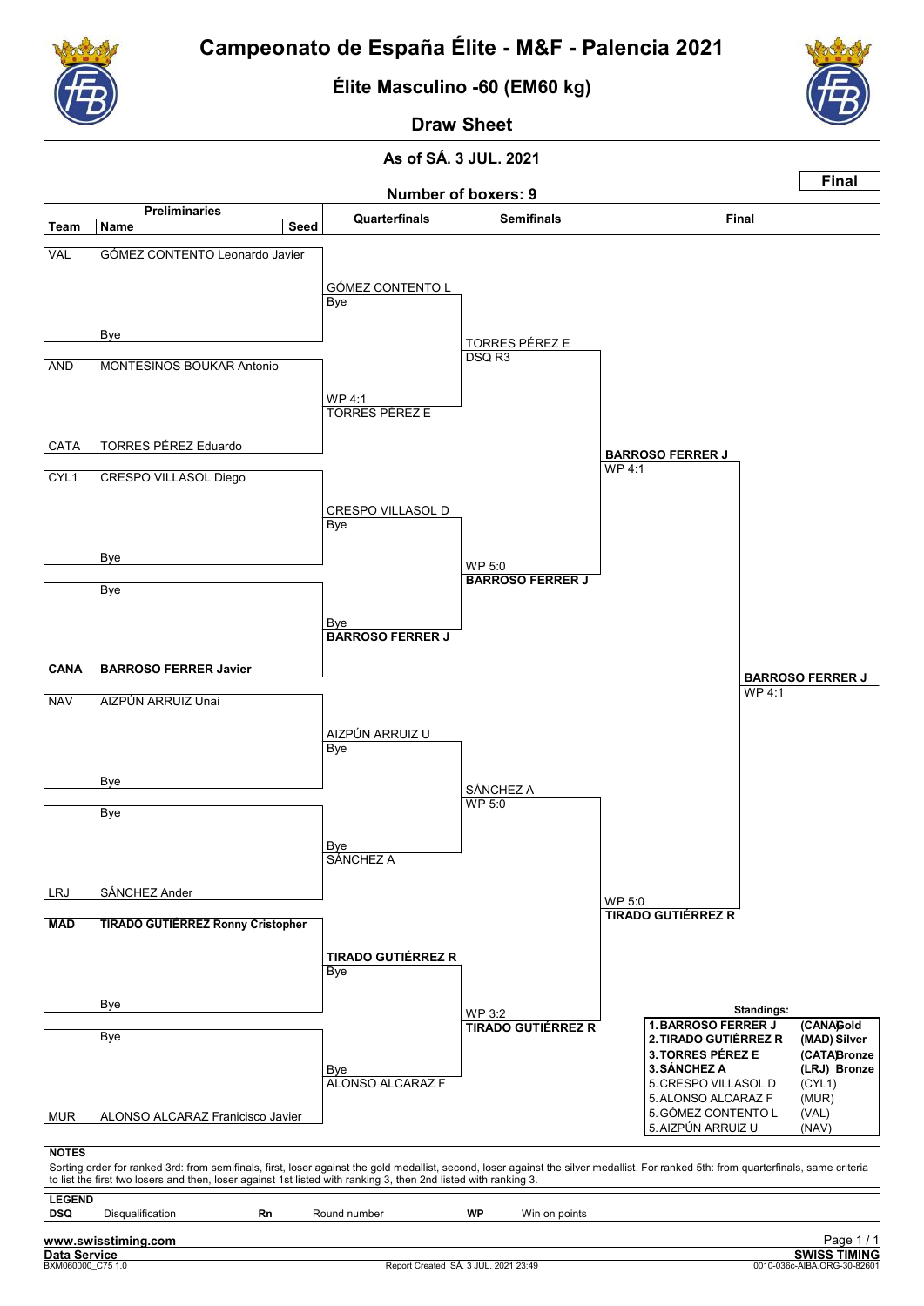# Campeonato de España Élite - M&F - Palencia 2021

## Élite Masculino -60 (EM60 kg)

### Draw Sheet

**As of SÁ. 3 JUL. 2021**

**Final**

**Number of boxers: 9**

| Team | Name | Seed | Quarterfinals | Semifinals | Final |
|---|---|---|---|---|---|
| VAL | GÓMEZ CONTENTO Leonardo Javier | | GÓMEZ CONTENTO L<br>Bye | TORRES PÉREZ E<br>DSQ R3 | **BARROSO FERRER J**<br>WP 4:1 |
| | Bye | | | | |
| AND | MONTESINOS BOUKAR Antonio | | WP 4:1<br>TORRES PÉREZ E | | |
| CATA | TORRES PÉREZ Eduardo | | | | |
| CYL1 | CRESPO VILLASOL Diego | | CRESPO VILLASOL D<br>Bye | WP 5:0<br>**BARROSO FERRER J** | |
| | Bye | | | | |
| | Bye | | Bye<br>**BARROSO FERRER J** | | |
| **CANA** | **BARROSO FERRER Javier** | | | | **BARROSO FERRER J**<br>WP 4:1 |
| NAV | AIZPÚN ARRUIZ Unai | | AIZPÚN ARRUIZ U<br>Bye | SÁNCHEZ A<br>WP 5:0 | WP 5:0<br>**TIRADO GUTIÉRREZ R** |
| | Bye | | | | |
| | Bye | | Bye<br>SÁNCHEZ A | | |
| LRJ | SÁNCHEZ Ander | | | | |
| **MAD** | **TIRADO GUTIÉRREZ Ronny Cristopher** | | **TIRADO GUTIÉRREZ R**<br>Bye | WP 3:2<br>**TIRADO GUTIÉRREZ R** | |
| | Bye | | | | |
| | Bye | | Bye<br>ALONSO ALCARAZ F | | |
| MUR | ALONSO ALCARAZ Franicisco Javier | | | | |

**Standings:**

| | | |
|---|---|---|
| **1. BARROSO FERRER J** | **(CANA)** | **Gold** |
| **2. TIRADO GUTIÉRREZ R** | **(MAD)** | **Silver** |
| **3. TORRES PÉREZ E** | **(CATA)** | **Bronze** |
| **3. SÁNCHEZ A** | **(LRJ)** | **Bronze** |
| 5. CRESPO VILLASOL D | (CYL1) | |
| 5. ALONSO ALCARAZ F | (MUR) | |
| 5. GÓMEZ CONTENTO L | (VAL) | |
| 5. AIZPÚN ARRUIZ U | (NAV) | |

**NOTES**

Sorting order for ranked 3rd: from semifinals, first, loser against the gold medallist, second, loser against the silver medallist. For ranked 5th: from quarterfinals, same criteria to list the first two losers and then, loser against 1st listed with ranking 3, then 2nd listed with ranking 3.

**LEGEND**

**DSQ** Disqualification **Rn** Round number **WP** Win on points

www.swisstiming.com

Data Service — SWISS TIMING

BXM060000_C75 1.0 — Report Created SÁ. 3 JUL. 2021 23:49 — 0010-036c-AIBA.ORG-30-82601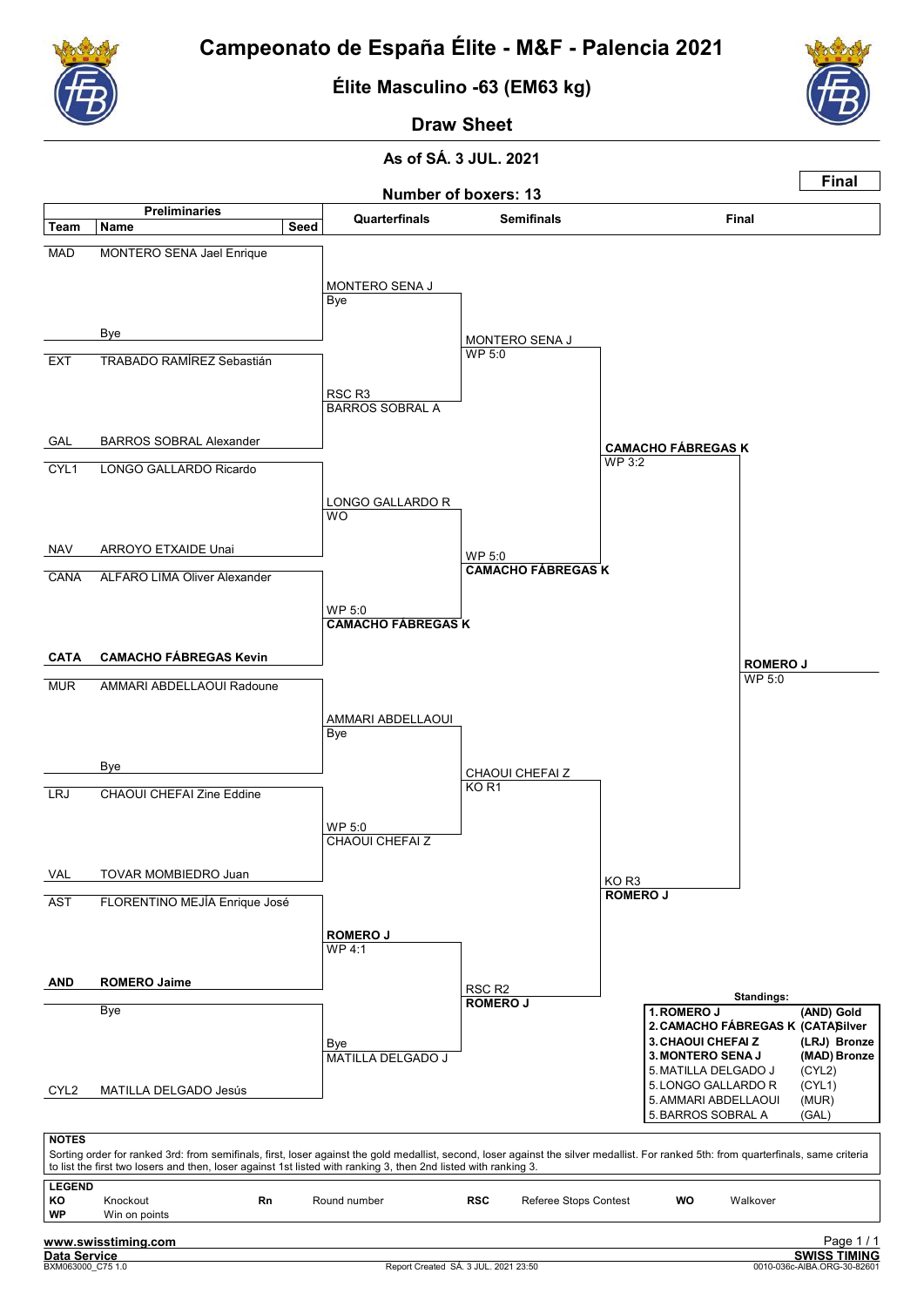# Campeonato de España Élite - M&F - Palencia 2021

## Élite Masculino -63 (EM63 kg)

### Draw Sheet

**As of SÁ. 3 JUL. 2021**

**Final**

**Number of boxers: 13**

| Team | Name | Seed | Quarterfinals | Semifinals | Final |
|---|---|---|---|---|---|
| MAD | MONTERO SENA Jael Enrique | | MONTERO SENA J Bye | MONTERO SENA J WP 5:0 | |
| | Bye | | | | |
| EXT | TRABADO RAMÍREZ Sebastián | | RSC R3 BARROS SOBRAL A | | |
| GAL | BARROS SOBRAL Alexander | | | | **CAMACHO FÁBREGAS K** WP 3:2 |
| CYL1 | LONGO GALLARDO Ricardo | | LONGO GALLARDO R WO | WP 5:0 **CAMACHO FÁBREGAS K** | |
| NAV | ARROYO ETXAIDE Unai | | | | |
| CANA | ALFARO LIMA Oliver Alexander | | WP 5:0 **CAMACHO FÁBREGAS K** | | |
| **CATA** | **CAMACHO FÁBREGAS Kevin** | | | | **ROMERO J** WP 5:0 |
| MUR | AMMARI ABDELLAOUI Radoune | | AMMARI ABDELLAOUI Bye | CHAOUI CHEFAI Z KO R1 | |
| | Bye | | | | |
| LRJ | CHAOUI CHEFAI Zine Eddine | | WP 5:0 CHAOUI CHEFAI Z | | |
| VAL | TOVAR MOMBIEDRO Juan | | | | KO R3 **ROMERO J** |
| AST | FLORENTINO MEJÍA Enrique José | | **ROMERO J** WP 4:1 | RSC R2 **ROMERO J** | |
| **AND** | **ROMERO Jaime** | | | | |
| | Bye | | Bye MATILLA DELGADO J | | |
| CYL2 | MATILLA DELGADO Jesús | | | | |

**Standings:**

| | | |
|---|---|---|
| **1. ROMERO J** | **(AND)** | **Gold** |
| **2. CAMACHO FÁBREGAS K** | **(CATA)** | **Silver** |
| **3. CHAOUI CHEFAI Z** | **(LRJ)** | **Bronze** |
| **3. MONTERO SENA J** | **(MAD)** | **Bronze** |
| 5. MATILLA DELGADO J | (CYL2) | |
| 5. LONGO GALLARDO R | (CYL1) | |
| 5. AMMARI ABDELLAOUI | (MUR) | |
| 5. BARROS SOBRAL A | (GAL) | |

**NOTES**

Sorting order for ranked 3rd: from semifinals, first, loser against the gold medallist, second, loser against the silver medallist. For ranked 5th: from quarterfinals, same criteria to list the first two losers and then, loser against 1st listed with ranking 3, then 2nd listed with ranking 3.

**LEGEND**

| | | | | | | | |
|---|---|---|---|---|---|---|---|
| **KO** | Knockout | **Rn** | Round number | **RSC** | Referee Stops Contest | **WO** | Walkover |
| **WP** | Win on points | | | | | | |

www.swisstiming.com

Data Service — SWISS TIMING

BXM063000_C75 1.0 — Report Created SÁ. 3 JUL. 2021 23:50 — 0010-036c-AIBA.ORG-30-82601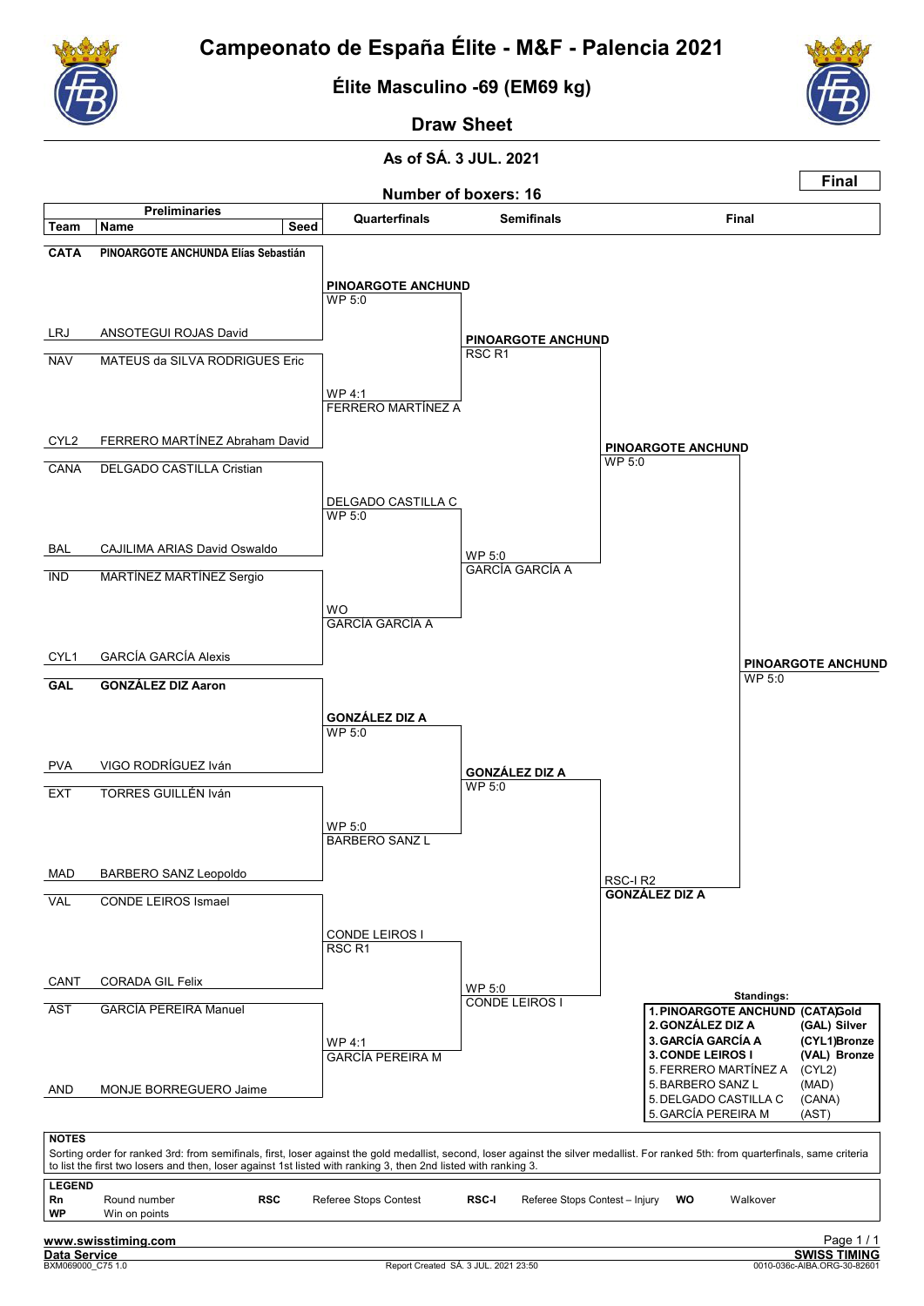# Campeonato de España Élite - M&F - Palencia 2021

## Élite Masculino -69 (EM69 kg)

### Draw Sheet

**As of SÁ. 3 JUL. 2021**

**Final**

**Number of boxers: 16**

| Team | Name | Seed | Quarterfinals | Semifinals | Final |
|---|---|---|---|---|---|
| CATA | **PINOARGOTE ANCHUNDA Elías Sebastián** | | | | |
| | | | **PINOARGOTE ANCHUND** WP 5:0 | | |
| LRJ | ANSOTEGUI ROJAS David | | | **PINOARGOTE ANCHUND** RSC R1 | |
| NAV | MATEUS da SILVA RODRIGUES Eric | | | | |
| | | | WP 4:1 FERRERO MARTÍNEZ A | | |
| CYL2 | FERRERO MARTÍNEZ Abraham David | | | | **PINOARGOTE ANCHUND** WP 5:0 |
| CANA | DELGADO CASTILLA Cristian | | | | |
| | | | DELGADO CASTILLA C WP 5:0 | | |
| BAL | CAJILIMA ARIAS David Oswaldo | | | WP 5:0 GARCÍA GARCÍA A | |
| IND | MARTÍNEZ MARTÍNEZ Sergio | | | | |
| | | | WO GARCÍA GARCÍA A | | |
| CYL1 | GARCÍA GARCÍA Alexis | | | | **PINOARGOTE ANCHUND** WP 5:0 |
| GAL | **GONZÁLEZ DIZ Aaron** | | | | |
| | | | **GONZÁLEZ DIZ A** WP 5:0 | | |
| PVA | VIGO RODRÍGUEZ Iván | | | **GONZÁLEZ DIZ A** WP 5:0 | |
| EXT | TORRES GUILLÉN Iván | | | | |
| | | | WP 5:0 BARBERO SANZ L | | |
| MAD | BARBERO SANZ Leopoldo | | | | RSC-I R2 **GONZÁLEZ DIZ A** |
| VAL | CONDE LEIROS Ismael | | | | |
| | | | CONDE LEIROS I RSC R1 | | |
| CANT | CORADA GIL Felix | | | WP 5:0 CONDE LEIROS I | |
| AST | GARCÍA PEREIRA Manuel | | | | |
| | | | WP 4:1 GARCÍA PEREIRA M | | |
| AND | MONJE BORREGUERO Jaime | | | | |

**Standings:**

| | | |
|---|---|---|
| **1. PINOARGOTE ANCHUND** | **(CATA)** | **Gold** |
| **2. GONZÁLEZ DIZ A** | **(GAL)** | **Silver** |
| **3. GARCÍA GARCÍA A** | **(CYL1)** | **Bronze** |
| **3. CONDE LEIROS I** | **(VAL)** | **Bronze** |
| 5. FERRERO MARTÍNEZ A | (CYL2) | |
| 5. BARBERO SANZ L | (MAD) | |
| 5. DELGADO CASTILLA C | (CANA) | |
| 5. GARCÍA PEREIRA M | (AST) | |

**NOTES**

Sorting order for ranked 3rd: from semifinals, first, loser against the gold medallist, second, loser against the silver medallist. For ranked 5th: from quarterfinals, same criteria to list the first two losers and then, loser against 1st listed with ranking 3, then 2nd listed with ranking 3.

**LEGEND**

| | | | | | | | |
|---|---|---|---|---|---|---|---|
| **Rn** | Round number | **RSC** | Referee Stops Contest | **RSC-I** | Referee Stops Contest – Injury | **WO** | Walkover |
| **WP** | Win on points | | | | | | |

www.swisstiming.com

Data Service — SWISS TIMING

BXM069000_C75 1.0 — Report Created SÁ. 3 JUL. 2021 23:50 — 0010-036c-AIBA.ORG-30-82601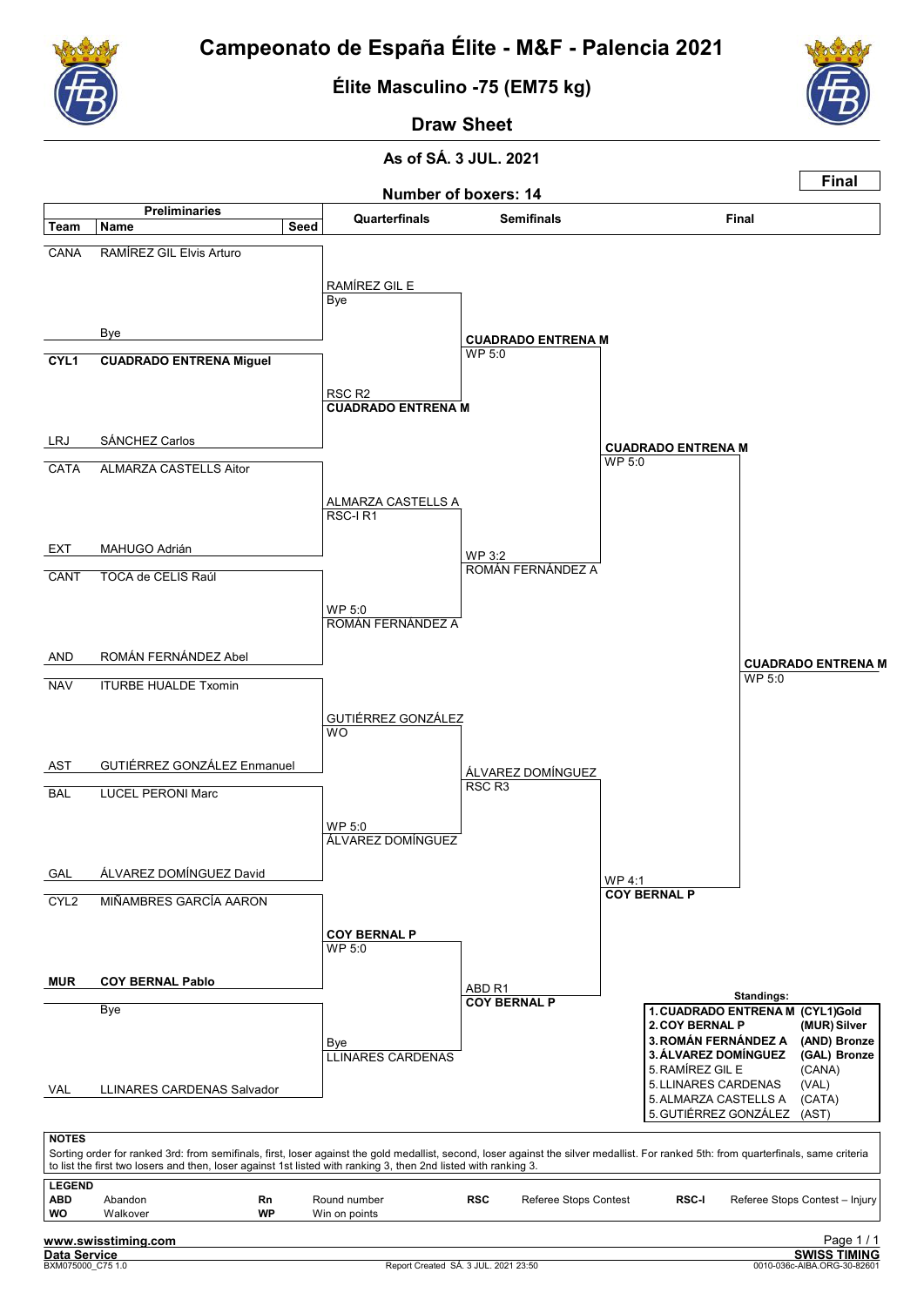# Campeonato de España Élite - M&F - Palencia 2021

## Élite Masculino -75 (EM75 kg)

### Draw Sheet

**As of SÁ. 3 JUL. 2021**

**Number of boxers: 14**

**Final**

### Preliminaries

| Team | Name | Seed |
|---|---|---|
| CANA | RAMÍREZ GIL Elvis Arturo | |
| | Bye | |
| **CYL1** | **CUADRADO ENTRENA Miguel** | |
| LRJ | SÁNCHEZ Carlos | |
| CATA | ALMARZA CASTELLS Aitor | |
| EXT | MAHUGO Adrián | |
| CANT | TOCA de CELIS Raúl | |
| AND | ROMÁN FERNÁNDEZ Abel | |
| NAV | ITURBE HUALDE Txomin | |
| AST | GUTIÉRREZ GONZÁLEZ Enmanuel | |
| BAL | LUCEL PERONI Marc | |
| GAL | ÁLVAREZ DOMÍNGUEZ David | |
| CYL2 | MIÑAMBRES GARCÍA AARON | |
| **MUR** | **COY BERNAL Pablo** | |
| | Bye | |
| VAL | LLINARES CARDENAS Salvador | |

### Quarterfinals

- RAMÍREZ GIL E — Bye
- **CUADRADO ENTRENA M** — RSC R2
- ALMARZA CASTELLS A — RSC-I R1
- ROMÁN FERNÁNDEZ A — WP 5:0
- GUTIÉRREZ GONZÁLEZ — WO
- ÁLVAREZ DOMÍNGUEZ — WP 5:0
- **COY BERNAL P** — WP 5:0
- LLINARES CARDENAS — Bye

### Semifinals

- **CUADRADO ENTRENA M** — WP 5:0
- ROMÁN FERNÁNDEZ A — WP 3:2
- ÁLVAREZ DOMÍNGUEZ — RSC R3
- **COY BERNAL P** — ABD R1

### Final

- **CUADRADO ENTRENA M** — WP 5:0
- **COY BERNAL P** — WP 4:1

**Winner: CUADRADO ENTRENA M** — WP 5:0

### Standings:

| | | |
|---|---|---|
| 1. | **CUADRADO ENTRENA M** | **(CYL1)Gold** |
| 2. | **COY BERNAL P** | **(MUR) Silver** |
| 3. | **ROMÁN FERNÁNDEZ A** | **(AND) Bronze** |
| 3. | **ÁLVAREZ DOMÍNGUEZ** | **(GAL) Bronze** |
| 5. | RAMÍREZ GIL E | (CANA) |
| 5. | LLINARES CARDENAS | (VAL) |
| 5. | ALMARZA CASTELLS A | (CATA) |
| 5. | GUTIÉRREZ GONZÁLEZ | (AST) |

**NOTES**

Sorting order for ranked 3rd: from semifinals, first, loser against the gold medallist, second, loser against the silver medallist. For ranked 5th: from quarterfinals, same criteria to list the first two losers and then, loser against 1st listed with ranking 3, then 2nd listed with ranking 3.

**LEGEND**

| | | | | | | | |
|---|---|---|---|---|---|---|---|
| **ABD** | Abandon | **Rn** | Round number | **RSC** | Referee Stops Contest | **RSC-I** | Referee Stops Contest – Injury |
| **WO** | Walkover | **WP** | Win on points | | | | |

www.swisstiming.com

Data Service — SWISS TIMING

BXM075000_C75 1.0 — Report Created SÁ. 3 JUL. 2021 23:50 — 0010-036c-AIBA.ORG-30-82601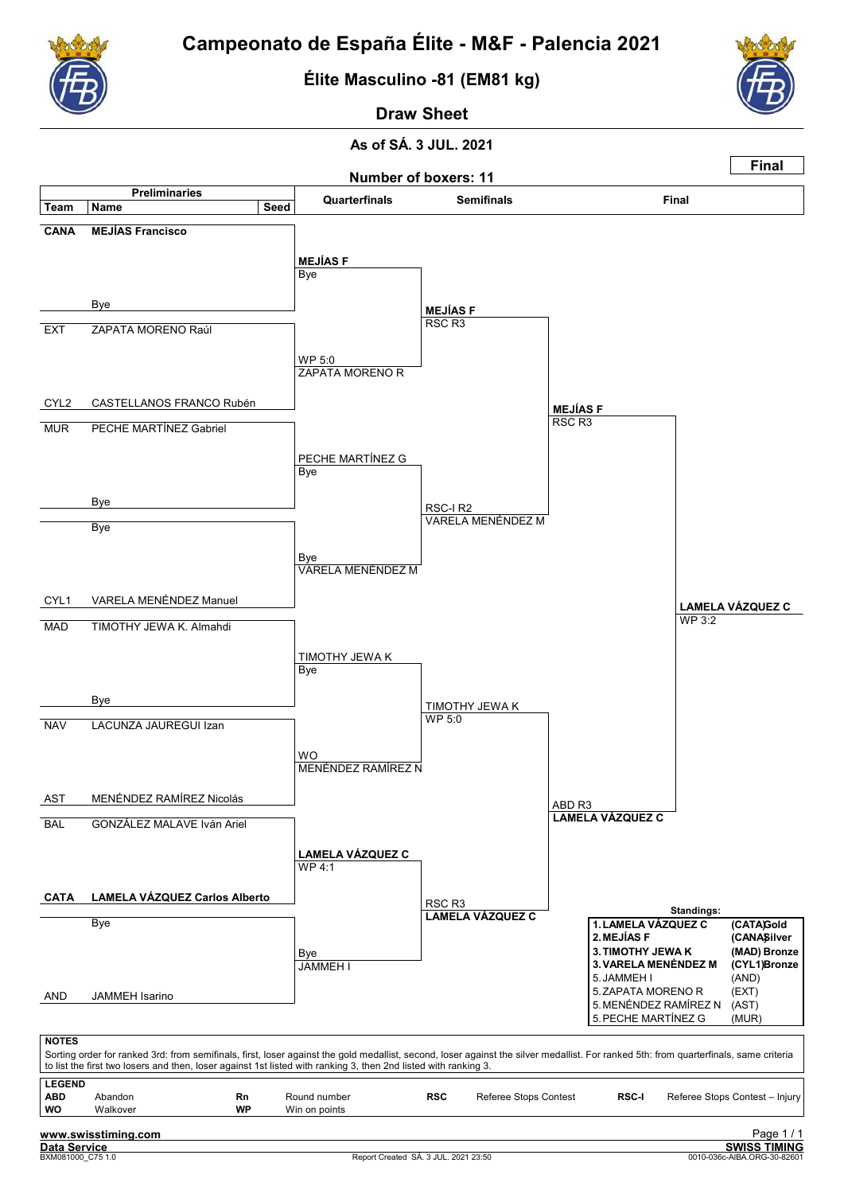# Campeonato de España Élite - M&F - Palencia 2021

## Élite Masculino -81 (EM81 kg)

### Draw Sheet

**As of SÁ. 3 JUL. 2021**

**Final**

**Number of boxers: 11**

| Team | Name | Seed | Quarterfinals | Semifinals | Final |
|---|---|---|---|---|---|
| CANA | MEJÍAS Francisco | | **MEJÍAS F** Bye | **MEJÍAS F** RSC R3 | **MEJÍAS F** RSC R3 |
| | Bye | | | | |
| EXT | ZAPATA MORENO Raúl | | WP 5:0 ZAPATA MORENO R | | |
| CYL2 | CASTELLANOS FRANCO Rubén | | | | |
| MUR | PECHE MARTÍNEZ Gabriel | | PECHE MARTÍNEZ G Bye | RSC-I R2 VARELA MENÉNDEZ M | |
| | Bye | | | | |
| | Bye | | Bye VARELA MENÉNDEZ M | | |
| CYL1 | VARELA MENÉNDEZ Manuel | | | | **LAMELA VÁZQUEZ C** WP 3:2 |
| MAD | TIMOTHY JEWA K. Almahdi | | TIMOTHY JEWA K Bye | TIMOTHY JEWA K WP 5:0 | ABD R3 **LAMELA VÁZQUEZ C** |
| | Bye | | | | |
| NAV | LACUNZA JAUREGUI Izan | | WO MENÉNDEZ RAMÍREZ N | | |
| AST | MENÉNDEZ RAMÍREZ Nicolás | | | | |
| BAL | GONZÁLEZ MALAVE Iván Ariel | | **LAMELA VÁZQUEZ C** WP 4:1 | RSC R3 **LAMELA VÁZQUEZ C** | |
| CATA | **LAMELA VÁZQUEZ Carlos Alberto** | | | | |
| | Bye | | Bye JAMMEH I | | |
| AND | JAMMEH Isarino | | | | |

**Standings:**

| | | | |
|---|---|---|---|
| 1. | **LAMELA VÁZQUEZ C** | **(CATA)** | **Gold** |
| 2. | **MEJÍAS F** | **(CANA)** | **Silver** |
| 3. | **TIMOTHY JEWA K** | **(MAD)** | **Bronze** |
| 3. | **VARELA MENÉNDEZ M** | **(CYL1)** | **Bronze** |
| 5. | JAMMEH I | (AND) | |
| 5. | ZAPATA MORENO R | (EXT) | |
| 5. | MENÉNDEZ RAMÍREZ N | (AST) | |
| 5. | PECHE MARTÍNEZ G | (MUR) | |

**NOTES**

Sorting order for ranked 3rd: from semifinals, first, loser against the gold medallist, second, loser against the silver medallist. For ranked 5th: from quarterfinals, same criteria to list the first two losers and then, loser against 1st listed with ranking 3, then 2nd listed with ranking 3.

**LEGEND**

| | | | | | | | |
|---|---|---|---|---|---|---|---|
| **ABD** | Abandon | **Rn** | Round number | **RSC** | Referee Stops Contest | **RSC-I** | Referee Stops Contest – Injury |
| **WO** | Walkover | **WP** | Win on points | | | | |

www.swisstiming.com

Data Service

BXM081000_C75 1.0 — Report Created SÁ. 3 JUL. 2021 23:50 — SWISS TIMING 0010-036c-AIBA.ORG-30-82601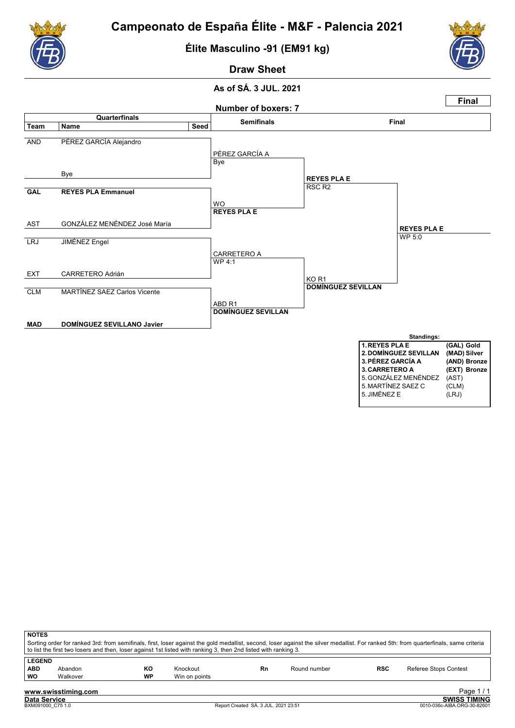# Campeonato de España Élite - M&F - Palencia 2021

## Élite Masculino -91 (EM91 kg)

### Draw Sheet

**As of SÁ. 3 JUL. 2021**

**Final**

**Number of boxers: 7**

| Team | Name | Seed |
|---|---|---|
| AND | PÉREZ GARCÍA Alejandro | |
| | Bye | |
| **GAL** | **REYES PLA Emmanuel** | |
| AST | GONZÁLEZ MENÉNDEZ José María | |
| LRJ | JIMÉNEZ Engel | |
| EXT | CARRETERO Adrián | |
| CLM | MARTÍNEZ SAEZ Carlos Vicente | |
| **MAD** | **DOMÍNGUEZ SEVILLANO Javier** | |

**Semifinals**

- PÉREZ GARCÍA A — Bye
- WO — **REYES PLA E**
- CARRETERO A — WP 4:1
- ABD R1 — **DOMÍNGUEZ SEVILLAN**

**Final**

- **REYES PLA E** — RSC R2
- KO R1 — **DOMÍNGUEZ SEVILLAN**

**Winner**

- **REYES PLA E** — WP 5:0

**Standings:**

| | | |
|---|---|---|
| **1.** | **REYES PLA E** | **(GAL) Gold** |
| **2.** | **DOMÍNGUEZ SEVILLAN** | **(MAD) Silver** |
| **3.** | **PÉREZ GARCÍA A** | **(AND) Bronze** |
| **3.** | **CARRETERO A** | **(EXT) Bronze** |
| 5. | GONZÁLEZ MENÉNDEZ | (AST) |
| 5. | MARTÍNEZ SAEZ C | (CLM) |
| 5. | JIMÉNEZ E | (LRJ) |

**NOTES**

Sorting order for ranked 3rd: from semifinals, first, loser against the gold medallist, second, loser against the silver medallist. For ranked 5th: from quarterfinals, same criteria to list the first two losers and then, loser against 1st listed with ranking 3, then 2nd listed with ranking 3.

**LEGEND**

| | | | | | | | |
|---|---|---|---|---|---|---|---|
| **ABD** | Abandon | **KO** | Knockout | **Rn** | Round number | **RSC** | Referee Stops Contest |
| **WO** | Walkover | **WP** | Win on points | | | | |

www.swisstiming.com

**Data Service** — BXM091000_C75 1.0 — Report Created SÁ. 3 JUL. 2021 23:51 — **SWISS TIMING** 0010-036c-AIBA.ORG-30-82601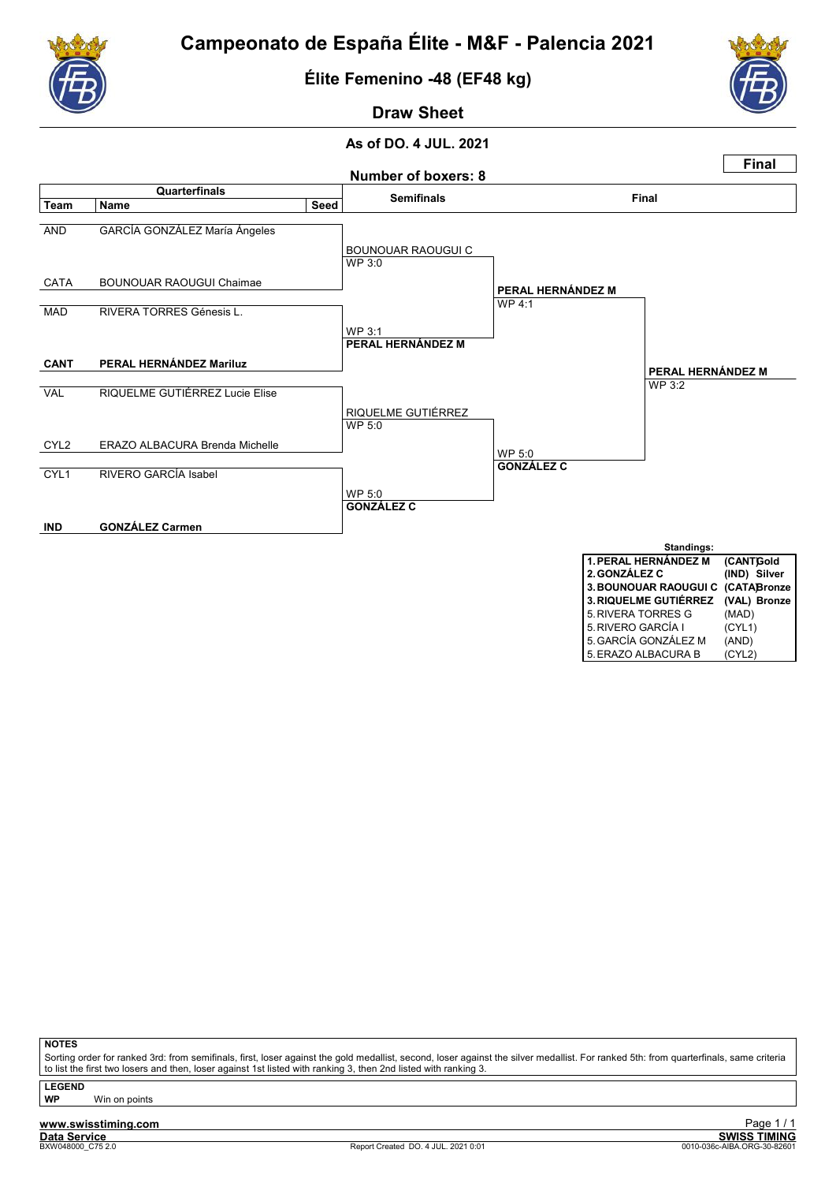# Campeonato de España Élite - M&F - Palencia 2021

## Élite Femenino -48 (EF48 kg)

### Draw Sheet

**As of DO. 4 JUL. 2021**

**Final**

**Number of boxers: 8**

| Quarterfinals | | | Semifinals | Final | |
|---|---|---|---|---|---|
| **Team** | **Name** | **Seed** | | | |
| AND | GARCÍA GONZÁLEZ María Ángeles | | BOUNOUAR RAOUGUI C<br>WP 3:0 | | |
| CATA | BOUNOUAR RAOUGUI Chaimae | | | **PERAL HERNÁNDEZ M**<br>WP 4:1 | |
| MAD | RIVERA TORRES Génesis L. | | WP 3:1<br>**PERAL HERNÁNDEZ M** | | |
| **CANT** | **PERAL HERNÁNDEZ Mariluz** | | | | **PERAL HERNÁNDEZ M**<br>WP 3:2 |
| VAL | RIQUELME GUTIÉRREZ Lucie Elise | | RIQUELME GUTIÉRREZ<br>WP 5:0 | | |
| CYL2 | ERAZO ALBACURA Brenda Michelle | | | WP 5:0<br>**GONZÁLEZ C** | |
| CYL1 | RIVERO GARCÍA Isabel | | WP 5:0<br>**GONZÁLEZ C** | | |
| **IND** | **GONZÁLEZ Carmen** | | | | |

**Standings:**

| | | |
|---|---|---|
| **1. PERAL HERNÁNDEZ M** | **(CANT)** | **Gold** |
| **2. GONZÁLEZ C** | **(IND)** | **Silver** |
| **3. BOUNOUAR RAOUGUI C** | **(CATA)** | **Bronze** |
| **3. RIQUELME GUTIÉRREZ** | **(VAL)** | **Bronze** |
| 5. RIVERA TORRES G | (MAD) | |
| 5. RIVERO GARCÍA I | (CYL1) | |
| 5. GARCÍA GONZÁLEZ M | (AND) | |
| 5. ERAZO ALBACURA B | (CYL2) | |

**NOTES**

Sorting order for ranked 3rd: from semifinals, first, loser against the gold medallist, second, loser against the silver medallist. For ranked 5th: from quarterfinals, same criteria to list the first two losers and then, loser against 1st listed with ranking 3, then 2nd listed with ranking 3.

**LEGEND**

**WP** Win on points

www.swisstiming.com

Data Service — SWISS TIMING

BXW048000_C75 2.0 — Report Created DO. 4 JUL. 2021 0:01 — 0010-036c-AIBA.ORG-30-82601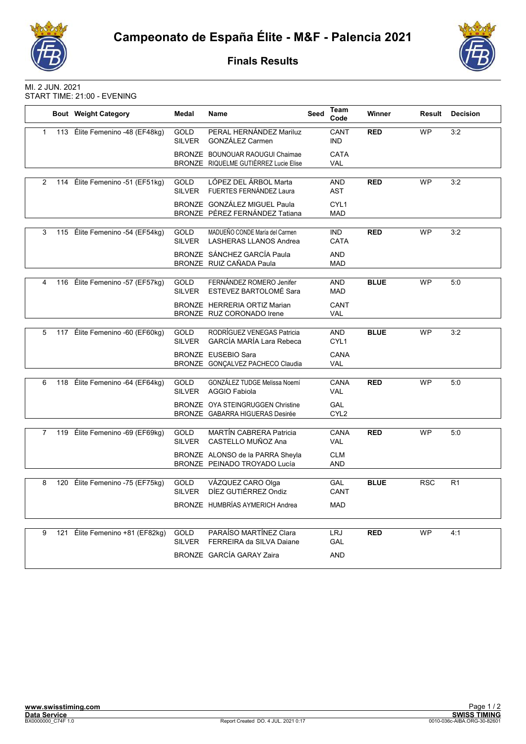# Campeonato de España Élite - M&F - Palencia 2021

## Finals Results

MI. 2 JUN. 2021
START TIME: 21:00 - EVENING

| | Bout | Weight Category | Medal | Name | Seed | Team Code | Winner | Result | Decision |
|---|---|---|---|---|---|---|---|---|---|
| 1 | 113 | Élite Femenino -48 (EF48kg) | GOLD | PERAL HERNÁNDEZ Mariluz | | CANT | RED | WP | 3:2 |
| | | | SILVER | GONZÁLEZ Carmen | | IND | | | |
| | | | BRONZE | BOUNOUAR RAOUGUI Chaimae | | CATA | | | |
| | | | BRONZE | RIQUELME GUTIÉRREZ Lucie Elise | | VAL | | | |
| 2 | 114 | Élite Femenino -51 (EF51kg) | GOLD | LÓPEZ DEL ÁRBOL Marta | | AND | RED | WP | 3:2 |
| | | | SILVER | FUERTES FERNÁNDEZ Laura | | AST | | | |
| | | | BRONZE | GONZÁLEZ MIGUEL Paula | | CYL1 | | | |
| | | | BRONZE | PÉREZ FERNÁNDEZ Tatiana | | MAD | | | |
| 3 | 115 | Élite Femenino -54 (EF54kg) | GOLD | MADUEÑO CONDE María del Carmen | | IND | RED | WP | 3:2 |
| | | | SILVER | LASHERAS LLANOS Andrea | | CATA | | | |
| | | | BRONZE | SÁNCHEZ GARCÍA Paula | | AND | | | |
| | | | BRONZE | RUIZ CAÑADA Paula | | MAD | | | |
| 4 | 116 | Élite Femenino -57 (EF57kg) | GOLD | FERNÁNDEZ ROMERO Jenifer | | AND | BLUE | WP | 5:0 |
| | | | SILVER | ESTEVEZ BARTOLOMÉ Sara | | MAD | | | |
| | | | BRONZE | HERRERIA ORTIZ Marian | | CANT | | | |
| | | | BRONZE | RUZ CORONADO Irene | | VAL | | | |
| 5 | 117 | Élite Femenino -60 (EF60kg) | GOLD | RODRÍGUEZ VENEGAS Patricia | | AND | BLUE | WP | 3:2 |
| | | | SILVER | GARCÍA MARÍA Lara Rebeca | | CYL1 | | | |
| | | | BRONZE | EUSEBIO Sara | | CANA | | | |
| | | | BRONZE | GONÇALVEZ PACHECO Claudia | | VAL | | | |
| 6 | 118 | Élite Femenino -64 (EF64kg) | GOLD | GONZÁLEZ TUDGE Melissa Noemí | | CANA | RED | WP | 5:0 |
| | | | SILVER | AGGIO Fabiola | | VAL | | | |
| | | | BRONZE | OYA STEINGRUGGEN Christine | | GAL | | | |
| | | | BRONZE | GABARRA HIGUERAS Desirée | | CYL2 | | | |
| 7 | 119 | Élite Femenino -69 (EF69kg) | GOLD | MARTÍN CABRERA Patricia | | CANA | RED | WP | 5:0 |
| | | | SILVER | CASTELLO MUÑOZ Ana | | VAL | | | |
| | | | BRONZE | ALONSO de la PARRA Sheyla | | CLM | | | |
| | | | BRONZE | PEINADO TROYADO Lucía | | AND | | | |
| 8 | 120 | Élite Femenino -75 (EF75kg) | GOLD | VÁZQUEZ CARO Olga | | GAL | BLUE | RSC | R1 |
| | | | SILVER | DÍEZ GUTIÉRREZ Ondiz | | CANT | | | |
| | | | BRONZE | HUMBRÍAS AYMERICH Andrea | | MAD | | | |
| 9 | 121 | Élite Femenino +81 (EF82kg) | GOLD | PARAÍSO MARTÍNEZ Clara | | LRJ | RED | WP | 4:1 |
| | | | SILVER | FERREIRA da SILVA Daiane | | GAL | | | |
| | | | BRONZE | GARCÍA GARAY Zaira | | AND | | | |

www.swisstiming.com
Data Service
BX0000000_C74F 1.0
Report Created DO. 4 JUL. 2021 0:17
SWISS TIMING
0010-036c-AIBA.ORG-30-82601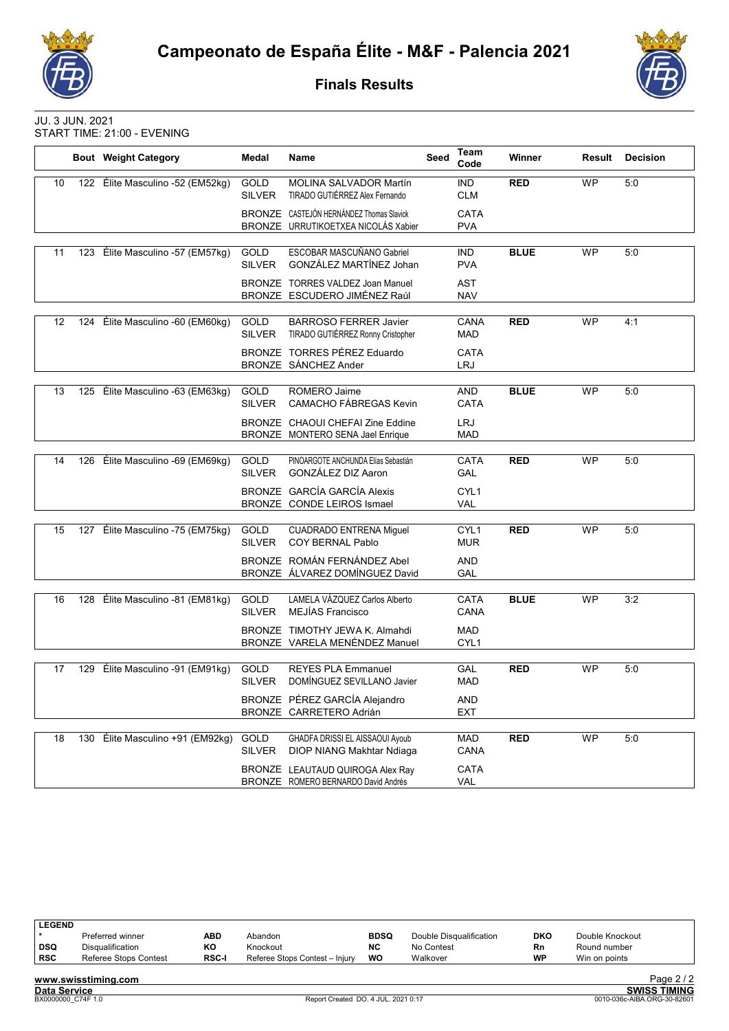# Campeonato de España Élite - M&F - Palencia 2021

## Finals Results

JU. 3 JUN. 2021
START TIME: 21:00 - EVENING

| | Bout | Weight Category | Medal | Name | Seed | Team Code | Winner | Result | Decision |
|---|---|---|---|---|---|---|---|---|---|
| 10 | 122 | Élite Masculino -52 (EM52kg) | GOLD | MOLINA SALVADOR Martín | | IND | RED | WP | 5:0 |
| | | | SILVER | TIRADO GUTIÉRREZ Alex Fernando | | CLM | | | |
| | | | BRONZE | CASTEJÓN HERNÁNDEZ Thomas Slavick | | CATA | | | |
| | | | BRONZE | URRUTIKOETXEA NICOLÁS Xabier | | PVA | | | |
| 11 | 123 | Élite Masculino -57 (EM57kg) | GOLD | ESCOBAR MASCUÑANO Gabriel | | IND | BLUE | WP | 5:0 |
| | | | SILVER | GONZÁLEZ MARTÍNEZ Johan | | PVA | | | |
| | | | BRONZE | TORRES VALDEZ Joan Manuel | | AST | | | |
| | | | BRONZE | ESCUDERO JIMÉNEZ Raúl | | NAV | | | |
| 12 | 124 | Élite Masculino -60 (EM60kg) | GOLD | BARROSO FERRER Javier | | CANA | RED | WP | 4:1 |
| | | | SILVER | TIRADO GUTIÉRREZ Ronny Cristopher | | MAD | | | |
| | | | BRONZE | TORRES PÉREZ Eduardo | | CATA | | | |
| | | | BRONZE | SÁNCHEZ Ander | | LRJ | | | |
| 13 | 125 | Élite Masculino -63 (EM63kg) | GOLD | ROMERO Jaime | | AND | BLUE | WP | 5:0 |
| | | | SILVER | CAMACHO FÁBREGAS Kevin | | CATA | | | |
| | | | BRONZE | CHAOUI CHEFAI Zine Eddine | | LRJ | | | |
| | | | BRONZE | MONTERO SENA Jael Enrique | | MAD | | | |
| 14 | 126 | Élite Masculino -69 (EM69kg) | GOLD | PINOARGOTE ANCHUNDA Elías Sebastián | | CATA | RED | WP | 5:0 |
| | | | SILVER | GONZÁLEZ DIZ Aaron | | GAL | | | |
| | | | BRONZE | GARCÍA GARCÍA Alexis | | CYL1 | | | |
| | | | BRONZE | CONDE LEIROS Ismael | | VAL | | | |
| 15 | 127 | Élite Masculino -75 (EM75kg) | GOLD | CUADRADO ENTRENA Miguel | | CYL1 | RED | WP | 5:0 |
| | | | SILVER | COY BERNAL Pablo | | MUR | | | |
| | | | BRONZE | ROMÁN FERNÁNDEZ Abel | | AND | | | |
| | | | BRONZE | ÁLVAREZ DOMÍNGUEZ David | | GAL | | | |
| 16 | 128 | Élite Masculino -81 (EM81kg) | GOLD | LAMELA VÁZQUEZ Carlos Alberto | | CATA | BLUE | WP | 3:2 |
| | | | SILVER | MEJÍAS Francisco | | CANA | | | |
| | | | BRONZE | TIMOTHY JEWA K. Almahdi | | MAD | | | |
| | | | BRONZE | VARELA MENÉNDEZ Manuel | | CYL1 | | | |
| 17 | 129 | Élite Masculino -91 (EM91kg) | GOLD | REYES PLA Emmanuel | | GAL | RED | WP | 5:0 |
| | | | SILVER | DOMÍNGUEZ SEVILLANO Javier | | MAD | | | |
| | | | BRONZE | PÉREZ GARCÍA Alejandro | | AND | | | |
| | | | BRONZE | CARRETERO Adrián | | EXT | | | |
| 18 | 130 | Élite Masculino +91 (EM92kg) | GOLD | GHADFA DRISSI EL AISSAOUI Ayoub | | MAD | RED | WP | 5:0 |
| | | | SILVER | DIOP NIANG Makhtar Ndiaga | | CANA | | | |
| | | | BRONZE | LEAUTAUD QUIROGA Alex Ray | | CATA | | | |
| | | | BRONZE | ROMERO BERNARDO David Andrés | | VAL | | | |

**LEGEND**

| | | | | | | | |
|---|---|---|---|---|---|---|---|
| * | Preferred winner | ABD | Abandon | BDSQ | Double Disqualification | DKO | Double Knockout |
| DSQ | Disqualification | KO | Knockout | NC | No Contest | Rn | Round number |
| RSC | Referee Stops Contest | RSC-I | Referee Stops Contest – Injury | WO | Walkover | WP | Win on points |

www.swisstiming.com
Data Service
BX0000000_C74F 1.0 — Report Created DO. 4 JUL. 2021 0:17 — SWISS TIMING — 0010-036c-AIBA.ORG-30-82601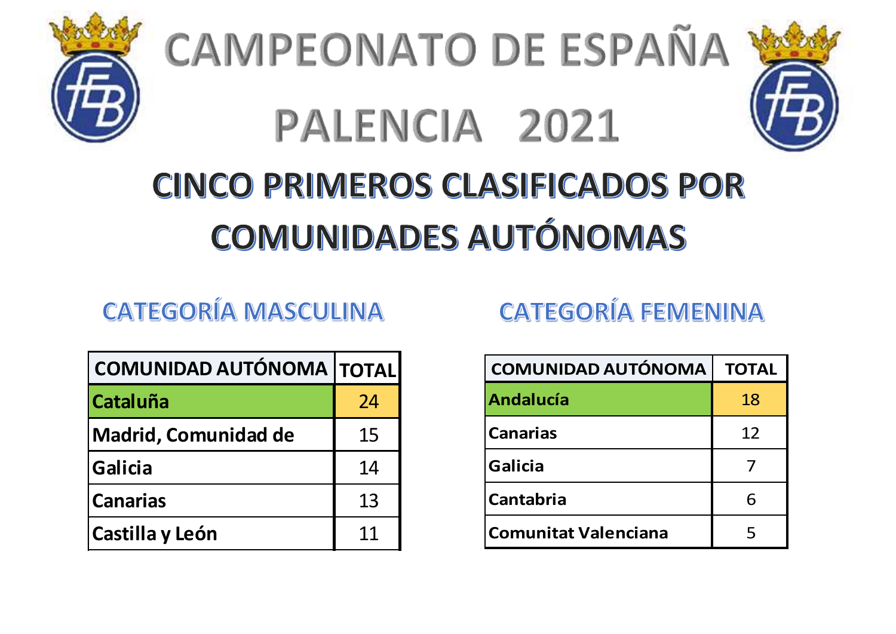# CAMPEONATO DE ESPAÑA

# PALENCIA 2021

## CINCO PRIMEROS CLASIFICADOS POR COMUNIDADES AUTÓNOMAS

### CATEGORÍA MASCULINA

| COMUNIDAD AUTÓNOMA | TOTAL |
|---|---|
| **Cataluña** | 24 |
| **Madrid, Comunidad de** | 15 |
| **Galicia** | 14 |
| **Canarias** | 13 |
| **Castilla y León** | 11 |

### CATEGORÍA FEMENINA

| COMUNIDAD AUTÓNOMA | TOTAL |
|---|---|
| **Andalucía** | 18 |
| **Canarias** | 12 |
| **Galicia** | 7 |
| **Cantabria** | 6 |
| **Comunitat Valenciana** | 5 |